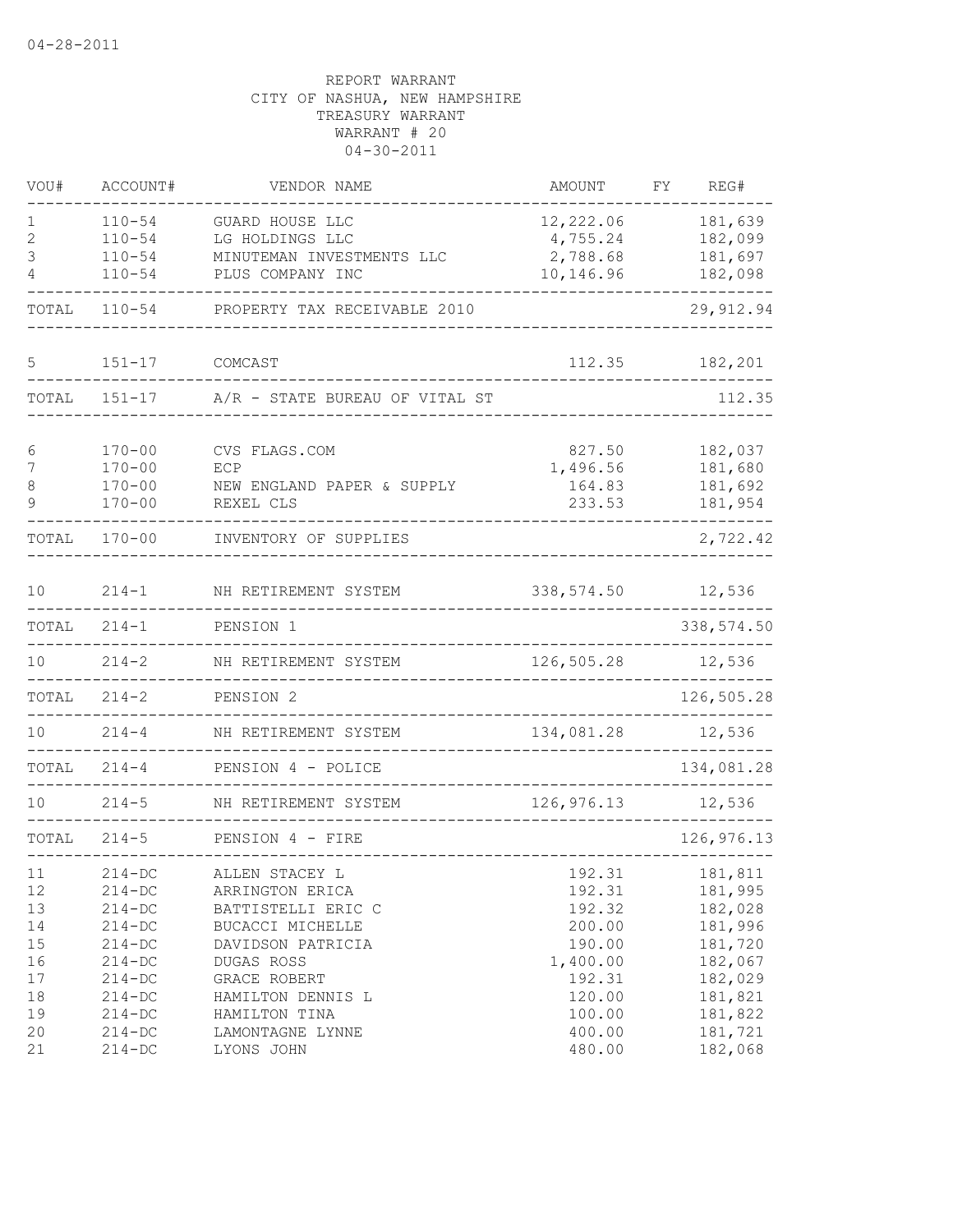04-28-2011

REPORT WARRANT
CITY OF NASHUA, NEW HAMPSHIRE
TREASURY WARRANT
WARRANT # 20
04-30-2011

| VOU# | ACCOUNT# | VENDOR NAME | AMOUNT | FY | REG# |
|---|---|---|---|---|---|
| 1 | 110-54 | GUARD HOUSE LLC | 12,222.06 | | 181,639 |
| 2 | 110-54 | LG HOLDINGS LLC | 4,755.24 | | 182,099 |
| 3 | 110-54 | MINUTEMAN INVESTMENTS LLC | 2,788.68 | | 181,697 |
| 4 | 110-54 | PLUS COMPANY INC | 10,146.96 | | 182,098 |
| TOTAL | 110-54 | PROPERTY TAX RECEIVABLE 2010 | | | 29,912.94 |
| 5 | 151-17 | COMCAST | 112.35 | | 182,201 |
| TOTAL | 151-17 | A/R - STATE BUREAU OF VITAL ST | | | 112.35 |
| 6 | 170-00 | CVS FLAGS.COM | 827.50 | | 182,037 |
| 7 | 170-00 | ECP | 1,496.56 | | 181,680 |
| 8 | 170-00 | NEW ENGLAND PAPER & SUPPLY | 164.83 | | 181,692 |
| 9 | 170-00 | REXEL CLS | 233.53 | | 181,954 |
| TOTAL | 170-00 | INVENTORY OF SUPPLIES | | | 2,722.42 |
| 10 | 214-1 | NH RETIREMENT SYSTEM | 338,574.50 | | 12,536 |
| TOTAL | 214-1 | PENSION 1 | | | 338,574.50 |
| 10 | 214-2 | NH RETIREMENT SYSTEM | 126,505.28 | | 12,536 |
| TOTAL | 214-2 | PENSION 2 | | | 126,505.28 |
| 10 | 214-4 | NH RETIREMENT SYSTEM | 134,081.28 | | 12,536 |
| TOTAL | 214-4 | PENSION 4 - POLICE | | | 134,081.28 |
| 10 | 214-5 | NH RETIREMENT SYSTEM | 126,976.13 | | 12,536 |
| TOTAL | 214-5 | PENSION 4 - FIRE | | | 126,976.13 |
| 11 | 214-DC | ALLEN STACEY L | 192.31 | | 181,811 |
| 12 | 214-DC | ARRINGTON ERICA | 192.31 | | 181,995 |
| 13 | 214-DC | BATTISTELLI ERIC C | 192.32 | | 182,028 |
| 14 | 214-DC | BUCACCI MICHELLE | 200.00 | | 181,996 |
| 15 | 214-DC | DAVIDSON PATRICIA | 190.00 | | 181,720 |
| 16 | 214-DC | DUGAS ROSS | 1,400.00 | | 182,067 |
| 17 | 214-DC | GRACE ROBERT | 192.31 | | 182,029 |
| 18 | 214-DC | HAMILTON DENNIS L | 120.00 | | 181,821 |
| 19 | 214-DC | HAMILTON TINA | 100.00 | | 181,822 |
| 20 | 214-DC | LAMONTAGNE LYNNE | 400.00 | | 181,721 |
| 21 | 214-DC | LYONS JOHN | 480.00 | | 182,068 |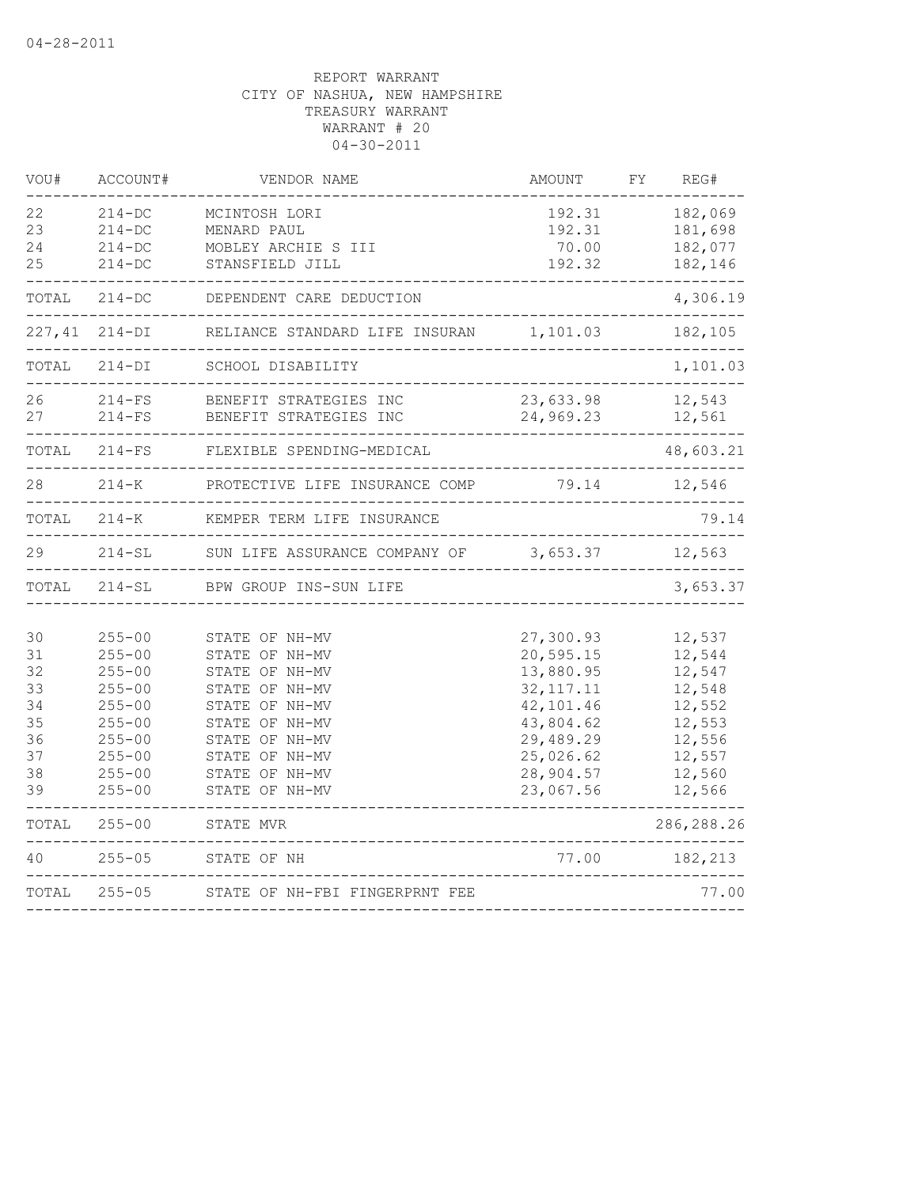04-28-2011

REPORT WARRANT
CITY OF NASHUA, NEW HAMPSHIRE
TREASURY WARRANT
WARRANT # 20
04-30-2011

| VOU# | ACCOUNT# | VENDOR NAME | AMOUNT | FY | REG# |
|---|---|---|---|---|---|
| 22 | 214-DC | MCINTOSH LORI | 192.31 | | 182,069 |
| 23 | 214-DC | MENARD PAUL | 192.31 | | 181,698 |
| 24 | 214-DC | MOBLEY ARCHIE S III | 70.00 | | 182,077 |
| 25 | 214-DC | STANSFIELD JILL | 192.32 | | 182,146 |
| TOTAL | 214-DC | DEPENDENT CARE DEDUCTION | | | 4,306.19 |
| 227,41 | 214-DI | RELIANCE STANDARD LIFE INSURAN | 1,101.03 | | 182,105 |
| TOTAL | 214-DI | SCHOOL DISABILITY | | | 1,101.03 |
| 26 | 214-FS | BENEFIT STRATEGIES INC | 23,633.98 | | 12,543 |
| 27 | 214-FS | BENEFIT STRATEGIES INC | 24,969.23 | | 12,561 |
| TOTAL | 214-FS | FLEXIBLE SPENDING-MEDICAL | | | 48,603.21 |
| 28 | 214-K | PROTECTIVE LIFE INSURANCE COMP | 79.14 | | 12,546 |
| TOTAL | 214-K | KEMPER TERM LIFE INSURANCE | | | 79.14 |
| 29 | 214-SL | SUN LIFE ASSURANCE COMPANY OF | 3,653.37 | | 12,563 |
| TOTAL | 214-SL | BPW GROUP INS-SUN LIFE | | | 3,653.37 |
| 30 | 255-00 | STATE OF NH-MV | 27,300.93 | | 12,537 |
| 31 | 255-00 | STATE OF NH-MV | 20,595.15 | | 12,544 |
| 32 | 255-00 | STATE OF NH-MV | 13,880.95 | | 12,547 |
| 33 | 255-00 | STATE OF NH-MV | 32,117.11 | | 12,548 |
| 34 | 255-00 | STATE OF NH-MV | 42,101.46 | | 12,552 |
| 35 | 255-00 | STATE OF NH-MV | 43,804.62 | | 12,553 |
| 36 | 255-00 | STATE OF NH-MV | 29,489.29 | | 12,556 |
| 37 | 255-00 | STATE OF NH-MV | 25,026.62 | | 12,557 |
| 38 | 255-00 | STATE OF NH-MV | 28,904.57 | | 12,560 |
| 39 | 255-00 | STATE OF NH-MV | 23,067.56 | | 12,566 |
| TOTAL | 255-00 | STATE MVR | | | 286,288.26 |
| 40 | 255-05 | STATE OF NH | 77.00 | | 182,213 |
| TOTAL | 255-05 | STATE OF NH-FBI FINGERPRNT FEE | | | 77.00 |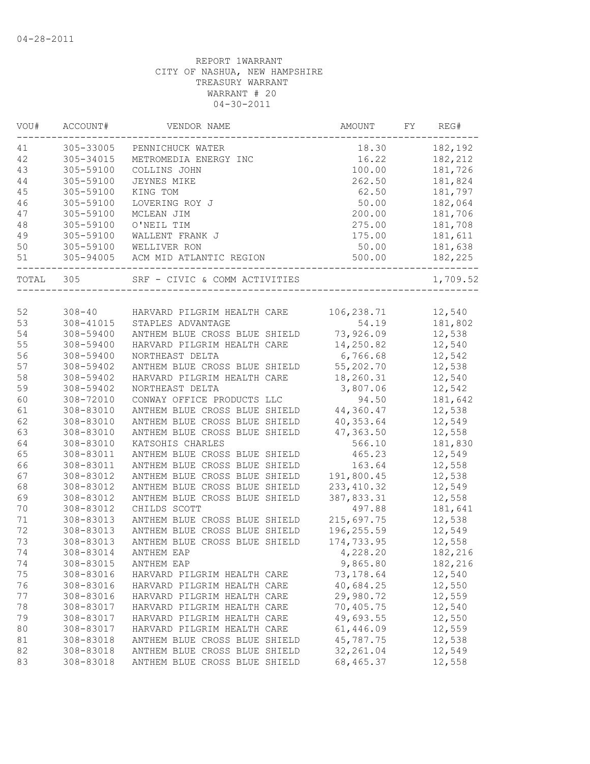04-28-2011

REPORT 1WARRANT
CITY OF NASHUA, NEW HAMPSHIRE
TREASURY WARRANT
WARRANT # 20
04-30-2011

| VOU# | ACCOUNT# | VENDOR NAME | AMOUNT | FY | REG# |
|---|---|---|---|---|---|
| 41 | 305-33005 | PENNICHUCK WATER | 18.30 | | 182,192 |
| 42 | 305-34015 | METROMEDIA ENERGY INC | 16.22 | | 182,212 |
| 43 | 305-59100 | COLLINS JOHN | 100.00 | | 181,726 |
| 44 | 305-59100 | JEYNES MIKE | 262.50 | | 181,824 |
| 45 | 305-59100 | KING TOM | 62.50 | | 181,797 |
| 46 | 305-59100 | LOVERING ROY J | 50.00 | | 182,064 |
| 47 | 305-59100 | MCLEAN JIM | 200.00 | | 181,706 |
| 48 | 305-59100 | O'NEIL TIM | 275.00 | | 181,708 |
| 49 | 305-59100 | WALLENT FRANK J | 175.00 | | 181,611 |
| 50 | 305-59100 | WELLIVER RON | 50.00 | | 181,638 |
| 51 | 305-94005 | ACM MID ATLANTIC REGION | 500.00 | | 182,225 |
| TOTAL | 305 | SRF - CIVIC & COMM ACTIVITIES | | | 1,709.52 |

| VOU# | ACCOUNT# | VENDOR NAME | AMOUNT | FY | REG# |
|---|---|---|---|---|---|
| 52 | 308-40 | HARVARD PILGRIM HEALTH CARE | 106,238.71 | | 12,540 |
| 53 | 308-41015 | STAPLES ADVANTAGE | 54.19 | | 181,802 |
| 54 | 308-59400 | ANTHEM BLUE CROSS BLUE SHIELD | 73,926.09 | | 12,538 |
| 55 | 308-59400 | HARVARD PILGRIM HEALTH CARE | 14,250.82 | | 12,540 |
| 56 | 308-59400 | NORTHEAST DELTA | 6,766.68 | | 12,542 |
| 57 | 308-59402 | ANTHEM BLUE CROSS BLUE SHIELD | 55,202.70 | | 12,538 |
| 58 | 308-59402 | HARVARD PILGRIM HEALTH CARE | 18,260.31 | | 12,540 |
| 59 | 308-59402 | NORTHEAST DELTA | 3,807.06 | | 12,542 |
| 60 | 308-72010 | CONWAY OFFICE PRODUCTS LLC | 94.50 | | 181,642 |
| 61 | 308-83010 | ANTHEM BLUE CROSS BLUE SHIELD | 44,360.47 | | 12,538 |
| 62 | 308-83010 | ANTHEM BLUE CROSS BLUE SHIELD | 40,353.64 | | 12,549 |
| 63 | 308-83010 | ANTHEM BLUE CROSS BLUE SHIELD | 47,363.50 | | 12,558 |
| 64 | 308-83010 | KATSOHIS CHARLES | 566.10 | | 181,830 |
| 65 | 308-83011 | ANTHEM BLUE CROSS BLUE SHIELD | 465.23 | | 12,549 |
| 66 | 308-83011 | ANTHEM BLUE CROSS BLUE SHIELD | 163.64 | | 12,558 |
| 67 | 308-83012 | ANTHEM BLUE CROSS BLUE SHIELD | 191,800.45 | | 12,538 |
| 68 | 308-83012 | ANTHEM BLUE CROSS BLUE SHIELD | 233,410.32 | | 12,549 |
| 69 | 308-83012 | ANTHEM BLUE CROSS BLUE SHIELD | 387,833.31 | | 12,558 |
| 70 | 308-83012 | CHILDS SCOTT | 497.88 | | 181,641 |
| 71 | 308-83013 | ANTHEM BLUE CROSS BLUE SHIELD | 215,697.75 | | 12,538 |
| 72 | 308-83013 | ANTHEM BLUE CROSS BLUE SHIELD | 196,255.59 | | 12,549 |
| 73 | 308-83013 | ANTHEM BLUE CROSS BLUE SHIELD | 174,733.95 | | 12,558 |
| 74 | 308-83014 | ANTHEM EAP | 4,228.20 | | 182,216 |
| 74 | 308-83015 | ANTHEM EAP | 9,865.80 | | 182,216 |
| 75 | 308-83016 | HARVARD PILGRIM HEALTH CARE | 73,178.64 | | 12,540 |
| 76 | 308-83016 | HARVARD PILGRIM HEALTH CARE | 40,684.25 | | 12,550 |
| 77 | 308-83016 | HARVARD PILGRIM HEALTH CARE | 29,980.72 | | 12,559 |
| 78 | 308-83017 | HARVARD PILGRIM HEALTH CARE | 70,405.75 | | 12,540 |
| 79 | 308-83017 | HARVARD PILGRIM HEALTH CARE | 49,693.55 | | 12,550 |
| 80 | 308-83017 | HARVARD PILGRIM HEALTH CARE | 61,446.09 | | 12,559 |
| 81 | 308-83018 | ANTHEM BLUE CROSS BLUE SHIELD | 45,787.75 | | 12,538 |
| 82 | 308-83018 | ANTHEM BLUE CROSS BLUE SHIELD | 32,261.04 | | 12,549 |
| 83 | 308-83018 | ANTHEM BLUE CROSS BLUE SHIELD | 68,465.37 | | 12,558 |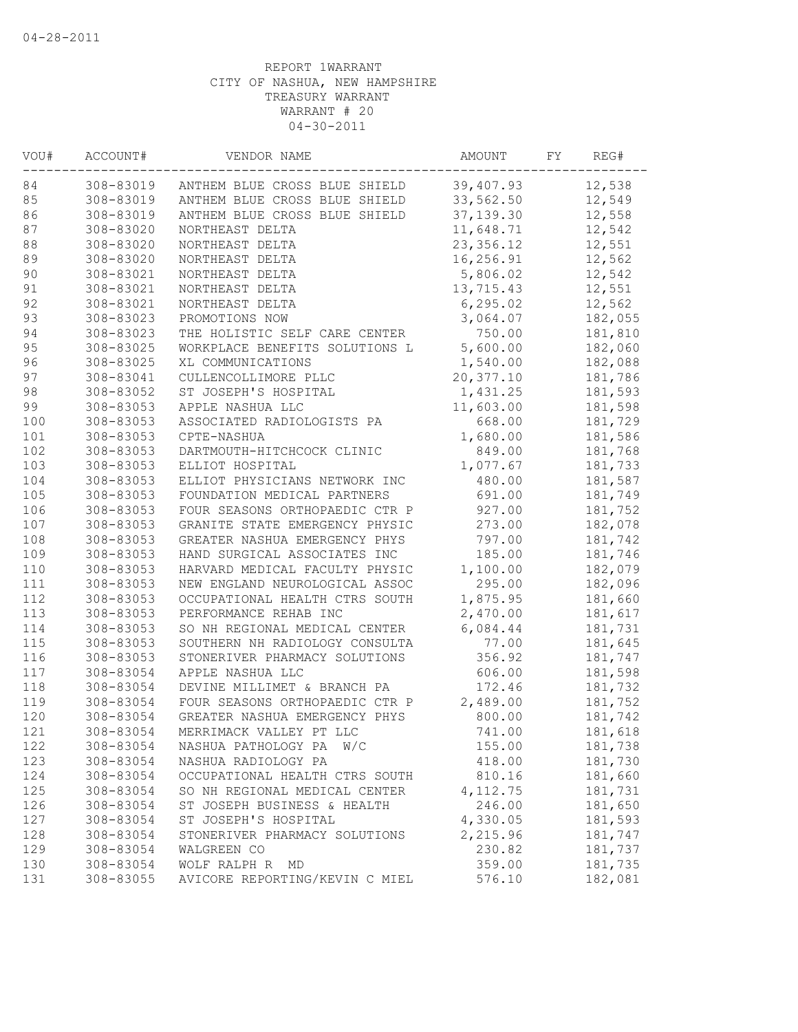04-28-2011

REPORT 1WARRANT
CITY OF NASHUA, NEW HAMPSHIRE
TREASURY WARRANT
WARRANT # 20
04-30-2011

| VOU# | ACCOUNT# | VENDOR NAME | AMOUNT | FY | REG# |
|---|---|---|---|---|---|
| 84 | 308-83019 | ANTHEM BLUE CROSS BLUE SHIELD | 39,407.93 | | 12,538 |
| 85 | 308-83019 | ANTHEM BLUE CROSS BLUE SHIELD | 33,562.50 | | 12,549 |
| 86 | 308-83019 | ANTHEM BLUE CROSS BLUE SHIELD | 37,139.30 | | 12,558 |
| 87 | 308-83020 | NORTHEAST DELTA | 11,648.71 | | 12,542 |
| 88 | 308-83020 | NORTHEAST DELTA | 23,356.12 | | 12,551 |
| 89 | 308-83020 | NORTHEAST DELTA | 16,256.91 | | 12,562 |
| 90 | 308-83021 | NORTHEAST DELTA | 5,806.02 | | 12,542 |
| 91 | 308-83021 | NORTHEAST DELTA | 13,715.43 | | 12,551 |
| 92 | 308-83021 | NORTHEAST DELTA | 6,295.02 | | 12,562 |
| 93 | 308-83023 | PROMOTIONS NOW | 3,064.07 | | 182,055 |
| 94 | 308-83023 | THE HOLISTIC SELF CARE CENTER | 750.00 | | 181,810 |
| 95 | 308-83025 | WORKPLACE BENEFITS SOLUTIONS L | 5,600.00 | | 182,060 |
| 96 | 308-83025 | XL COMMUNICATIONS | 1,540.00 | | 182,088 |
| 97 | 308-83041 | CULLENCOLLIMORE PLLC | 20,377.10 | | 181,786 |
| 98 | 308-83052 | ST JOSEPH'S HOSPITAL | 1,431.25 | | 181,593 |
| 99 | 308-83053 | APPLE NASHUA LLC | 11,603.00 | | 181,598 |
| 100 | 308-83053 | ASSOCIATED RADIOLOGISTS PA | 668.00 | | 181,729 |
| 101 | 308-83053 | CPTE-NASHUA | 1,680.00 | | 181,586 |
| 102 | 308-83053 | DARTMOUTH-HITCHCOCK CLINIC | 849.00 | | 181,768 |
| 103 | 308-83053 | ELLIOT HOSPITAL | 1,077.67 | | 181,733 |
| 104 | 308-83053 | ELLIOT PHYSICIANS NETWORK INC | 480.00 | | 181,587 |
| 105 | 308-83053 | FOUNDATION MEDICAL PARTNERS | 691.00 | | 181,749 |
| 106 | 308-83053 | FOUR SEASONS ORTHOPAEDIC CTR P | 927.00 | | 181,752 |
| 107 | 308-83053 | GRANITE STATE EMERGENCY PHYSIC | 273.00 | | 182,078 |
| 108 | 308-83053 | GREATER NASHUA EMERGENCY PHYS | 797.00 | | 181,742 |
| 109 | 308-83053 | HAND SURGICAL ASSOCIATES INC | 185.00 | | 181,746 |
| 110 | 308-83053 | HARVARD MEDICAL FACULTY PHYSIC | 1,100.00 | | 182,079 |
| 111 | 308-83053 | NEW ENGLAND NEUROLOGICAL ASSOC | 295.00 | | 182,096 |
| 112 | 308-83053 | OCCUPATIONAL HEALTH CTRS SOUTH | 1,875.95 | | 181,660 |
| 113 | 308-83053 | PERFORMANCE REHAB INC | 2,470.00 | | 181,617 |
| 114 | 308-83053 | SO NH REGIONAL MEDICAL CENTER | 6,084.44 | | 181,731 |
| 115 | 308-83053 | SOUTHERN NH RADIOLOGY CONSULTA | 77.00 | | 181,645 |
| 116 | 308-83053 | STONERIVER PHARMACY SOLUTIONS | 356.92 | | 181,747 |
| 117 | 308-83054 | APPLE NASHUA LLC | 606.00 | | 181,598 |
| 118 | 308-83054 | DEVINE MILLIMET & BRANCH PA | 172.46 | | 181,732 |
| 119 | 308-83054 | FOUR SEASONS ORTHOPAEDIC CTR P | 2,489.00 | | 181,752 |
| 120 | 308-83054 | GREATER NASHUA EMERGENCY PHYS | 800.00 | | 181,742 |
| 121 | 308-83054 | MERRIMACK VALLEY PT LLC | 741.00 | | 181,618 |
| 122 | 308-83054 | NASHUA PATHOLOGY PA W/C | 155.00 | | 181,738 |
| 123 | 308-83054 | NASHUA RADIOLOGY PA | 418.00 | | 181,730 |
| 124 | 308-83054 | OCCUPATIONAL HEALTH CTRS SOUTH | 810.16 | | 181,660 |
| 125 | 308-83054 | SO NH REGIONAL MEDICAL CENTER | 4,112.75 | | 181,731 |
| 126 | 308-83054 | ST JOSEPH BUSINESS & HEALTH | 246.00 | | 181,650 |
| 127 | 308-83054 | ST JOSEPH'S HOSPITAL | 4,330.05 | | 181,593 |
| 128 | 308-83054 | STONERIVER PHARMACY SOLUTIONS | 2,215.96 | | 181,747 |
| 129 | 308-83054 | WALGREEN CO | 230.82 | | 181,737 |
| 130 | 308-83054 | WOLF RALPH R MD | 359.00 | | 181,735 |
| 131 | 308-83055 | AVICORE REPORTING/KEVIN C MIEL | 576.10 | | 182,081 |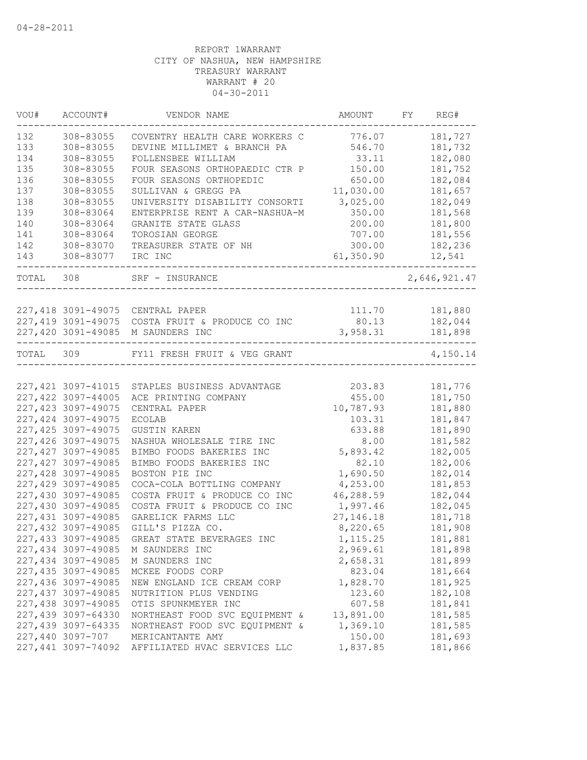04-28-2011

REPORT 1WARRANT
CITY OF NASHUA, NEW HAMPSHIRE
TREASURY WARRANT
WARRANT # 20
04-30-2011

| VOU# | ACCOUNT# | VENDOR NAME | AMOUNT | FY | REG# |
|---|---|---|---|---|---|
| 132 | 308-83055 | COVENTRY HEALTH CARE WORKERS C | 776.07 | | 181,727 |
| 133 | 308-83055 | DEVINE MILLIMET & BRANCH PA | 546.70 | | 181,732 |
| 134 | 308-83055 | FOLLENSBEE WILLIAM | 33.11 | | 182,080 |
| 135 | 308-83055 | FOUR SEASONS ORTHOPAEDIC CTR P | 150.00 | | 181,752 |
| 136 | 308-83055 | FOUR SEASONS ORTHOPEDIC | 650.00 | | 182,084 |
| 137 | 308-83055 | SULLIVAN & GREGG PA | 11,030.00 | | 181,657 |
| 138 | 308-83055 | UNIVERSITY DISABILITY CONSORTI | 3,025.00 | | 182,049 |
| 139 | 308-83064 | ENTERPRISE RENT A CAR-NASHUA-M | 350.00 | | 181,568 |
| 140 | 308-83064 | GRANITE STATE GLASS | 200.00 | | 181,800 |
| 141 | 308-83064 | TOROSIAN GEORGE | 707.00 | | 181,556 |
| 142 | 308-83070 | TREASURER STATE OF NH | 300.00 | | 182,236 |
| 143 | 308-83077 | IRC INC | 61,350.90 | | 12,541 |
| TOTAL | 308 | SRF - INSURANCE | | | 2,646,921.47 |
| 227,418 | 3091-49075 | CENTRAL PAPER | 111.70 | | 181,880 |
| 227,419 | 3091-49075 | COSTA FRUIT & PRODUCE CO INC | 80.13 | | 182,044 |
| 227,420 | 3091-49085 | M SAUNDERS INC | 3,958.31 | | 181,898 |
| TOTAL | 309 | FY11 FRESH FRUIT & VEG GRANT | | | 4,150.14 |
| 227,421 | 3097-41015 | STAPLES BUSINESS ADVANTAGE | 203.83 | | 181,776 |
| 227,422 | 3097-44005 | ACE PRINTING COMPANY | 455.00 | | 181,750 |
| 227,423 | 3097-49075 | CENTRAL PAPER | 10,787.93 | | 181,880 |
| 227,424 | 3097-49075 | ECOLAB | 103.31 | | 181,847 |
| 227,425 | 3097-49075 | GUSTIN KAREN | 633.88 | | 181,890 |
| 227,426 | 3097-49075 | NASHUA WHOLESALE TIRE INC | 8.00 | | 181,582 |
| 227,427 | 3097-49085 | BIMBO FOODS BAKERIES INC | 5,893.42 | | 182,005 |
| 227,427 | 3097-49085 | BIMBO FOODS BAKERIES INC | 82.10 | | 182,006 |
| 227,428 | 3097-49085 | BOSTON PIE INC | 1,690.50 | | 182,014 |
| 227,429 | 3097-49085 | COCA-COLA BOTTLING COMPANY | 4,253.00 | | 181,853 |
| 227,430 | 3097-49085 | COSTA FRUIT & PRODUCE CO INC | 46,288.59 | | 182,044 |
| 227,430 | 3097-49085 | COSTA FRUIT & PRODUCE CO INC | 1,997.46 | | 182,045 |
| 227,431 | 3097-49085 | GARELICK FARMS LLC | 27,146.18 | | 181,718 |
| 227,432 | 3097-49085 | GILL'S PIZZA CO. | 8,220.65 | | 181,908 |
| 227,433 | 3097-49085 | GREAT STATE BEVERAGES INC | 1,115.25 | | 181,881 |
| 227,434 | 3097-49085 | M SAUNDERS INC | 2,969.61 | | 181,898 |
| 227,434 | 3097-49085 | M SAUNDERS INC | 2,658.31 | | 181,899 |
| 227,435 | 3097-49085 | MCKEE FOODS CORP | 823.04 | | 181,664 |
| 227,436 | 3097-49085 | NEW ENGLAND ICE CREAM CORP | 1,828.70 | | 181,925 |
| 227,437 | 3097-49085 | NUTRITION PLUS VENDING | 123.60 | | 182,108 |
| 227,438 | 3097-49085 | OTIS SPUNKMEYER INC | 607.58 | | 181,841 |
| 227,439 | 3097-64330 | NORTHEAST FOOD SVC EQUIPMENT & | 13,891.00 | | 181,585 |
| 227,439 | 3097-64335 | NORTHEAST FOOD SVC EQUIPMENT & | 1,369.10 | | 181,585 |
| 227,440 | 3097-707 | MERICANTANTE AMY | 150.00 | | 181,693 |
| 227,441 | 3097-74092 | AFFILIATED HVAC SERVICES LLC | 1,837.85 | | 181,866 |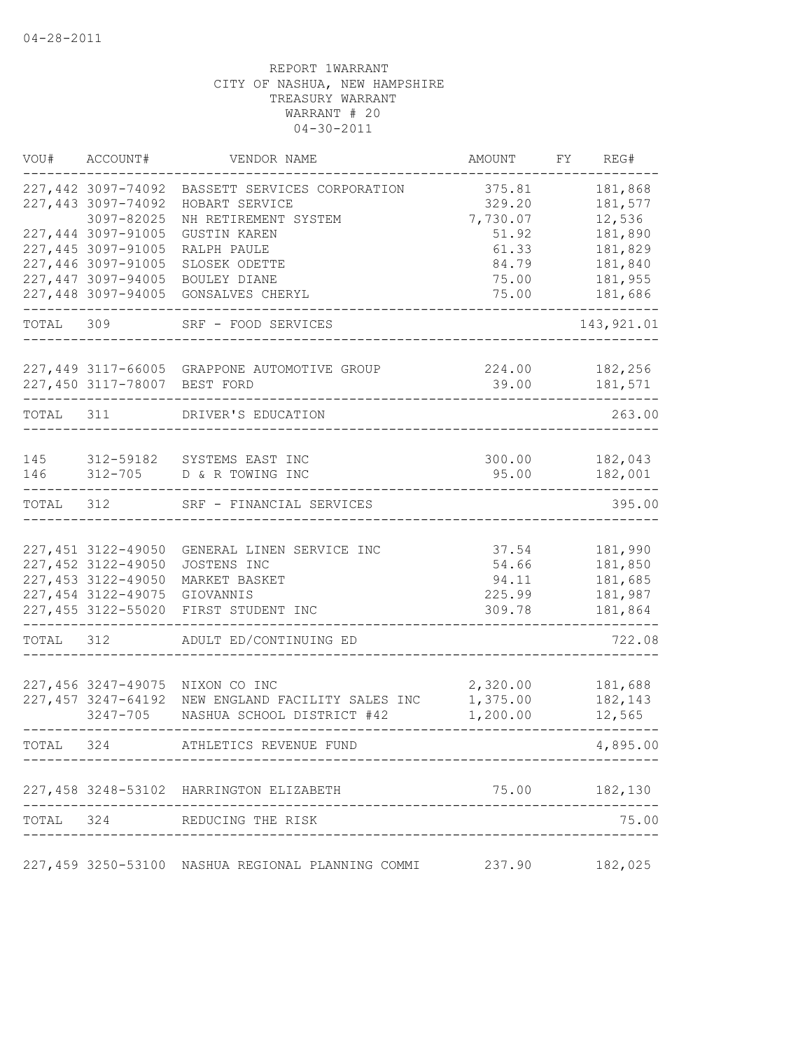04-28-2011

REPORT 1WARRANT
CITY OF NASHUA, NEW HAMPSHIRE
TREASURY WARRANT
WARRANT # 20
04-30-2011

| VOU# | ACCOUNT# | VENDOR NAME | AMOUNT | FY | REG# |
|---|---|---|---|---|---|
| 227,442 | 3097-74092 | BASSETT SERVICES CORPORATION | 375.81 | | 181,868 |
| 227,443 | 3097-74092 | HOBART SERVICE | 329.20 | | 181,577 |
| | 3097-82025 | NH RETIREMENT SYSTEM | 7,730.07 | | 12,536 |
| 227,444 | 3097-91005 | GUSTIN KAREN | 51.92 | | 181,890 |
| 227,445 | 3097-91005 | RALPH PAULE | 61.33 | | 181,829 |
| 227,446 | 3097-91005 | SLOSEK ODETTE | 84.79 | | 181,840 |
| 227,447 | 3097-94005 | BOULEY DIANE | 75.00 | | 181,955 |
| 227,448 | 3097-94005 | GONSALVES CHERYL | 75.00 | | 181,686 |
| TOTAL | 309 | SRF - FOOD SERVICES | | | 143,921.01 |
| 227,449 | 3117-66005 | GRAPPONE AUTOMOTIVE GROUP | 224.00 | | 182,256 |
| 227,450 | 3117-78007 | BEST FORD | 39.00 | | 181,571 |
| TOTAL | 311 | DRIVER'S EDUCATION | | | 263.00 |
| 145 | 312-59182 | SYSTEMS EAST INC | 300.00 | | 182,043 |
| 146 | 312-705 | D & R TOWING INC | 95.00 | | 182,001 |
| TOTAL | 312 | SRF - FINANCIAL SERVICES | | | 395.00 |
| 227,451 | 3122-49050 | GENERAL LINEN SERVICE INC | 37.54 | | 181,990 |
| 227,452 | 3122-49050 | JOSTENS INC | 54.66 | | 181,850 |
| 227,453 | 3122-49050 | MARKET BASKET | 94.11 | | 181,685 |
| 227,454 | 3122-49075 | GIOVANNIS | 225.99 | | 181,987 |
| 227,455 | 3122-55020 | FIRST STUDENT INC | 309.78 | | 181,864 |
| TOTAL | 312 | ADULT ED/CONTINUING ED | | | 722.08 |
| 227,456 | 3247-49075 | NIXON CO INC | 2,320.00 | | 181,688 |
| 227,457 | 3247-64192 | NEW ENGLAND FACILITY SALES INC | 1,375.00 | | 182,143 |
| | 3247-705 | NASHUA SCHOOL DISTRICT #42 | 1,200.00 | | 12,565 |
| TOTAL | 324 | ATHLETICS REVENUE FUND | | | 4,895.00 |
| 227,458 | 3248-53102 | HARRINGTON ELIZABETH | 75.00 | | 182,130 |
| TOTAL | 324 | REDUCING THE RISK | | | 75.00 |
| 227,459 | 3250-53100 | NASHUA REGIONAL PLANNING COMMI | 237.90 | | 182,025 |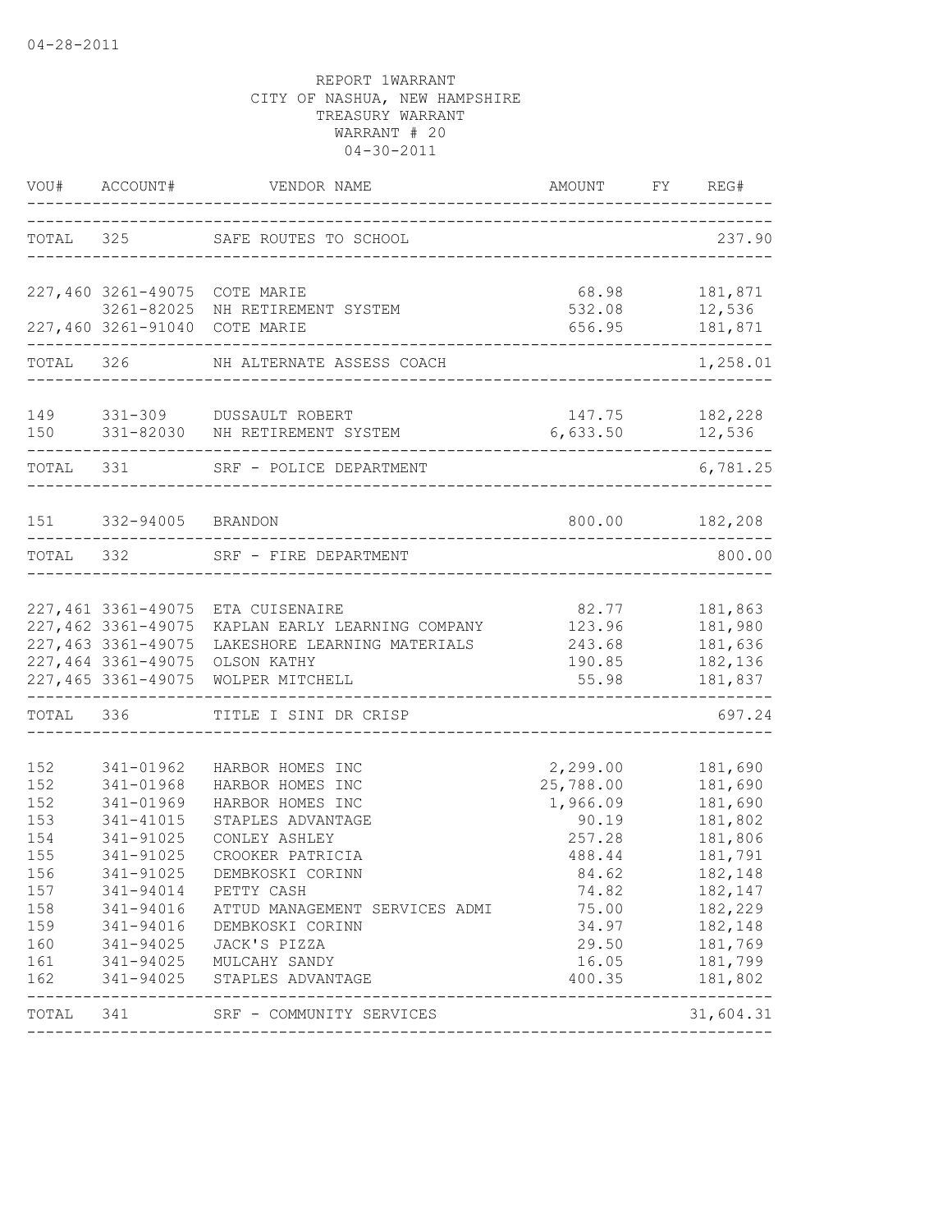04-28-2011

REPORT 1WARRANT
CITY OF NASHUA, NEW HAMPSHIRE
TREASURY WARRANT
WARRANT # 20
04-30-2011

| VOU# | ACCOUNT# | VENDOR NAME | AMOUNT | FY | REG# |
|---|---|---|---|---|---|
| TOTAL | 325 | SAFE ROUTES TO SCHOOL | | | 237.90 |
| 227,460 | 3261-49075 | COTE MARIE | 68.98 | | 181,871 |
| | 3261-82025 | NH RETIREMENT SYSTEM | 532.08 | | 12,536 |
| 227,460 | 3261-91040 | COTE MARIE | 656.95 | | 181,871 |
| TOTAL | 326 | NH ALTERNATE ASSESS COACH | | | 1,258.01 |
| 149 | 331-309 | DUSSAULT ROBERT | 147.75 | | 182,228 |
| 150 | 331-82030 | NH RETIREMENT SYSTEM | 6,633.50 | | 12,536 |
| TOTAL | 331 | SRF - POLICE DEPARTMENT | | | 6,781.25 |
| 151 | 332-94005 | BRANDON | 800.00 | | 182,208 |
| TOTAL | 332 | SRF - FIRE DEPARTMENT | | | 800.00 |
| 227,461 | 3361-49075 | ETA CUISENAIRE | 82.77 | | 181,863 |
| 227,462 | 3361-49075 | KAPLAN EARLY LEARNING COMPANY | 123.96 | | 181,980 |
| 227,463 | 3361-49075 | LAKESHORE LEARNING MATERIALS | 243.68 | | 181,636 |
| 227,464 | 3361-49075 | OLSON KATHY | 190.85 | | 182,136 |
| 227,465 | 3361-49075 | WOLPER MITCHELL | 55.98 | | 181,837 |
| TOTAL | 336 | TITLE I SINI DR CRISP | | | 697.24 |
| 152 | 341-01962 | HARBOR HOMES INC | 2,299.00 | | 181,690 |
| 152 | 341-01968 | HARBOR HOMES INC | 25,788.00 | | 181,690 |
| 152 | 341-01969 | HARBOR HOMES INC | 1,966.09 | | 181,690 |
| 153 | 341-41015 | STAPLES ADVANTAGE | 90.19 | | 181,802 |
| 154 | 341-91025 | CONLEY ASHLEY | 257.28 | | 181,806 |
| 155 | 341-91025 | CROOKER PATRICIA | 488.44 | | 181,791 |
| 156 | 341-91025 | DEMBKOSKI CORINN | 84.62 | | 182,148 |
| 157 | 341-94014 | PETTY CASH | 74.82 | | 182,147 |
| 158 | 341-94016 | ATTUD MANAGEMENT SERVICES ADMI | 75.00 | | 182,229 |
| 159 | 341-94016 | DEMBKOSKI CORINN | 34.97 | | 182,148 |
| 160 | 341-94025 | JACK'S PIZZA | 29.50 | | 181,769 |
| 161 | 341-94025 | MULCAHY SANDY | 16.05 | | 181,799 |
| 162 | 341-94025 | STAPLES ADVANTAGE | 400.35 | | 181,802 |
| TOTAL | 341 | SRF - COMMUNITY SERVICES | | | 31,604.31 |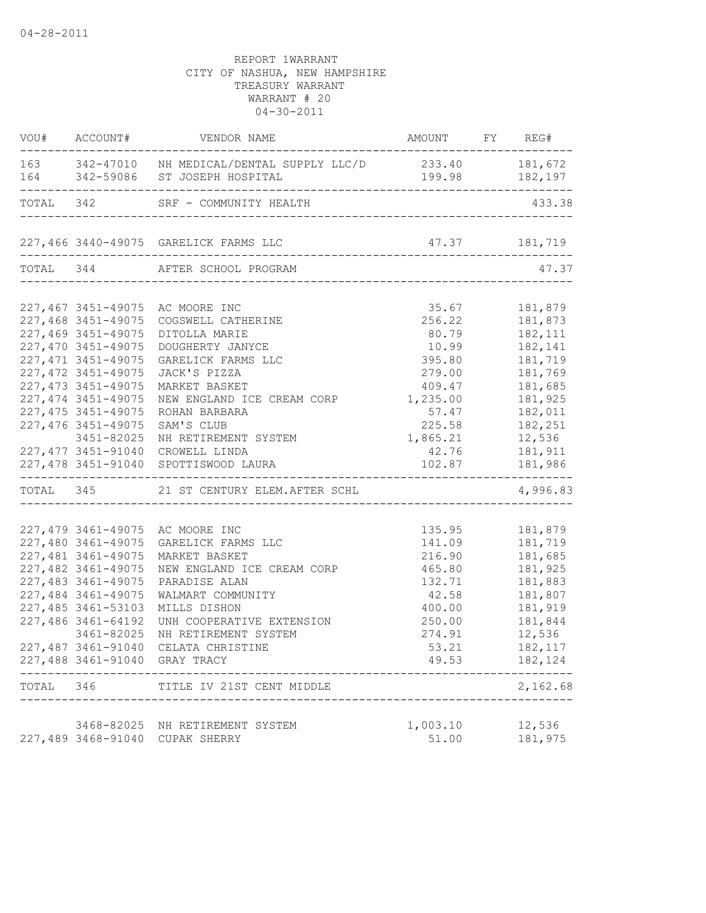04-28-2011

REPORT 1WARRANT
CITY OF NASHUA, NEW HAMPSHIRE
TREASURY WARRANT
WARRANT # 20
04-30-2011

| VOU# | ACCOUNT# | VENDOR NAME | AMOUNT | FY | REG# |
|---|---|---|---|---|---|
| 163 | 342-47010 | NH MEDICAL/DENTAL SUPPLY LLC/D | 233.40 | | 181,672 |
| 164 | 342-59086 | ST JOSEPH HOSPITAL | 199.98 | | 182,197 |
| TOTAL | 342 | SRF - COMMUNITY HEALTH | | | 433.38 |
| 227,466 | 3440-49075 | GARELICK FARMS LLC | 47.37 | | 181,719 |
| TOTAL | 344 | AFTER SCHOOL PROGRAM | | | 47.37 |
| 227,467 | 3451-49075 | AC MOORE INC | 35.67 | | 181,879 |
| 227,468 | 3451-49075 | COGSWELL CATHERINE | 256.22 | | 181,873 |
| 227,469 | 3451-49075 | DITOLLA MARIE | 80.79 | | 182,111 |
| 227,470 | 3451-49075 | DOUGHERTY JANYCE | 10.99 | | 182,141 |
| 227,471 | 3451-49075 | GARELICK FARMS LLC | 395.80 | | 181,719 |
| 227,472 | 3451-49075 | JACK'S PIZZA | 279.00 | | 181,769 |
| 227,473 | 3451-49075 | MARKET BASKET | 409.47 | | 181,685 |
| 227,474 | 3451-49075 | NEW ENGLAND ICE CREAM CORP | 1,235.00 | | 181,925 |
| 227,475 | 3451-49075 | ROHAN BARBARA | 57.47 | | 182,011 |
| 227,476 | 3451-49075 | SAM'S CLUB | 225.58 | | 182,251 |
| | 3451-82025 | NH RETIREMENT SYSTEM | 1,865.21 | | 12,536 |
| 227,477 | 3451-91040 | CROWELL LINDA | 42.76 | | 181,911 |
| 227,478 | 3451-91040 | SPOTTISWOOD LAURA | 102.87 | | 181,986 |
| TOTAL | 345 | 21 ST CENTURY ELEM.AFTER SCHL | | | 4,996.83 |
| 227,479 | 3461-49075 | AC MOORE INC | 135.95 | | 181,879 |
| 227,480 | 3461-49075 | GARELICK FARMS LLC | 141.09 | | 181,719 |
| 227,481 | 3461-49075 | MARKET BASKET | 216.90 | | 181,685 |
| 227,482 | 3461-49075 | NEW ENGLAND ICE CREAM CORP | 465.80 | | 181,925 |
| 227,483 | 3461-49075 | PARADISE ALAN | 132.71 | | 181,883 |
| 227,484 | 3461-49075 | WALMART COMMUNITY | 42.58 | | 181,807 |
| 227,485 | 3461-53103 | MILLS DISHON | 400.00 | | 181,919 |
| 227,486 | 3461-64192 | UNH COOPERATIVE EXTENSION | 250.00 | | 181,844 |
| | 3461-82025 | NH RETIREMENT SYSTEM | 274.91 | | 12,536 |
| 227,487 | 3461-91040 | CELATA CHRISTINE | 53.21 | | 182,117 |
| 227,488 | 3461-91040 | GRAY TRACY | 49.53 | | 182,124 |
| TOTAL | 346 | TITLE IV 21ST CENT MIDDLE | | | 2,162.68 |
| | 3468-82025 | NH RETIREMENT SYSTEM | 1,003.10 | | 12,536 |
| 227,489 | 3468-91040 | CUPAK SHERRY | 51.00 | | 181,975 |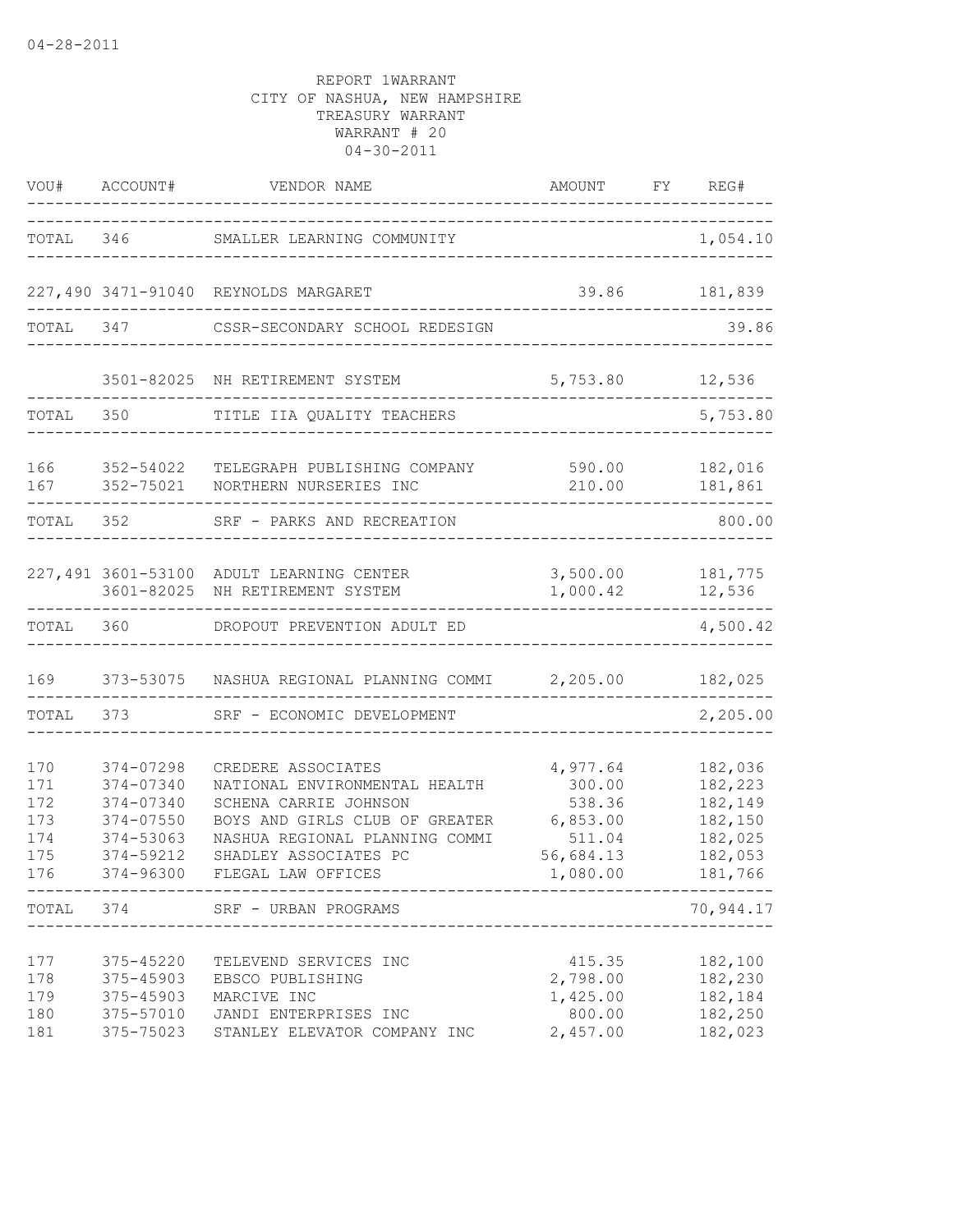04-28-2011

REPORT 1WARRANT
CITY OF NASHUA, NEW HAMPSHIRE
TREASURY WARRANT
WARRANT # 20
04-30-2011

| VOU# | ACCOUNT# | VENDOR NAME | AMOUNT | FY | REG# |
|---|---|---|---|---|---|
| TOTAL | 346 | SMALLER LEARNING COMMUNITY | | | 1,054.10 |
| 227,490 | 3471-91040 | REYNOLDS MARGARET | 39.86 | | 181,839 |
| TOTAL | 347 | CSSR-SECONDARY SCHOOL REDESIGN | | | 39.86 |
| | 3501-82025 | NH RETIREMENT SYSTEM | 5,753.80 | | 12,536 |
| TOTAL | 350 | TITLE IIA QUALITY TEACHERS | | | 5,753.80 |
| 166 | 352-54022 | TELEGRAPH PUBLISHING COMPANY | 590.00 | | 182,016 |
| 167 | 352-75021 | NORTHERN NURSERIES INC | 210.00 | | 181,861 |
| TOTAL | 352 | SRF - PARKS AND RECREATION | | | 800.00 |
| 227,491 | 3601-53100 | ADULT LEARNING CENTER | 3,500.00 | | 181,775 |
| | 3601-82025 | NH RETIREMENT SYSTEM | 1,000.42 | | 12,536 |
| TOTAL | 360 | DROPOUT PREVENTION ADULT ED | | | 4,500.42 |
| 169 | 373-53075 | NASHUA REGIONAL PLANNING COMMI | 2,205.00 | | 182,025 |
| TOTAL | 373 | SRF - ECONOMIC DEVELOPMENT | | | 2,205.00 |
| 170 | 374-07298 | CREDERE ASSOCIATES | 4,977.64 | | 182,036 |
| 171 | 374-07340 | NATIONAL ENVIRONMENTAL HEALTH | 300.00 | | 182,223 |
| 172 | 374-07340 | SCHENA CARRIE JOHNSON | 538.36 | | 182,149 |
| 173 | 374-07550 | BOYS AND GIRLS CLUB OF GREATER | 6,853.00 | | 182,150 |
| 174 | 374-53063 | NASHUA REGIONAL PLANNING COMMI | 511.04 | | 182,025 |
| 175 | 374-59212 | SHADLEY ASSOCIATES PC | 56,684.13 | | 182,053 |
| 176 | 374-96300 | FLEGAL LAW OFFICES | 1,080.00 | | 181,766 |
| TOTAL | 374 | SRF - URBAN PROGRAMS | | | 70,944.17 |
| 177 | 375-45220 | TELEVEND SERVICES INC | 415.35 | | 182,100 |
| 178 | 375-45903 | EBSCO PUBLISHING | 2,798.00 | | 182,230 |
| 179 | 375-45903 | MARCIVE INC | 1,425.00 | | 182,184 |
| 180 | 375-57010 | JANDI ENTERPRISES INC | 800.00 | | 182,250 |
| 181 | 375-75023 | STANLEY ELEVATOR COMPANY INC | 2,457.00 | | 182,023 |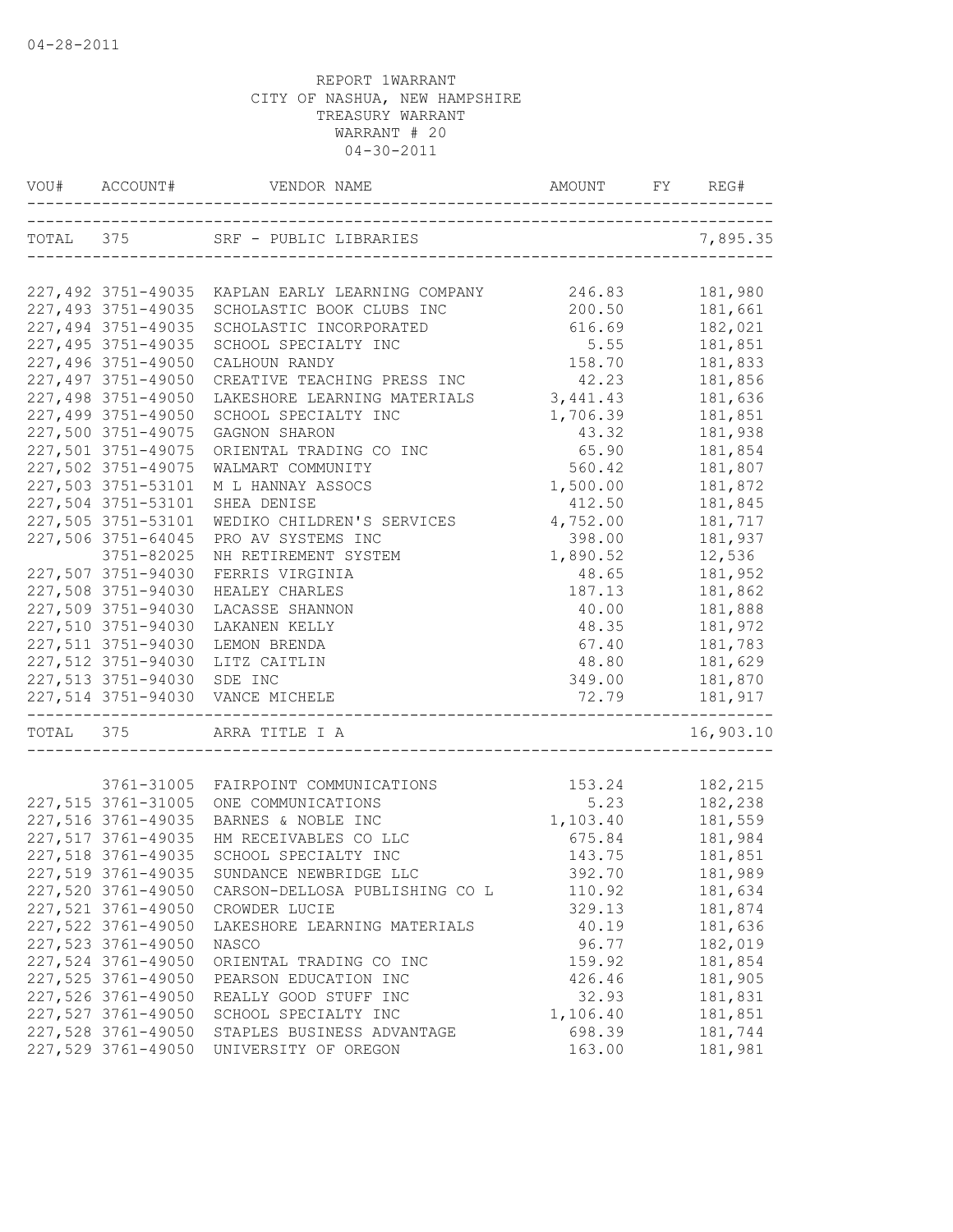04-28-2011

REPORT 1WARRANT
CITY OF NASHUA, NEW HAMPSHIRE
TREASURY WARRANT
WARRANT # 20
04-30-2011

| VOU# | ACCOUNT# | VENDOR NAME | AMOUNT | FY | REG# |
|---|---|---|---|---|---|
| TOTAL | 375 | SRF - PUBLIC LIBRARIES | | | 7,895.35 |
| 227,492 | 3751-49035 | KAPLAN EARLY LEARNING COMPANY | 246.83 | | 181,980 |
| 227,493 | 3751-49035 | SCHOLASTIC BOOK CLUBS INC | 200.50 | | 181,661 |
| 227,494 | 3751-49035 | SCHOLASTIC INCORPORATED | 616.69 | | 182,021 |
| 227,495 | 3751-49035 | SCHOOL SPECIALTY INC | 5.55 | | 181,851 |
| 227,496 | 3751-49050 | CALHOUN RANDY | 158.70 | | 181,833 |
| 227,497 | 3751-49050 | CREATIVE TEACHING PRESS INC | 42.23 | | 181,856 |
| 227,498 | 3751-49050 | LAKESHORE LEARNING MATERIALS | 3,441.43 | | 181,636 |
| 227,499 | 3751-49050 | SCHOOL SPECIALTY INC | 1,706.39 | | 181,851 |
| 227,500 | 3751-49075 | GAGNON SHARON | 43.32 | | 181,938 |
| 227,501 | 3751-49075 | ORIENTAL TRADING CO INC | 65.90 | | 181,854 |
| 227,502 | 3751-49075 | WALMART COMMUNITY | 560.42 | | 181,807 |
| 227,503 | 3751-53101 | M L HANNAY ASSOCS | 1,500.00 | | 181,872 |
| 227,504 | 3751-53101 | SHEA DENISE | 412.50 | | 181,845 |
| 227,505 | 3751-53101 | WEDIKO CHILDREN'S SERVICES | 4,752.00 | | 181,717 |
| 227,506 | 3751-64045 | PRO AV SYSTEMS INC | 398.00 | | 181,937 |
| | 3751-82025 | NH RETIREMENT SYSTEM | 1,890.52 | | 12,536 |
| 227,507 | 3751-94030 | FERRIS VIRGINIA | 48.65 | | 181,952 |
| 227,508 | 3751-94030 | HEALEY CHARLES | 187.13 | | 181,862 |
| 227,509 | 3751-94030 | LACASSE SHANNON | 40.00 | | 181,888 |
| 227,510 | 3751-94030 | LAKANEN KELLY | 48.35 | | 181,972 |
| 227,511 | 3751-94030 | LEMON BRENDA | 67.40 | | 181,783 |
| 227,512 | 3751-94030 | LITZ CAITLIN | 48.80 | | 181,629 |
| 227,513 | 3751-94030 | SDE INC | 349.00 | | 181,870 |
| 227,514 | 3751-94030 | VANCE MICHELE | 72.79 | | 181,917 |
| TOTAL | 375 | ARRA TITLE I A | | | 16,903.10 |
| | 3761-31005 | FAIRPOINT COMMUNICATIONS | 153.24 | | 182,215 |
| 227,515 | 3761-31005 | ONE COMMUNICATIONS | 5.23 | | 182,238 |
| 227,516 | 3761-49035 | BARNES & NOBLE INC | 1,103.40 | | 181,559 |
| 227,517 | 3761-49035 | HM RECEIVABLES CO LLC | 675.84 | | 181,984 |
| 227,518 | 3761-49035 | SCHOOL SPECIALTY INC | 143.75 | | 181,851 |
| 227,519 | 3761-49035 | SUNDANCE NEWBRIDGE LLC | 392.70 | | 181,989 |
| 227,520 | 3761-49050 | CARSON-DELLOSA PUBLISHING CO L | 110.92 | | 181,634 |
| 227,521 | 3761-49050 | CROWDER LUCIE | 329.13 | | 181,874 |
| 227,522 | 3761-49050 | LAKESHORE LEARNING MATERIALS | 40.19 | | 181,636 |
| 227,523 | 3761-49050 | NASCO | 96.77 | | 182,019 |
| 227,524 | 3761-49050 | ORIENTAL TRADING CO INC | 159.92 | | 181,854 |
| 227,525 | 3761-49050 | PEARSON EDUCATION INC | 426.46 | | 181,905 |
| 227,526 | 3761-49050 | REALLY GOOD STUFF INC | 32.93 | | 181,831 |
| 227,527 | 3761-49050 | SCHOOL SPECIALTY INC | 1,106.40 | | 181,851 |
| 227,528 | 3761-49050 | STAPLES BUSINESS ADVANTAGE | 698.39 | | 181,744 |
| 227,529 | 3761-49050 | UNIVERSITY OF OREGON | 163.00 | | 181,981 |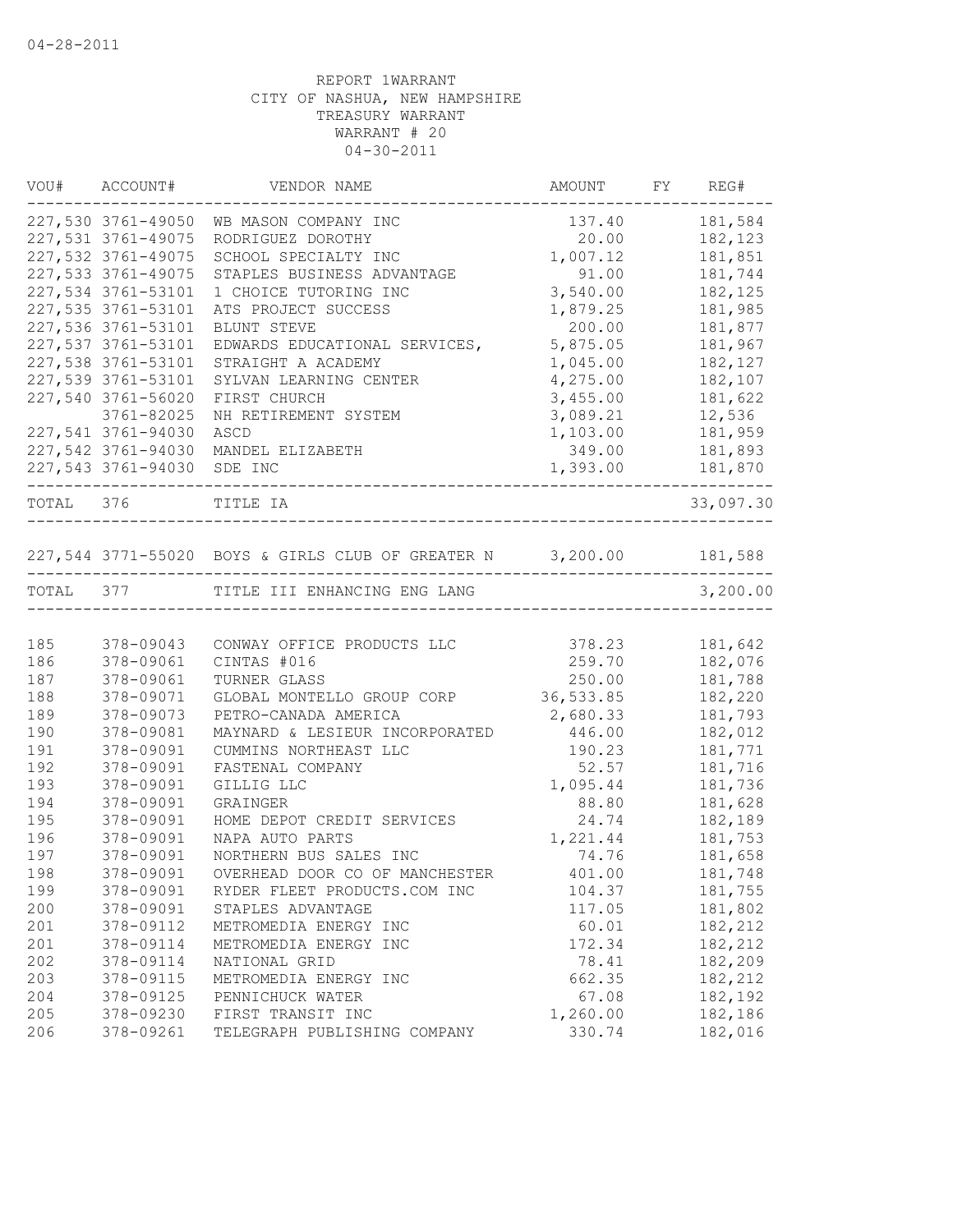04-28-2011

REPORT 1WARRANT
CITY OF NASHUA, NEW HAMPSHIRE
TREASURY WARRANT
WARRANT # 20
04-30-2011

| VOU# | ACCOUNT# | VENDOR NAME | AMOUNT | FY | REG# |
|---|---|---|---|---|---|
| 227,530 | 3761-49050 | WB MASON COMPANY INC | 137.40 | | 181,584 |
| 227,531 | 3761-49075 | RODRIGUEZ DOROTHY | 20.00 | | 182,123 |
| 227,532 | 3761-49075 | SCHOOL SPECIALTY INC | 1,007.12 | | 181,851 |
| 227,533 | 3761-49075 | STAPLES BUSINESS ADVANTAGE | 91.00 | | 181,744 |
| 227,534 | 3761-53101 | 1 CHOICE TUTORING INC | 3,540.00 | | 182,125 |
| 227,535 | 3761-53101 | ATS PROJECT SUCCESS | 1,879.25 | | 181,985 |
| 227,536 | 3761-53101 | BLUNT STEVE | 200.00 | | 181,877 |
| 227,537 | 3761-53101 | EDWARDS EDUCATIONAL SERVICES, | 5,875.05 | | 181,967 |
| 227,538 | 3761-53101 | STRAIGHT A ACADEMY | 1,045.00 | | 182,127 |
| 227,539 | 3761-53101 | SYLVAN LEARNING CENTER | 4,275.00 | | 182,107 |
| 227,540 | 3761-56020 | FIRST CHURCH | 3,455.00 | | 181,622 |
| | 3761-82025 | NH RETIREMENT SYSTEM | 3,089.21 | | 12,536 |
| 227,541 | 3761-94030 | ASCD | 1,103.00 | | 181,959 |
| 227,542 | 3761-94030 | MANDEL ELIZABETH | 349.00 | | 181,893 |
| 227,543 | 3761-94030 | SDE INC | 1,393.00 | | 181,870 |
| TOTAL | 376 | TITLE IA | | | 33,097.30 |
| 227,544 | 3771-55020 | BOYS & GIRLS CLUB OF GREATER N | 3,200.00 | | 181,588 |
| TOTAL | 377 | TITLE III ENHANCING ENG LANG | | | 3,200.00 |
| 185 | 378-09043 | CONWAY OFFICE PRODUCTS LLC | 378.23 | | 181,642 |
| 186 | 378-09061 | CINTAS #016 | 259.70 | | 182,076 |
| 187 | 378-09061 | TURNER GLASS | 250.00 | | 181,788 |
| 188 | 378-09071 | GLOBAL MONTELLO GROUP CORP | 36,533.85 | | 182,220 |
| 189 | 378-09073 | PETRO-CANADA AMERICA | 2,680.33 | | 181,793 |
| 190 | 378-09081 | MAYNARD & LESIEUR INCORPORATED | 446.00 | | 182,012 |
| 191 | 378-09091 | CUMMINS NORTHEAST LLC | 190.23 | | 181,771 |
| 192 | 378-09091 | FASTENAL COMPANY | 52.57 | | 181,716 |
| 193 | 378-09091 | GILLIG LLC | 1,095.44 | | 181,736 |
| 194 | 378-09091 | GRAINGER | 88.80 | | 181,628 |
| 195 | 378-09091 | HOME DEPOT CREDIT SERVICES | 24.74 | | 182,189 |
| 196 | 378-09091 | NAPA AUTO PARTS | 1,221.44 | | 181,753 |
| 197 | 378-09091 | NORTHERN BUS SALES INC | 74.76 | | 181,658 |
| 198 | 378-09091 | OVERHEAD DOOR CO OF MANCHESTER | 401.00 | | 181,748 |
| 199 | 378-09091 | RYDER FLEET PRODUCTS.COM INC | 104.37 | | 181,755 |
| 200 | 378-09091 | STAPLES ADVANTAGE | 117.05 | | 181,802 |
| 201 | 378-09112 | METROMEDIA ENERGY INC | 60.01 | | 182,212 |
| 201 | 378-09114 | METROMEDIA ENERGY INC | 172.34 | | 182,212 |
| 202 | 378-09114 | NATIONAL GRID | 78.41 | | 182,209 |
| 203 | 378-09115 | METROMEDIA ENERGY INC | 662.35 | | 182,212 |
| 204 | 378-09125 | PENNICHUCK WATER | 67.08 | | 182,192 |
| 205 | 378-09230 | FIRST TRANSIT INC | 1,260.00 | | 182,186 |
| 206 | 378-09261 | TELEGRAPH PUBLISHING COMPANY | 330.74 | | 182,016 |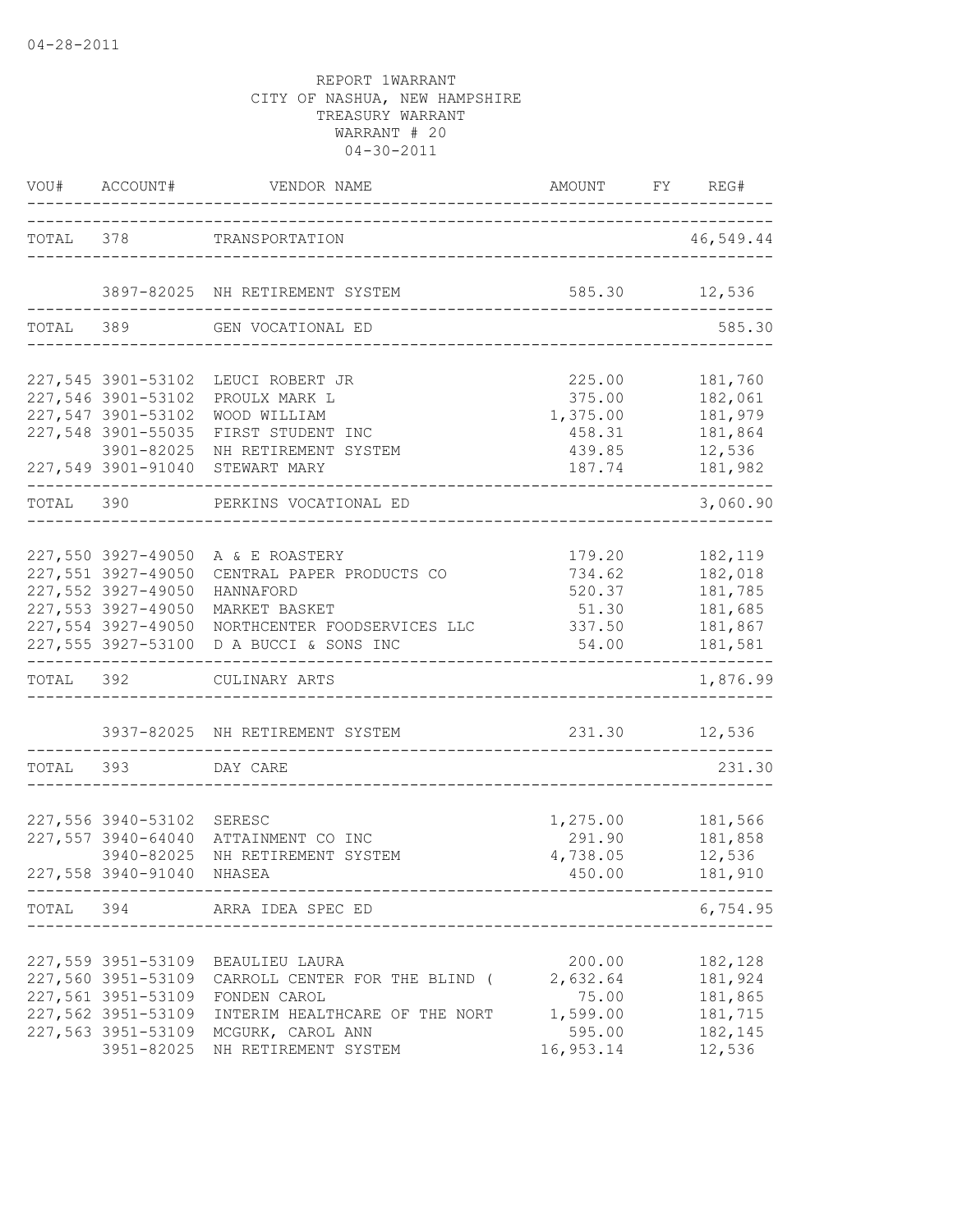REPORT 1WARRANT
CITY OF NASHUA, NEW HAMPSHIRE
TREASURY WARRANT
WARRANT # 20
04-30-2011

| VOU# | ACCOUNT# | VENDOR NAME | AMOUNT | FY | REG# |
|---|---|---|---|---|---|
| TOTAL | 378 | TRANSPORTATION | | | 46,549.44 |
| | 3897-82025 | NH RETIREMENT SYSTEM | 585.30 | | 12,536 |
| TOTAL | 389 | GEN VOCATIONAL ED | | | 585.30 |
| 227,545 | 3901-53102 | LEUCI ROBERT JR | 225.00 | | 181,760 |
| 227,546 | 3901-53102 | PROULX MARK L | 375.00 | | 182,061 |
| 227,547 | 3901-53102 | WOOD WILLIAM | 1,375.00 | | 181,979 |
| 227,548 | 3901-55035 | FIRST STUDENT INC | 458.31 | | 181,864 |
| | 3901-82025 | NH RETIREMENT SYSTEM | 439.85 | | 12,536 |
| 227,549 | 3901-91040 | STEWART MARY | 187.74 | | 181,982 |
| TOTAL | 390 | PERKINS VOCATIONAL ED | | | 3,060.90 |
| 227,550 | 3927-49050 | A & E ROASTERY | 179.20 | | 182,119 |
| 227,551 | 3927-49050 | CENTRAL PAPER PRODUCTS CO | 734.62 | | 182,018 |
| 227,552 | 3927-49050 | HANNAFORD | 520.37 | | 181,785 |
| 227,553 | 3927-49050 | MARKET BASKET | 51.30 | | 181,685 |
| 227,554 | 3927-49050 | NORTHCENTER FOODSERVICES LLC | 337.50 | | 181,867 |
| 227,555 | 3927-53100 | D A BUCCI & SONS INC | 54.00 | | 181,581 |
| TOTAL | 392 | CULINARY ARTS | | | 1,876.99 |
| | 3937-82025 | NH RETIREMENT SYSTEM | 231.30 | | 12,536 |
| TOTAL | 393 | DAY CARE | | | 231.30 |
| 227,556 | 3940-53102 | SERESC | 1,275.00 | | 181,566 |
| 227,557 | 3940-64040 | ATTAINMENT CO INC | 291.90 | | 181,858 |
| | 3940-82025 | NH RETIREMENT SYSTEM | 4,738.05 | | 12,536 |
| 227,558 | 3940-91040 | NHASEA | 450.00 | | 181,910 |
| TOTAL | 394 | ARRA IDEA SPEC ED | | | 6,754.95 |
| 227,559 | 3951-53109 | BEAULIEU LAURA | 200.00 | | 182,128 |
| 227,560 | 3951-53109 | CARROLL CENTER FOR THE BLIND ( | 2,632.64 | | 181,924 |
| 227,561 | 3951-53109 | FONDEN CAROL | 75.00 | | 181,865 |
| 227,562 | 3951-53109 | INTERIM HEALTHCARE OF THE NORT | 1,599.00 | | 181,715 |
| 227,563 | 3951-53109 | MCGURK, CAROL ANN | 595.00 | | 182,145 |
| | 3951-82025 | NH RETIREMENT SYSTEM | 16,953.14 | | 12,536 |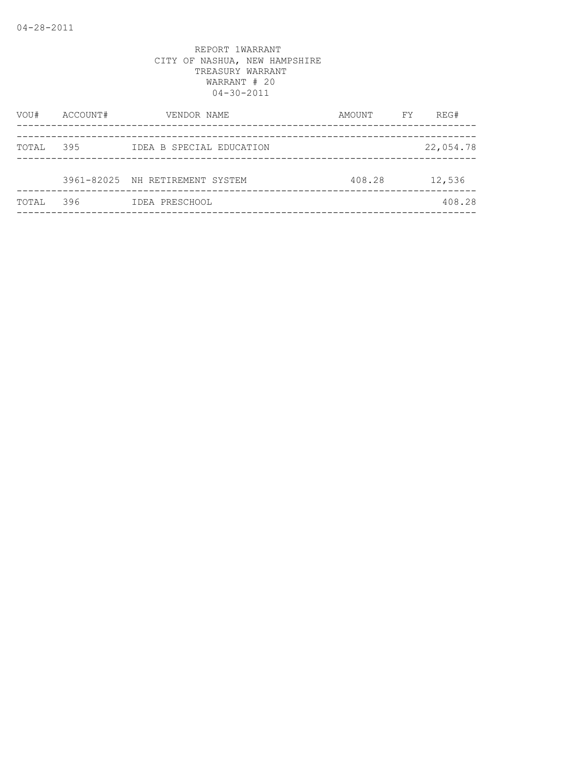REPORT 1WARRANT
CITY OF NASHUA, NEW HAMPSHIRE
TREASURY WARRANT
WARRANT # 20
04-30-2011

| VOU# | ACCOUNT# | VENDOR NAME | AMOUNT | FY | REG# |
|---|---|---|---|---|---|
| TOTAL | 395 | IDEA B SPECIAL EDUCATION | | | 22,054.78 |
| | 3961-82025 | NH RETIREMENT SYSTEM | 408.28 | | 12,536 |
| TOTAL | 396 | IDEA PRESCHOOL | | | 408.28 |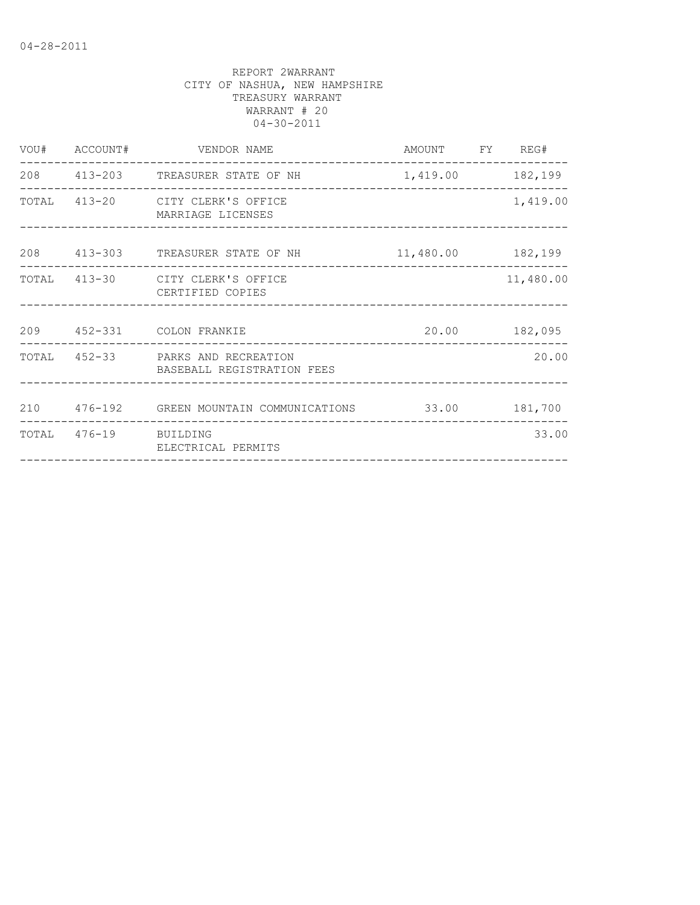04-28-2011

REPORT 2WARRANT
CITY OF NASHUA, NEW HAMPSHIRE
TREASURY WARRANT
WARRANT # 20
04-30-2011

| VOU# | ACCOUNT# | VENDOR NAME | AMOUNT | FY | REG# |
|---|---|---|---|---|---|
| 208 | 413-203 | TREASURER STATE OF NH | 1,419.00 | | 182,199 |
| TOTAL | 413-20 | CITY CLERK'S OFFICE<br>MARRIAGE LICENSES | | | 1,419.00 |
| 208 | 413-303 | TREASURER STATE OF NH | 11,480.00 | | 182,199 |
| TOTAL | 413-30 | CITY CLERK'S OFFICE<br>CERTIFIED COPIES | | | 11,480.00 |
| 209 | 452-331 | COLON FRANKIE | 20.00 | | 182,095 |
| TOTAL | 452-33 | PARKS AND RECREATION<br>BASEBALL REGISTRATION FEES | | | 20.00 |
| 210 | 476-192 | GREEN MOUNTAIN COMMUNICATIONS | 33.00 | | 181,700 |
| TOTAL | 476-19 | BUILDING<br>ELECTRICAL PERMITS | | | 33.00 |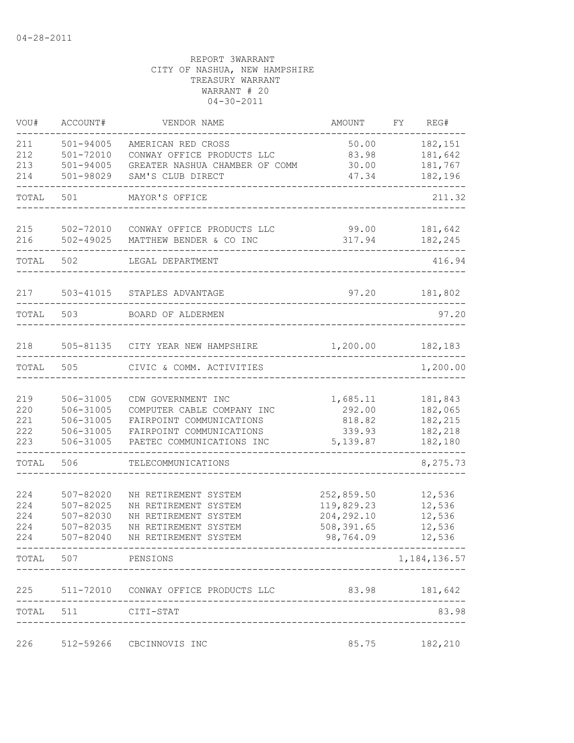04-28-2011

REPORT 3WARRANT
CITY OF NASHUA, NEW HAMPSHIRE
TREASURY WARRANT
WARRANT # 20
04-30-2011

| VOU# | ACCOUNT# | VENDOR NAME | AMOUNT | FY | REG# |
|---|---|---|---|---|---|
| 211 | 501-94005 | AMERICAN RED CROSS | 50.00 | | 182,151 |
| 212 | 501-72010 | CONWAY OFFICE PRODUCTS LLC | 83.98 | | 181,642 |
| 213 | 501-94005 | GREATER NASHUA CHAMBER OF COMM | 30.00 | | 181,767 |
| 214 | 501-98029 | SAM'S CLUB DIRECT | 47.34 | | 182,196 |
| TOTAL | 501 | MAYOR'S OFFICE | | | 211.32 |
| 215 | 502-72010 | CONWAY OFFICE PRODUCTS LLC | 99.00 | | 181,642 |
| 216 | 502-49025 | MATTHEW BENDER & CO INC | 317.94 | | 182,245 |
| TOTAL | 502 | LEGAL DEPARTMENT | | | 416.94 |
| 217 | 503-41015 | STAPLES ADVANTAGE | 97.20 | | 181,802 |
| TOTAL | 503 | BOARD OF ALDERMEN | | | 97.20 |
| 218 | 505-81135 | CITY YEAR NEW HAMPSHIRE | 1,200.00 | | 182,183 |
| TOTAL | 505 | CIVIC & COMM. ACTIVITIES | | | 1,200.00 |
| 219 | 506-31005 | CDW GOVERNMENT INC | 1,685.11 | | 181,843 |
| 220 | 506-31005 | COMPUTER CABLE COMPANY INC | 292.00 | | 182,065 |
| 221 | 506-31005 | FAIRPOINT COMMUNICATIONS | 818.82 | | 182,215 |
| 222 | 506-31005 | FAIRPOINT COMMUNICATIONS | 339.93 | | 182,218 |
| 223 | 506-31005 | PAETEC COMMUNICATIONS INC | 5,139.87 | | 182,180 |
| TOTAL | 506 | TELECOMMUNICATIONS | | | 8,275.73 |
| 224 | 507-82020 | NH RETIREMENT SYSTEM | 252,859.50 | | 12,536 |
| 224 | 507-82025 | NH RETIREMENT SYSTEM | 119,829.23 | | 12,536 |
| 224 | 507-82030 | NH RETIREMENT SYSTEM | 204,292.10 | | 12,536 |
| 224 | 507-82035 | NH RETIREMENT SYSTEM | 508,391.65 | | 12,536 |
| 224 | 507-82040 | NH RETIREMENT SYSTEM | 98,764.09 | | 12,536 |
| TOTAL | 507 | PENSIONS | | | 1,184,136.57 |
| 225 | 511-72010 | CONWAY OFFICE PRODUCTS LLC | 83.98 | | 181,642 |
| TOTAL | 511 | CITI-STAT | | | 83.98 |
| 226 | 512-59266 | CBCINNOVIS INC | 85.75 | | 182,210 |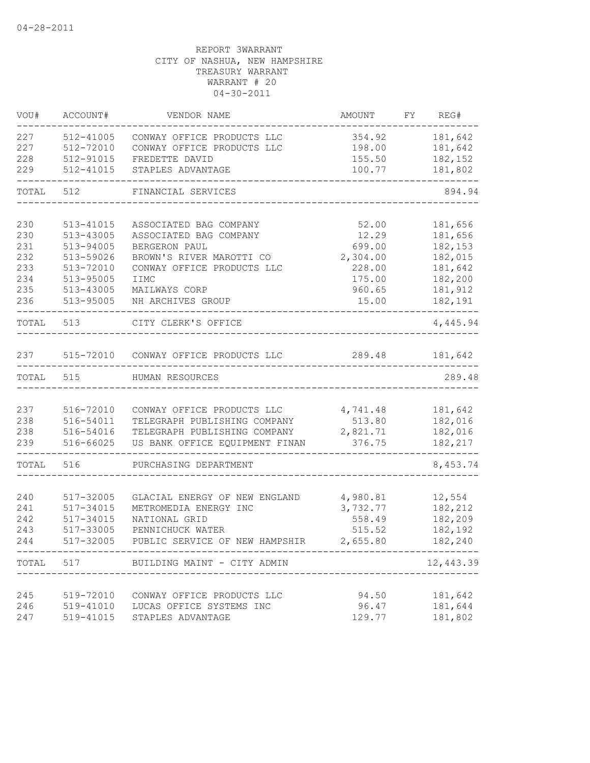04-28-2011

REPORT 3WARRANT
CITY OF NASHUA, NEW HAMPSHIRE
TREASURY WARRANT
WARRANT # 20
04-30-2011

| VOU# | ACCOUNT# | VENDOR NAME | AMOUNT | FY | REG# |
|---|---|---|---|---|---|
| 227 | 512-41005 | CONWAY OFFICE PRODUCTS LLC | 354.92 | | 181,642 |
| 227 | 512-72010 | CONWAY OFFICE PRODUCTS LLC | 198.00 | | 181,642 |
| 228 | 512-91015 | FREDETTE DAVID | 155.50 | | 182,152 |
| 229 | 512-41015 | STAPLES ADVANTAGE | 100.77 | | 181,802 |
| TOTAL | 512 | FINANCIAL SERVICES | | | 894.94 |
| 230 | 513-41015 | ASSOCIATED BAG COMPANY | 52.00 | | 181,656 |
| 230 | 513-43005 | ASSOCIATED BAG COMPANY | 12.29 | | 181,656 |
| 231 | 513-94005 | BERGERON PAUL | 699.00 | | 182,153 |
| 232 | 513-59026 | BROWN'S RIVER MAROTTI CO | 2,304.00 | | 182,015 |
| 233 | 513-72010 | CONWAY OFFICE PRODUCTS LLC | 228.00 | | 181,642 |
| 234 | 513-95005 | IIMC | 175.00 | | 182,200 |
| 235 | 513-43005 | MAILWAYS CORP | 960.65 | | 181,912 |
| 236 | 513-95005 | NH ARCHIVES GROUP | 15.00 | | 182,191 |
| TOTAL | 513 | CITY CLERK'S OFFICE | | | 4,445.94 |
| 237 | 515-72010 | CONWAY OFFICE PRODUCTS LLC | 289.48 | | 181,642 |
| TOTAL | 515 | HUMAN RESOURCES | | | 289.48 |
| 237 | 516-72010 | CONWAY OFFICE PRODUCTS LLC | 4,741.48 | | 181,642 |
| 238 | 516-54011 | TELEGRAPH PUBLISHING COMPANY | 513.80 | | 182,016 |
| 238 | 516-54016 | TELEGRAPH PUBLISHING COMPANY | 2,821.71 | | 182,016 |
| 239 | 516-66025 | US BANK OFFICE EQUIPMENT FINAN | 376.75 | | 182,217 |
| TOTAL | 516 | PURCHASING DEPARTMENT | | | 8,453.74 |
| 240 | 517-32005 | GLACIAL ENERGY OF NEW ENGLAND | 4,980.81 | | 12,554 |
| 241 | 517-34015 | METROMEDIA ENERGY INC | 3,732.77 | | 182,212 |
| 242 | 517-34015 | NATIONAL GRID | 558.49 | | 182,209 |
| 243 | 517-33005 | PENNICHUCK WATER | 515.52 | | 182,192 |
| 244 | 517-32005 | PUBLIC SERVICE OF NEW HAMPSHIR | 2,655.80 | | 182,240 |
| TOTAL | 517 | BUILDING MAINT - CITY ADMIN | | | 12,443.39 |
| 245 | 519-72010 | CONWAY OFFICE PRODUCTS LLC | 94.50 | | 181,642 |
| 246 | 519-41010 | LUCAS OFFICE SYSTEMS INC | 96.47 | | 181,644 |
| 247 | 519-41015 | STAPLES ADVANTAGE | 129.77 | | 181,802 |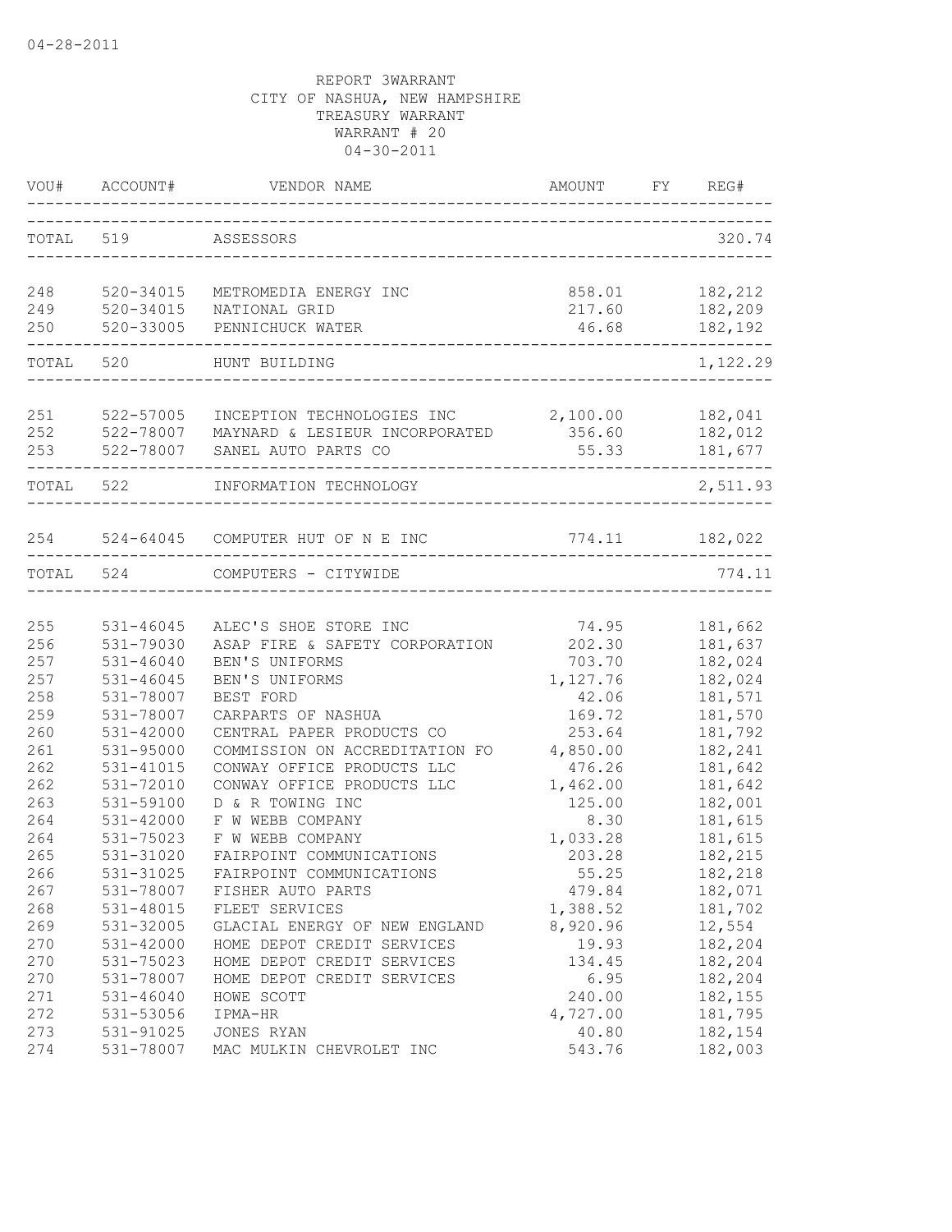04-28-2011

REPORT 3WARRANT
CITY OF NASHUA, NEW HAMPSHIRE
TREASURY WARRANT
WARRANT # 20
04-30-2011

| VOU# | ACCOUNT# | VENDOR NAME | AMOUNT | FY | REG# |
|---|---|---|---|---|---|
| TOTAL | 519 | ASSESSORS | | | 320.74 |
| 248 | 520-34015 | METROMEDIA ENERGY INC | 858.01 | | 182,212 |
| 249 | 520-34015 | NATIONAL GRID | 217.60 | | 182,209 |
| 250 | 520-33005 | PENNICHUCK WATER | 46.68 | | 182,192 |
| TOTAL | 520 | HUNT BUILDING | | | 1,122.29 |
| 251 | 522-57005 | INCEPTION TECHNOLOGIES INC | 2,100.00 | | 182,041 |
| 252 | 522-78007 | MAYNARD & LESIEUR INCORPORATED | 356.60 | | 182,012 |
| 253 | 522-78007 | SANEL AUTO PARTS CO | 55.33 | | 181,677 |
| TOTAL | 522 | INFORMATION TECHNOLOGY | | | 2,511.93 |
| 254 | 524-64045 | COMPUTER HUT OF N E INC | 774.11 | | 182,022 |
| TOTAL | 524 | COMPUTERS - CITYWIDE | | | 774.11 |
| 255 | 531-46045 | ALEC'S SHOE STORE INC | 74.95 | | 181,662 |
| 256 | 531-79030 | ASAP FIRE & SAFETY CORPORATION | 202.30 | | 181,637 |
| 257 | 531-46040 | BEN'S UNIFORMS | 703.70 | | 182,024 |
| 257 | 531-46045 | BEN'S UNIFORMS | 1,127.76 | | 182,024 |
| 258 | 531-78007 | BEST FORD | 42.06 | | 181,571 |
| 259 | 531-78007 | CARPARTS OF NASHUA | 169.72 | | 181,570 |
| 260 | 531-42000 | CENTRAL PAPER PRODUCTS CO | 253.64 | | 181,792 |
| 261 | 531-95000 | COMMISSION ON ACCREDITATION FO | 4,850.00 | | 182,241 |
| 262 | 531-41015 | CONWAY OFFICE PRODUCTS LLC | 476.26 | | 181,642 |
| 262 | 531-72010 | CONWAY OFFICE PRODUCTS LLC | 1,462.00 | | 181,642 |
| 263 | 531-59100 | D & R TOWING INC | 125.00 | | 182,001 |
| 264 | 531-42000 | F W WEBB COMPANY | 8.30 | | 181,615 |
| 264 | 531-75023 | F W WEBB COMPANY | 1,033.28 | | 181,615 |
| 265 | 531-31020 | FAIRPOINT COMMUNICATIONS | 203.28 | | 182,215 |
| 266 | 531-31025 | FAIRPOINT COMMUNICATIONS | 55.25 | | 182,218 |
| 267 | 531-78007 | FISHER AUTO PARTS | 479.84 | | 182,071 |
| 268 | 531-48015 | FLEET SERVICES | 1,388.52 | | 181,702 |
| 269 | 531-32005 | GLACIAL ENERGY OF NEW ENGLAND | 8,920.96 | | 12,554 |
| 270 | 531-42000 | HOME DEPOT CREDIT SERVICES | 19.93 | | 182,204 |
| 270 | 531-75023 | HOME DEPOT CREDIT SERVICES | 134.45 | | 182,204 |
| 270 | 531-78007 | HOME DEPOT CREDIT SERVICES | 6.95 | | 182,204 |
| 271 | 531-46040 | HOWE SCOTT | 240.00 | | 182,155 |
| 272 | 531-53056 | IPMA-HR | 4,727.00 | | 181,795 |
| 273 | 531-91025 | JONES RYAN | 40.80 | | 182,154 |
| 274 | 531-78007 | MAC MULKIN CHEVROLET INC | 543.76 | | 182,003 |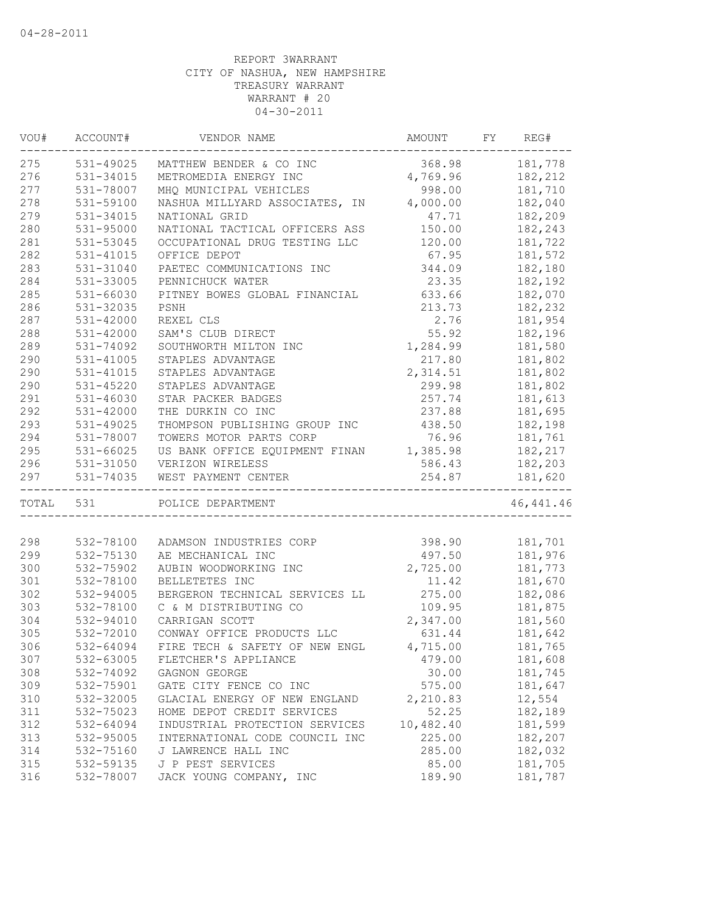04-28-2011

REPORT 3WARRANT
CITY OF NASHUA, NEW HAMPSHIRE
TREASURY WARRANT
WARRANT # 20
04-30-2011

| VOU# | ACCOUNT# | VENDOR NAME | AMOUNT | FY | REG# |
|---|---|---|---|---|---|
| 275 | 531-49025 | MATTHEW BENDER & CO INC | 368.98 | | 181,778 |
| 276 | 531-34015 | METROMEDIA ENERGY INC | 4,769.96 | | 182,212 |
| 277 | 531-78007 | MHQ MUNICIPAL VEHICLES | 998.00 | | 181,710 |
| 278 | 531-59100 | NASHUA MILLYARD ASSOCIATES, IN | 4,000.00 | | 182,040 |
| 279 | 531-34015 | NATIONAL GRID | 47.71 | | 182,209 |
| 280 | 531-95000 | NATIONAL TACTICAL OFFICERS ASS | 150.00 | | 182,243 |
| 281 | 531-53045 | OCCUPATIONAL DRUG TESTING LLC | 120.00 | | 181,722 |
| 282 | 531-41015 | OFFICE DEPOT | 67.95 | | 181,572 |
| 283 | 531-31040 | PAETEC COMMUNICATIONS INC | 344.09 | | 182,180 |
| 284 | 531-33005 | PENNICHUCK WATER | 23.35 | | 182,192 |
| 285 | 531-66030 | PITNEY BOWES GLOBAL FINANCIAL | 633.66 | | 182,070 |
| 286 | 531-32035 | PSNH | 213.73 | | 182,232 |
| 287 | 531-42000 | REXEL CLS | 2.76 | | 181,954 |
| 288 | 531-42000 | SAM'S CLUB DIRECT | 55.92 | | 182,196 |
| 289 | 531-74092 | SOUTHWORTH MILTON INC | 1,284.99 | | 181,580 |
| 290 | 531-41005 | STAPLES ADVANTAGE | 217.80 | | 181,802 |
| 290 | 531-41015 | STAPLES ADVANTAGE | 2,314.51 | | 181,802 |
| 290 | 531-45220 | STAPLES ADVANTAGE | 299.98 | | 181,802 |
| 291 | 531-46030 | STAR PACKER BADGES | 257.74 | | 181,613 |
| 292 | 531-42000 | THE DURKIN CO INC | 237.88 | | 181,695 |
| 293 | 531-49025 | THOMPSON PUBLISHING GROUP INC | 438.50 | | 182,198 |
| 294 | 531-78007 | TOWERS MOTOR PARTS CORP | 76.96 | | 181,761 |
| 295 | 531-66025 | US BANK OFFICE EQUIPMENT FINAN | 1,385.98 | | 182,217 |
| 296 | 531-31050 | VERIZON WIRELESS | 586.43 | | 182,203 |
| 297 | 531-74035 | WEST PAYMENT CENTER | 254.87 | | 181,620 |
| TOTAL | 531 | POLICE DEPARTMENT | | | 46,441.46 |
| 298 | 532-78100 | ADAMSON INDUSTRIES CORP | 398.90 | | 181,701 |
| 299 | 532-75130 | AE MECHANICAL INC | 497.50 | | 181,976 |
| 300 | 532-75902 | AUBIN WOODWORKING INC | 2,725.00 | | 181,773 |
| 301 | 532-78100 | BELLETETES INC | 11.42 | | 181,670 |
| 302 | 532-94005 | BERGERON TECHNICAL SERVICES LL | 275.00 | | 182,086 |
| 303 | 532-78100 | C & M DISTRIBUTING CO | 109.95 | | 181,875 |
| 304 | 532-94010 | CARRIGAN SCOTT | 2,347.00 | | 181,560 |
| 305 | 532-72010 | CONWAY OFFICE PRODUCTS LLC | 631.44 | | 181,642 |
| 306 | 532-64094 | FIRE TECH & SAFETY OF NEW ENGL | 4,715.00 | | 181,765 |
| 307 | 532-63005 | FLETCHER'S APPLIANCE | 479.00 | | 181,608 |
| 308 | 532-74092 | GAGNON GEORGE | 30.00 | | 181,745 |
| 309 | 532-75901 | GATE CITY FENCE CO INC | 575.00 | | 181,647 |
| 310 | 532-32005 | GLACIAL ENERGY OF NEW ENGLAND | 2,210.83 | | 12,554 |
| 311 | 532-75023 | HOME DEPOT CREDIT SERVICES | 52.25 | | 182,189 |
| 312 | 532-64094 | INDUSTRIAL PROTECTION SERVICES | 10,482.40 | | 181,599 |
| 313 | 532-95005 | INTERNATIONAL CODE COUNCIL INC | 225.00 | | 182,207 |
| 314 | 532-75160 | J LAWRENCE HALL INC | 285.00 | | 182,032 |
| 315 | 532-59135 | J P PEST SERVICES | 85.00 | | 181,705 |
| 316 | 532-78007 | JACK YOUNG COMPANY, INC | 189.90 | | 181,787 |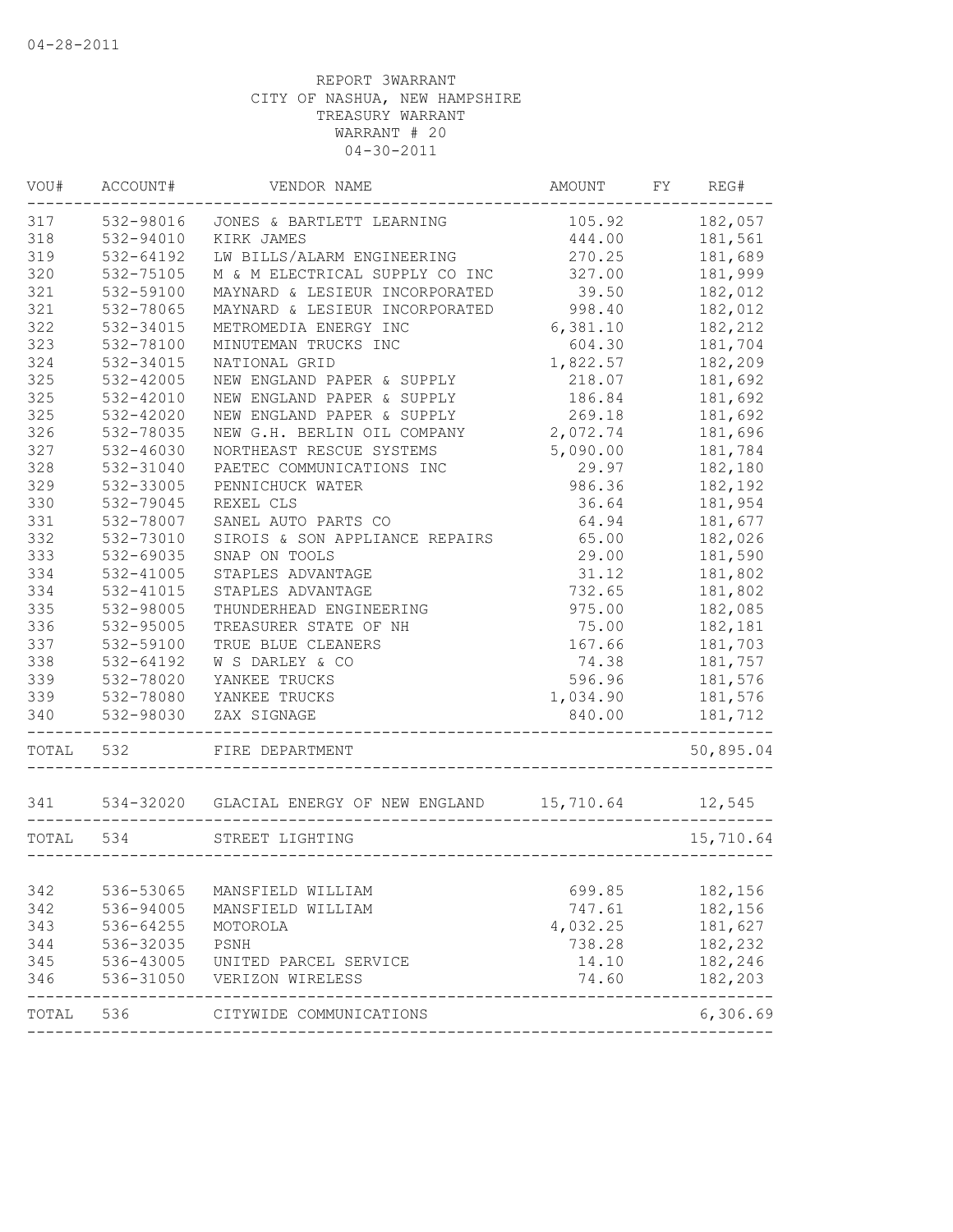04-28-2011

REPORT 3WARRANT
CITY OF NASHUA, NEW HAMPSHIRE
TREASURY WARRANT
WARRANT # 20
04-30-2011

| VOU# | ACCOUNT# | VENDOR NAME | AMOUNT | FY | REG# |
|---|---|---|---|---|---|
| 317 | 532-98016 | JONES & BARTLETT LEARNING | 105.92 | | 182,057 |
| 318 | 532-94010 | KIRK JAMES | 444.00 | | 181,561 |
| 319 | 532-64192 | LW BILLS/ALARM ENGINEERING | 270.25 | | 181,689 |
| 320 | 532-75105 | M & M ELECTRICAL SUPPLY CO INC | 327.00 | | 181,999 |
| 321 | 532-59100 | MAYNARD & LESIEUR INCORPORATED | 39.50 | | 182,012 |
| 321 | 532-78065 | MAYNARD & LESIEUR INCORPORATED | 998.40 | | 182,012 |
| 322 | 532-34015 | METROMEDIA ENERGY INC | 6,381.10 | | 182,212 |
| 323 | 532-78100 | MINUTEMAN TRUCKS INC | 604.30 | | 181,704 |
| 324 | 532-34015 | NATIONAL GRID | 1,822.57 | | 182,209 |
| 325 | 532-42005 | NEW ENGLAND PAPER & SUPPLY | 218.07 | | 181,692 |
| 325 | 532-42010 | NEW ENGLAND PAPER & SUPPLY | 186.84 | | 181,692 |
| 325 | 532-42020 | NEW ENGLAND PAPER & SUPPLY | 269.18 | | 181,692 |
| 326 | 532-78035 | NEW G.H. BERLIN OIL COMPANY | 2,072.74 | | 181,696 |
| 327 | 532-46030 | NORTHEAST RESCUE SYSTEMS | 5,090.00 | | 181,784 |
| 328 | 532-31040 | PAETEC COMMUNICATIONS INC | 29.97 | | 182,180 |
| 329 | 532-33005 | PENNICHUCK WATER | 986.36 | | 182,192 |
| 330 | 532-79045 | REXEL CLS | 36.64 | | 181,954 |
| 331 | 532-78007 | SANEL AUTO PARTS CO | 64.94 | | 181,677 |
| 332 | 532-73010 | SIROIS & SON APPLIANCE REPAIRS | 65.00 | | 182,026 |
| 333 | 532-69035 | SNAP ON TOOLS | 29.00 | | 181,590 |
| 334 | 532-41005 | STAPLES ADVANTAGE | 31.12 | | 181,802 |
| 334 | 532-41015 | STAPLES ADVANTAGE | 732.65 | | 181,802 |
| 335 | 532-98005 | THUNDERHEAD ENGINEERING | 975.00 | | 182,085 |
| 336 | 532-95005 | TREASURER STATE OF NH | 75.00 | | 182,181 |
| 337 | 532-59100 | TRUE BLUE CLEANERS | 167.66 | | 181,703 |
| 338 | 532-64192 | W S DARLEY & CO | 74.38 | | 181,757 |
| 339 | 532-78020 | YANKEE TRUCKS | 596.96 | | 181,576 |
| 339 | 532-78080 | YANKEE TRUCKS | 1,034.90 | | 181,576 |
| 340 | 532-98030 | ZAX SIGNAGE | 840.00 | | 181,712 |
| TOTAL | 532 | FIRE DEPARTMENT | | | 50,895.04 |
| 341 | 534-32020 | GLACIAL ENERGY OF NEW ENGLAND | 15,710.64 | | 12,545 |
| TOTAL | 534 | STREET LIGHTING | | | 15,710.64 |
| 342 | 536-53065 | MANSFIELD WILLIAM | 699.85 | | 182,156 |
| 342 | 536-94005 | MANSFIELD WILLIAM | 747.61 | | 182,156 |
| 343 | 536-64255 | MOTOROLA | 4,032.25 | | 181,627 |
| 344 | 536-32035 | PSNH | 738.28 | | 182,232 |
| 345 | 536-43005 | UNITED PARCEL SERVICE | 14.10 | | 182,246 |
| 346 | 536-31050 | VERIZON WIRELESS | 74.60 | | 182,203 |
| TOTAL | 536 | CITYWIDE COMMUNICATIONS | | | 6,306.69 |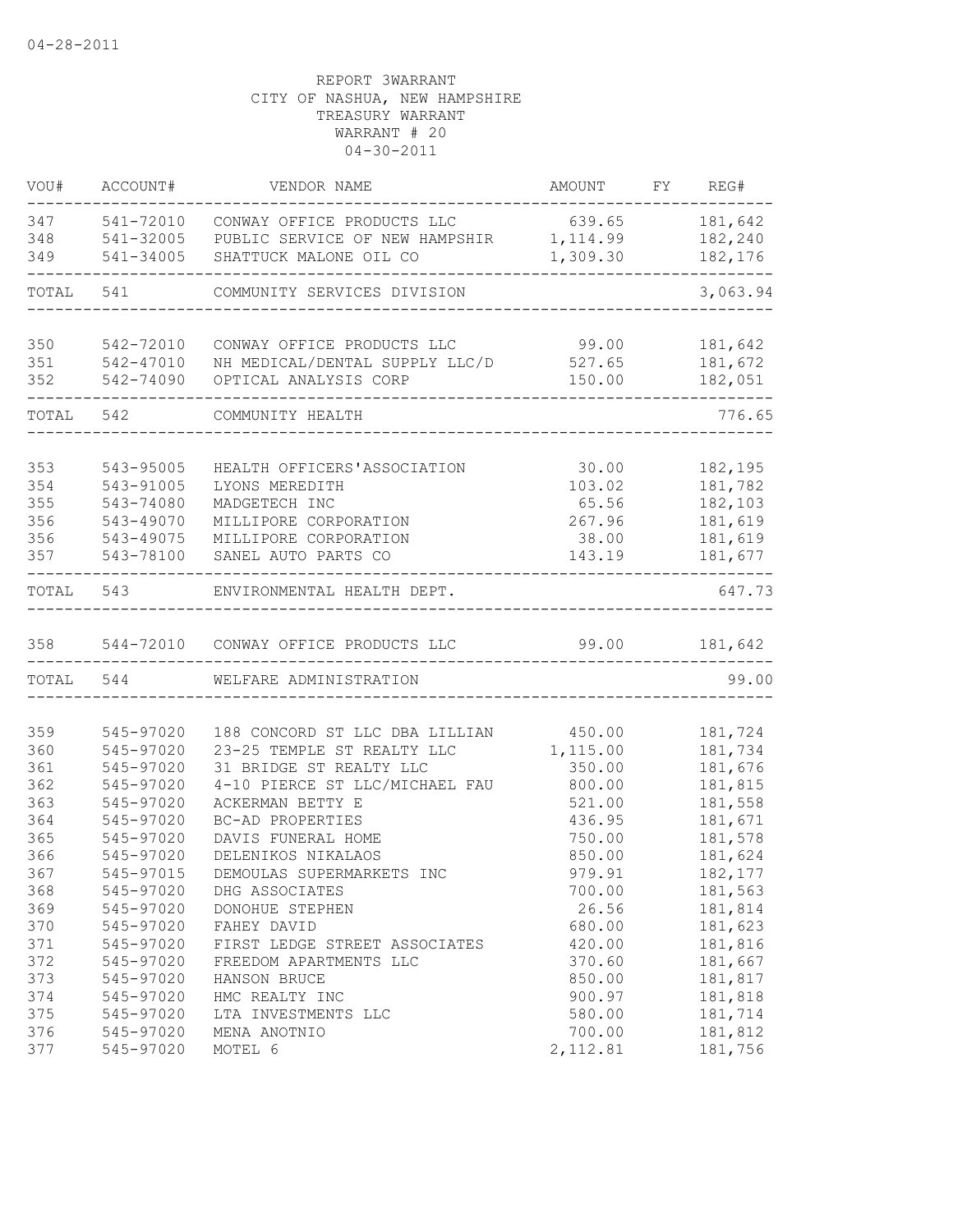04-28-2011

REPORT 3WARRANT
CITY OF NASHUA, NEW HAMPSHIRE
TREASURY WARRANT
WARRANT # 20
04-30-2011

| VOU# | ACCOUNT# | VENDOR NAME | AMOUNT | FY | REG# |
|---|---|---|---|---|---|
| 347 | 541-72010 | CONWAY OFFICE PRODUCTS LLC | 639.65 | | 181,642 |
| 348 | 541-32005 | PUBLIC SERVICE OF NEW HAMPSHIR | 1,114.99 | | 182,240 |
| 349 | 541-34005 | SHATTUCK MALONE OIL CO | 1,309.30 | | 182,176 |
| TOTAL | 541 | COMMUNITY SERVICES DIVISION | | | 3,063.94 |
| 350 | 542-72010 | CONWAY OFFICE PRODUCTS LLC | 99.00 | | 181,642 |
| 351 | 542-47010 | NH MEDICAL/DENTAL SUPPLY LLC/D | 527.65 | | 181,672 |
| 352 | 542-74090 | OPTICAL ANALYSIS CORP | 150.00 | | 182,051 |
| TOTAL | 542 | COMMUNITY HEALTH | | | 776.65 |
| 353 | 543-95005 | HEALTH OFFICERS'ASSOCIATION | 30.00 | | 182,195 |
| 354 | 543-91005 | LYONS MEREDITH | 103.02 | | 181,782 |
| 355 | 543-74080 | MADGETECH INC | 65.56 | | 182,103 |
| 356 | 543-49070 | MILLIPORE CORPORATION | 267.96 | | 181,619 |
| 356 | 543-49075 | MILLIPORE CORPORATION | 38.00 | | 181,619 |
| 357 | 543-78100 | SANEL AUTO PARTS CO | 143.19 | | 181,677 |
| TOTAL | 543 | ENVIRONMENTAL HEALTH DEPT. | | | 647.73 |
| 358 | 544-72010 | CONWAY OFFICE PRODUCTS LLC | 99.00 | | 181,642 |
| TOTAL | 544 | WELFARE ADMINISTRATION | | | 99.00 |
| 359 | 545-97020 | 188 CONCORD ST LLC DBA LILLIAN | 450.00 | | 181,724 |
| 360 | 545-97020 | 23-25 TEMPLE ST REALTY LLC | 1,115.00 | | 181,734 |
| 361 | 545-97020 | 31 BRIDGE ST REALTY LLC | 350.00 | | 181,676 |
| 362 | 545-97020 | 4-10 PIERCE ST LLC/MICHAEL FAU | 800.00 | | 181,815 |
| 363 | 545-97020 | ACKERMAN BETTY E | 521.00 | | 181,558 |
| 364 | 545-97020 | BC-AD PROPERTIES | 436.95 | | 181,671 |
| 365 | 545-97020 | DAVIS FUNERAL HOME | 750.00 | | 181,578 |
| 366 | 545-97020 | DELENIKOS NIKALAOS | 850.00 | | 181,624 |
| 367 | 545-97015 | DEMOULAS SUPERMARKETS INC | 979.91 | | 182,177 |
| 368 | 545-97020 | DHG ASSOCIATES | 700.00 | | 181,563 |
| 369 | 545-97020 | DONOHUE STEPHEN | 26.56 | | 181,814 |
| 370 | 545-97020 | FAHEY DAVID | 680.00 | | 181,623 |
| 371 | 545-97020 | FIRST LEDGE STREET ASSOCIATES | 420.00 | | 181,816 |
| 372 | 545-97020 | FREEDOM APARTMENTS LLC | 370.60 | | 181,667 |
| 373 | 545-97020 | HANSON BRUCE | 850.00 | | 181,817 |
| 374 | 545-97020 | HMC REALTY INC | 900.97 | | 181,818 |
| 375 | 545-97020 | LTA INVESTMENTS LLC | 580.00 | | 181,714 |
| 376 | 545-97020 | MENA ANOTNIO | 700.00 | | 181,812 |
| 377 | 545-97020 | MOTEL 6 | 2,112.81 | | 181,756 |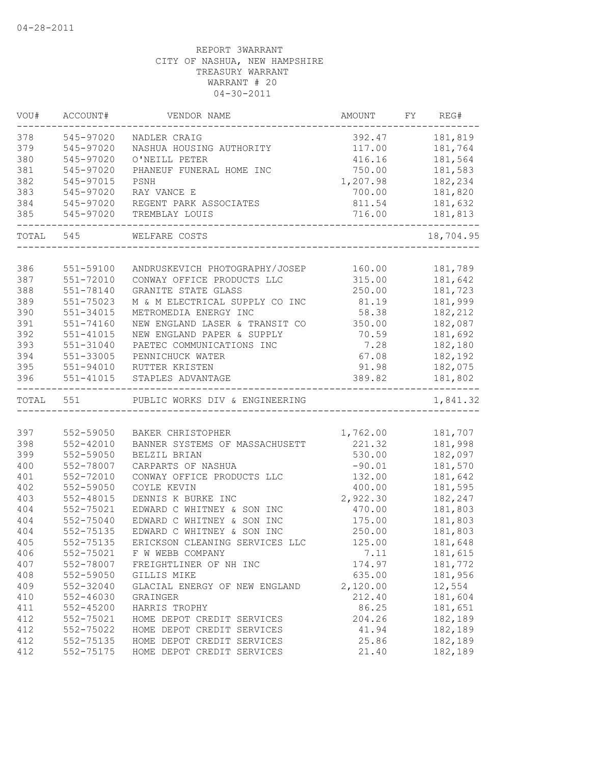04-28-2011

REPORT 3WARRANT
CITY OF NASHUA, NEW HAMPSHIRE
TREASURY WARRANT
WARRANT # 20
04-30-2011

| VOU# | ACCOUNT# | VENDOR NAME | AMOUNT | FY | REG# |
|---|---|---|---|---|---|
| 378 | 545-97020 | NADLER CRAIG | 392.47 | | 181,819 |
| 379 | 545-97020 | NASHUA HOUSING AUTHORITY | 117.00 | | 181,764 |
| 380 | 545-97020 | O'NEILL PETER | 416.16 | | 181,564 |
| 381 | 545-97020 | PHANEUF FUNERAL HOME INC | 750.00 | | 181,583 |
| 382 | 545-97015 | PSNH | 1,207.98 | | 182,234 |
| 383 | 545-97020 | RAY VANCE E | 700.00 | | 181,820 |
| 384 | 545-97020 | REGENT PARK ASSOCIATES | 811.54 | | 181,632 |
| 385 | 545-97020 | TREMBLAY LOUIS | 716.00 | | 181,813 |
| TOTAL | 545 | WELFARE COSTS | | | 18,704.95 |
| 386 | 551-59100 | ANDRUSKEVICH PHOTOGRAPHY/JOSEP | 160.00 | | 181,789 |
| 387 | 551-72010 | CONWAY OFFICE PRODUCTS LLC | 315.00 | | 181,642 |
| 388 | 551-78140 | GRANITE STATE GLASS | 250.00 | | 181,723 |
| 389 | 551-75023 | M & M ELECTRICAL SUPPLY CO INC | 81.19 | | 181,999 |
| 390 | 551-34015 | METROMEDIA ENERGY INC | 58.38 | | 182,212 |
| 391 | 551-74160 | NEW ENGLAND LASER & TRANSIT CO | 350.00 | | 182,087 |
| 392 | 551-41015 | NEW ENGLAND PAPER & SUPPLY | 70.59 | | 181,692 |
| 393 | 551-31040 | PAETEC COMMUNICATIONS INC | 7.28 | | 182,180 |
| 394 | 551-33005 | PENNICHUCK WATER | 67.08 | | 182,192 |
| 395 | 551-94010 | RUTTER KRISTEN | 91.98 | | 182,075 |
| 396 | 551-41015 | STAPLES ADVANTAGE | 389.82 | | 181,802 |
| TOTAL | 551 | PUBLIC WORKS DIV & ENGINEERING | | | 1,841.32 |
| 397 | 552-59050 | BAKER CHRISTOPHER | 1,762.00 | | 181,707 |
| 398 | 552-42010 | BANNER SYSTEMS OF MASSACHUSETT | 221.32 | | 181,998 |
| 399 | 552-59050 | BELZIL BRIAN | 530.00 | | 182,097 |
| 400 | 552-78007 | CARPARTS OF NASHUA | -90.01 | | 181,570 |
| 401 | 552-72010 | CONWAY OFFICE PRODUCTS LLC | 132.00 | | 181,642 |
| 402 | 552-59050 | COYLE KEVIN | 400.00 | | 181,595 |
| 403 | 552-48015 | DENNIS K BURKE INC | 2,922.30 | | 182,247 |
| 404 | 552-75021 | EDWARD C WHITNEY & SON INC | 470.00 | | 181,803 |
| 404 | 552-75040 | EDWARD C WHITNEY & SON INC | 175.00 | | 181,803 |
| 404 | 552-75135 | EDWARD C WHITNEY & SON INC | 250.00 | | 181,803 |
| 405 | 552-75135 | ERICKSON CLEANING SERVICES LLC | 125.00 | | 181,648 |
| 406 | 552-75021 | F W WEBB COMPANY | 7.11 | | 181,615 |
| 407 | 552-78007 | FREIGHTLINER OF NH INC | 174.97 | | 181,772 |
| 408 | 552-59050 | GILLIS MIKE | 635.00 | | 181,956 |
| 409 | 552-32040 | GLACIAL ENERGY OF NEW ENGLAND | 2,120.00 | | 12,554 |
| 410 | 552-46030 | GRAINGER | 212.40 | | 181,604 |
| 411 | 552-45200 | HARRIS TROPHY | 86.25 | | 181,651 |
| 412 | 552-75021 | HOME DEPOT CREDIT SERVICES | 204.26 | | 182,189 |
| 412 | 552-75022 | HOME DEPOT CREDIT SERVICES | 41.94 | | 182,189 |
| 412 | 552-75135 | HOME DEPOT CREDIT SERVICES | 25.86 | | 182,189 |
| 412 | 552-75175 | HOME DEPOT CREDIT SERVICES | 21.40 | | 182,189 |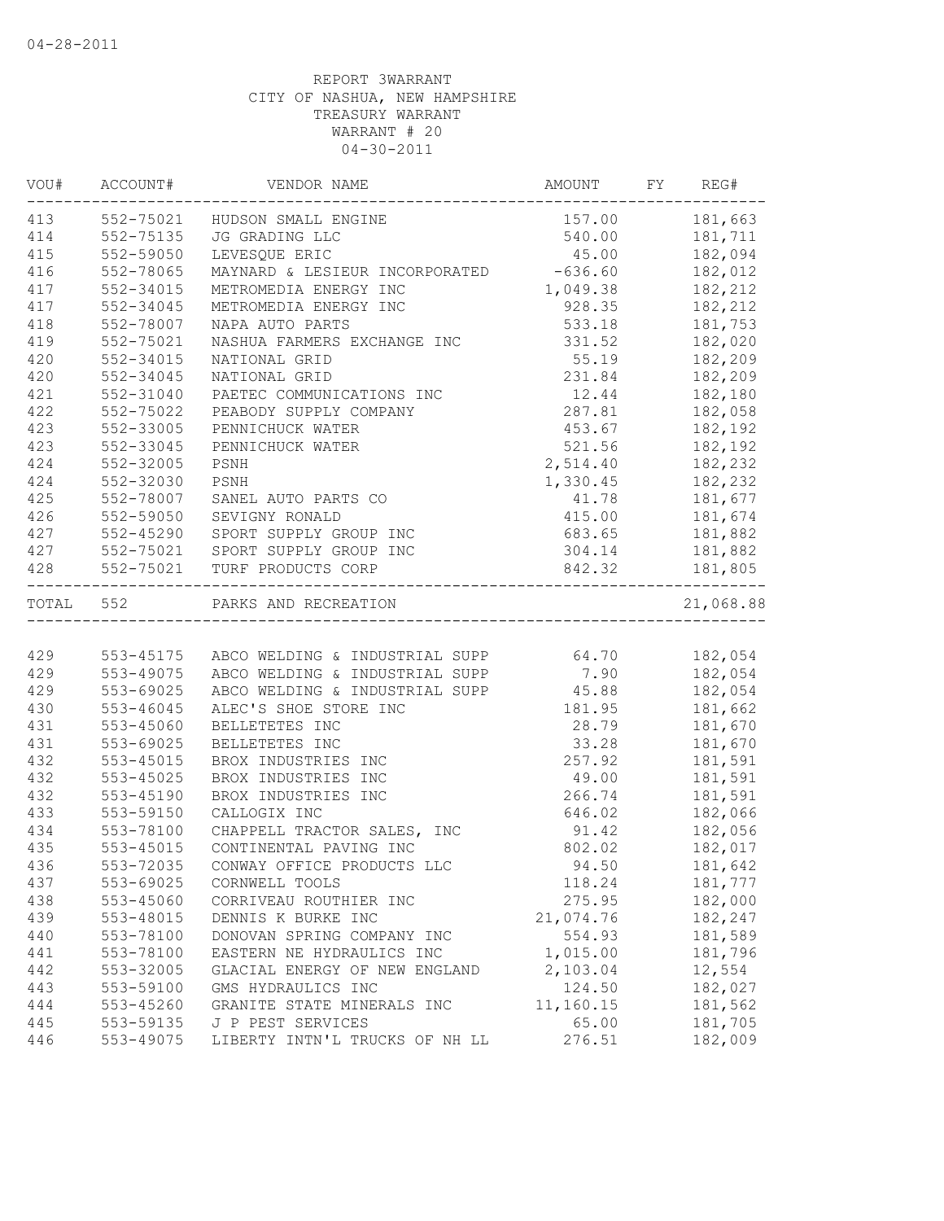04-28-2011

REPORT 3WARRANT
CITY OF NASHUA, NEW HAMPSHIRE
TREASURY WARRANT
WARRANT # 20
04-30-2011

| VOU# | ACCOUNT# | VENDOR NAME | AMOUNT | FY | REG# |
|---|---|---|---|---|---|
| 413 | 552-75021 | HUDSON SMALL ENGINE | 157.00 | | 181,663 |
| 414 | 552-75135 | JG GRADING LLC | 540.00 | | 181,711 |
| 415 | 552-59050 | LEVESQUE ERIC | 45.00 | | 182,094 |
| 416 | 552-78065 | MAYNARD & LESIEUR INCORPORATED | -636.60 | | 182,012 |
| 417 | 552-34015 | METROMEDIA ENERGY INC | 1,049.38 | | 182,212 |
| 417 | 552-34045 | METROMEDIA ENERGY INC | 928.35 | | 182,212 |
| 418 | 552-78007 | NAPA AUTO PARTS | 533.18 | | 181,753 |
| 419 | 552-75021 | NASHUA FARMERS EXCHANGE INC | 331.52 | | 182,020 |
| 420 | 552-34015 | NATIONAL GRID | 55.19 | | 182,209 |
| 420 | 552-34045 | NATIONAL GRID | 231.84 | | 182,209 |
| 421 | 552-31040 | PAETEC COMMUNICATIONS INC | 12.44 | | 182,180 |
| 422 | 552-75022 | PEABODY SUPPLY COMPANY | 287.81 | | 182,058 |
| 423 | 552-33005 | PENNICHUCK WATER | 453.67 | | 182,192 |
| 423 | 552-33045 | PENNICHUCK WATER | 521.56 | | 182,192 |
| 424 | 552-32005 | PSNH | 2,514.40 | | 182,232 |
| 424 | 552-32030 | PSNH | 1,330.45 | | 182,232 |
| 425 | 552-78007 | SANEL AUTO PARTS CO | 41.78 | | 181,677 |
| 426 | 552-59050 | SEVIGNY RONALD | 415.00 | | 181,674 |
| 427 | 552-45290 | SPORT SUPPLY GROUP INC | 683.65 | | 181,882 |
| 427 | 552-75021 | SPORT SUPPLY GROUP INC | 304.14 | | 181,882 |
| 428 | 552-75021 | TURF PRODUCTS CORP | 842.32 | | 181,805 |
| TOTAL | 552 | PARKS AND RECREATION | | | 21,068.88 |
| 429 | 553-45175 | ABCO WELDING & INDUSTRIAL SUPP | 64.70 | | 182,054 |
| 429 | 553-49075 | ABCO WELDING & INDUSTRIAL SUPP | 7.90 | | 182,054 |
| 429 | 553-69025 | ABCO WELDING & INDUSTRIAL SUPP | 45.88 | | 182,054 |
| 430 | 553-46045 | ALEC'S SHOE STORE INC | 181.95 | | 181,662 |
| 431 | 553-45060 | BELLETETES INC | 28.79 | | 181,670 |
| 431 | 553-69025 | BELLETETES INC | 33.28 | | 181,670 |
| 432 | 553-45015 | BROX INDUSTRIES INC | 257.92 | | 181,591 |
| 432 | 553-45025 | BROX INDUSTRIES INC | 49.00 | | 181,591 |
| 432 | 553-45190 | BROX INDUSTRIES INC | 266.74 | | 181,591 |
| 433 | 553-59150 | CALLOGIX INC | 646.02 | | 182,066 |
| 434 | 553-78100 | CHAPPELL TRACTOR SALES, INC | 91.42 | | 182,056 |
| 435 | 553-45015 | CONTINENTAL PAVING INC | 802.02 | | 182,017 |
| 436 | 553-72035 | CONWAY OFFICE PRODUCTS LLC | 94.50 | | 181,642 |
| 437 | 553-69025 | CORNWELL TOOLS | 118.24 | | 181,777 |
| 438 | 553-45060 | CORRIVEAU ROUTHIER INC | 275.95 | | 182,000 |
| 439 | 553-48015 | DENNIS K BURKE INC | 21,074.76 | | 182,247 |
| 440 | 553-78100 | DONOVAN SPRING COMPANY INC | 554.93 | | 181,589 |
| 441 | 553-78100 | EASTERN NE HYDRAULICS INC | 1,015.00 | | 181,796 |
| 442 | 553-32005 | GLACIAL ENERGY OF NEW ENGLAND | 2,103.04 | | 12,554 |
| 443 | 553-59100 | GMS HYDRAULICS INC | 124.50 | | 182,027 |
| 444 | 553-45260 | GRANITE STATE MINERALS INC | 11,160.15 | | 181,562 |
| 445 | 553-59135 | J P PEST SERVICES | 65.00 | | 181,705 |
| 446 | 553-49075 | LIBERTY INTN'L TRUCKS OF NH LL | 276.51 | | 182,009 |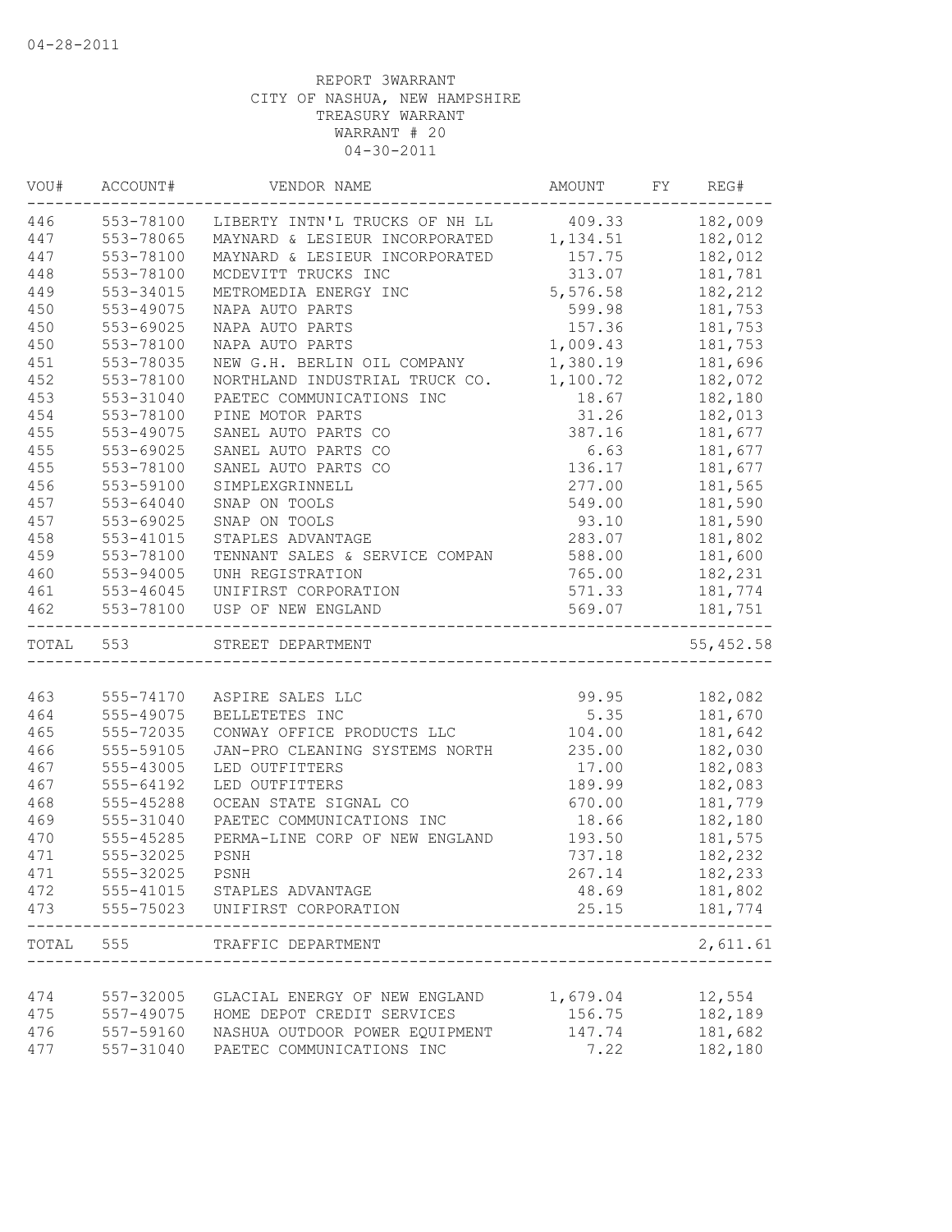04-28-2011

REPORT 3WARRANT
CITY OF NASHUA, NEW HAMPSHIRE
TREASURY WARRANT
WARRANT # 20
04-30-2011

| VOU# | ACCOUNT# | VENDOR NAME | AMOUNT | FY | REG# |
|---|---|---|---|---|---|
| 446 | 553-78100 | LIBERTY INTN'L TRUCKS OF NH LL | 409.33 | | 182,009 |
| 447 | 553-78065 | MAYNARD & LESIEUR INCORPORATED | 1,134.51 | | 182,012 |
| 447 | 553-78100 | MAYNARD & LESIEUR INCORPORATED | 157.75 | | 182,012 |
| 448 | 553-78100 | MCDEVITT TRUCKS INC | 313.07 | | 181,781 |
| 449 | 553-34015 | METROMEDIA ENERGY INC | 5,576.58 | | 182,212 |
| 450 | 553-49075 | NAPA AUTO PARTS | 599.98 | | 181,753 |
| 450 | 553-69025 | NAPA AUTO PARTS | 157.36 | | 181,753 |
| 450 | 553-78100 | NAPA AUTO PARTS | 1,009.43 | | 181,753 |
| 451 | 553-78035 | NEW G.H. BERLIN OIL COMPANY | 1,380.19 | | 181,696 |
| 452 | 553-78100 | NORTHLAND INDUSTRIAL TRUCK CO. | 1,100.72 | | 182,072 |
| 453 | 553-31040 | PAETEC COMMUNICATIONS INC | 18.67 | | 182,180 |
| 454 | 553-78100 | PINE MOTOR PARTS | 31.26 | | 182,013 |
| 455 | 553-49075 | SANEL AUTO PARTS CO | 387.16 | | 181,677 |
| 455 | 553-69025 | SANEL AUTO PARTS CO | 6.63 | | 181,677 |
| 455 | 553-78100 | SANEL AUTO PARTS CO | 136.17 | | 181,677 |
| 456 | 553-59100 | SIMPLEXGRINNELL | 277.00 | | 181,565 |
| 457 | 553-64040 | SNAP ON TOOLS | 549.00 | | 181,590 |
| 457 | 553-69025 | SNAP ON TOOLS | 93.10 | | 181,590 |
| 458 | 553-41015 | STAPLES ADVANTAGE | 283.07 | | 181,802 |
| 459 | 553-78100 | TENNANT SALES & SERVICE COMPAN | 588.00 | | 181,600 |
| 460 | 553-94005 | UNH REGISTRATION | 765.00 | | 182,231 |
| 461 | 553-46045 | UNIFIRST CORPORATION | 571.33 | | 181,774 |
| 462 | 553-78100 | USP OF NEW ENGLAND | 569.07 | | 181,751 |
| TOTAL | 553 | STREET DEPARTMENT | | | 55,452.58 |
| 463 | 555-74170 | ASPIRE SALES LLC | 99.95 | | 182,082 |
| 464 | 555-49075 | BELLETETES INC | 5.35 | | 181,670 |
| 465 | 555-72035 | CONWAY OFFICE PRODUCTS LLC | 104.00 | | 181,642 |
| 466 | 555-59105 | JAN-PRO CLEANING SYSTEMS NORTH | 235.00 | | 182,030 |
| 467 | 555-43005 | LED OUTFITTERS | 17.00 | | 182,083 |
| 467 | 555-64192 | LED OUTFITTERS | 189.99 | | 182,083 |
| 468 | 555-45288 | OCEAN STATE SIGNAL CO | 670.00 | | 181,779 |
| 469 | 555-31040 | PAETEC COMMUNICATIONS INC | 18.66 | | 182,180 |
| 470 | 555-45285 | PERMA-LINE CORP OF NEW ENGLAND | 193.50 | | 181,575 |
| 471 | 555-32025 | PSNH | 737.18 | | 182,232 |
| 471 | 555-32025 | PSNH | 267.14 | | 182,233 |
| 472 | 555-41015 | STAPLES ADVANTAGE | 48.69 | | 181,802 |
| 473 | 555-75023 | UNIFIRST CORPORATION | 25.15 | | 181,774 |
| TOTAL | 555 | TRAFFIC DEPARTMENT | | | 2,611.61 |
| 474 | 557-32005 | GLACIAL ENERGY OF NEW ENGLAND | 1,679.04 | | 12,554 |
| 475 | 557-49075 | HOME DEPOT CREDIT SERVICES | 156.75 | | 182,189 |
| 476 | 557-59160 | NASHUA OUTDOOR POWER EQUIPMENT | 147.74 | | 181,682 |
| 477 | 557-31040 | PAETEC COMMUNICATIONS INC | 7.22 | | 182,180 |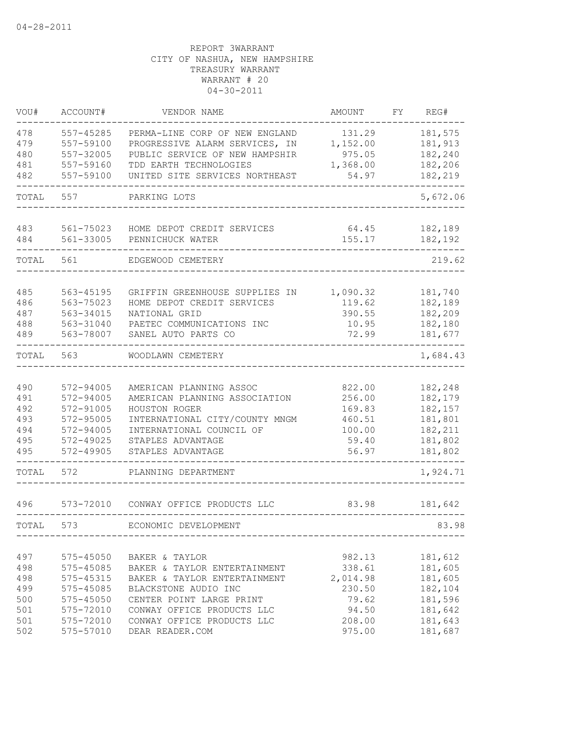04-28-2011

REPORT 3WARRANT
CITY OF NASHUA, NEW HAMPSHIRE
TREASURY WARRANT
WARRANT # 20
04-30-2011

| VOU# | ACCOUNT# | VENDOR NAME | AMOUNT | FY | REG# |
|---|---|---|---|---|---|
| 478 | 557-45285 | PERMA-LINE CORP OF NEW ENGLAND | 131.29 | | 181,575 |
| 479 | 557-59100 | PROGRESSIVE ALARM SERVICES, IN | 1,152.00 | | 181,913 |
| 480 | 557-32005 | PUBLIC SERVICE OF NEW HAMPSHIR | 975.05 | | 182,240 |
| 481 | 557-59160 | TDD EARTH TECHNOLOGIES | 1,368.00 | | 182,206 |
| 482 | 557-59100 | UNITED SITE SERVICES NORTHEAST | 54.97 | | 182,219 |
| TOTAL | 557 | PARKING LOTS | | | 5,672.06 |
| 483 | 561-75023 | HOME DEPOT CREDIT SERVICES | 64.45 | | 182,189 |
| 484 | 561-33005 | PENNICHUCK WATER | 155.17 | | 182,192 |
| TOTAL | 561 | EDGEWOOD CEMETERY | | | 219.62 |
| 485 | 563-45195 | GRIFFIN GREENHOUSE SUPPLIES IN | 1,090.32 | | 181,740 |
| 486 | 563-75023 | HOME DEPOT CREDIT SERVICES | 119.62 | | 182,189 |
| 487 | 563-34015 | NATIONAL GRID | 390.55 | | 182,209 |
| 488 | 563-31040 | PAETEC COMMUNICATIONS INC | 10.95 | | 182,180 |
| 489 | 563-78007 | SANEL AUTO PARTS CO | 72.99 | | 181,677 |
| TOTAL | 563 | WOODLAWN CEMETERY | | | 1,684.43 |
| 490 | 572-94005 | AMERICAN PLANNING ASSOC | 822.00 | | 182,248 |
| 491 | 572-94005 | AMERICAN PLANNING ASSOCIATION | 256.00 | | 182,179 |
| 492 | 572-91005 | HOUSTON ROGER | 169.83 | | 182,157 |
| 493 | 572-95005 | INTERNATIONAL CITY/COUNTY MNGM | 460.51 | | 181,801 |
| 494 | 572-94005 | INTERNATIONAL COUNCIL OF | 100.00 | | 182,211 |
| 495 | 572-49025 | STAPLES ADVANTAGE | 59.40 | | 181,802 |
| 495 | 572-49905 | STAPLES ADVANTAGE | 56.97 | | 181,802 |
| TOTAL | 572 | PLANNING DEPARTMENT | | | 1,924.71 |
| 496 | 573-72010 | CONWAY OFFICE PRODUCTS LLC | 83.98 | | 181,642 |
| TOTAL | 573 | ECONOMIC DEVELOPMENT | | | 83.98 |
| 497 | 575-45050 | BAKER & TAYLOR | 982.13 | | 181,612 |
| 498 | 575-45085 | BAKER & TAYLOR ENTERTAINMENT | 338.61 | | 181,605 |
| 498 | 575-45315 | BAKER & TAYLOR ENTERTAINMENT | 2,014.98 | | 181,605 |
| 499 | 575-45085 | BLACKSTONE AUDIO INC | 230.50 | | 182,104 |
| 500 | 575-45050 | CENTER POINT LARGE PRINT | 79.62 | | 181,596 |
| 501 | 575-72010 | CONWAY OFFICE PRODUCTS LLC | 94.50 | | 181,642 |
| 501 | 575-72010 | CONWAY OFFICE PRODUCTS LLC | 208.00 | | 181,643 |
| 502 | 575-57010 | DEAR READER.COM | 975.00 | | 181,687 |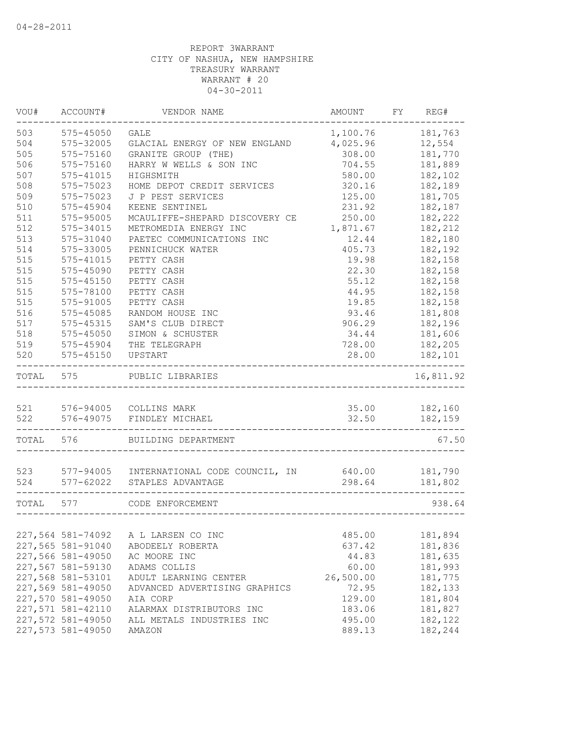04-28-2011

REPORT 3WARRANT
CITY OF NASHUA, NEW HAMPSHIRE
TREASURY WARRANT
WARRANT # 20
04-30-2011

| VOU# | ACCOUNT# | VENDOR NAME | AMOUNT | FY | REG# |
|---|---|---|---|---|---|
| 503 | 575-45050 | GALE | 1,100.76 | | 181,763 |
| 504 | 575-32005 | GLACIAL ENERGY OF NEW ENGLAND | 4,025.96 | | 12,554 |
| 505 | 575-75160 | GRANITE GROUP (THE) | 308.00 | | 181,770 |
| 506 | 575-75160 | HARRY W WELLS & SON INC | 704.55 | | 181,889 |
| 507 | 575-41015 | HIGHSMITH | 580.00 | | 182,102 |
| 508 | 575-75023 | HOME DEPOT CREDIT SERVICES | 320.16 | | 182,189 |
| 509 | 575-75023 | J P PEST SERVICES | 125.00 | | 181,705 |
| 510 | 575-45904 | KEENE SENTINEL | 231.92 | | 182,187 |
| 511 | 575-95005 | MCAULIFFE-SHEPARD DISCOVERY CE | 250.00 | | 182,222 |
| 512 | 575-34015 | METROMEDIA ENERGY INC | 1,871.67 | | 182,212 |
| 513 | 575-31040 | PAETEC COMMUNICATIONS INC | 12.44 | | 182,180 |
| 514 | 575-33005 | PENNICHUCK WATER | 405.73 | | 182,192 |
| 515 | 575-41015 | PETTY CASH | 19.98 | | 182,158 |
| 515 | 575-45090 | PETTY CASH | 22.30 | | 182,158 |
| 515 | 575-45150 | PETTY CASH | 55.12 | | 182,158 |
| 515 | 575-78100 | PETTY CASH | 44.95 | | 182,158 |
| 515 | 575-91005 | PETTY CASH | 19.85 | | 182,158 |
| 516 | 575-45085 | RANDOM HOUSE INC | 93.46 | | 181,808 |
| 517 | 575-45315 | SAM'S CLUB DIRECT | 906.29 | | 182,196 |
| 518 | 575-45050 | SIMON & SCHUSTER | 34.44 | | 181,606 |
| 519 | 575-45904 | THE TELEGRAPH | 728.00 | | 182,205 |
| 520 | 575-45150 | UPSTART | 28.00 | | 182,101 |
| TOTAL | 575 | PUBLIC LIBRARIES | | | 16,811.92 |
| 521 | 576-94005 | COLLINS MARK | 35.00 | | 182,160 |
| 522 | 576-49075 | FINDLEY MICHAEL | 32.50 | | 182,159 |
| TOTAL | 576 | BUILDING DEPARTMENT | | | 67.50 |
| 523 | 577-94005 | INTERNATIONAL CODE COUNCIL, IN | 640.00 | | 181,790 |
| 524 | 577-62022 | STAPLES ADVANTAGE | 298.64 | | 181,802 |
| TOTAL | 577 | CODE ENFORCEMENT | | | 938.64 |
| 227,564 | 581-74092 | A L LARSEN CO INC | 485.00 | | 181,894 |
| 227,565 | 581-91040 | ABODEELY ROBERTA | 637.42 | | 181,836 |
| 227,566 | 581-49050 | AC MOORE INC | 44.83 | | 181,635 |
| 227,567 | 581-59130 | ADAMS COLLIS | 60.00 | | 181,993 |
| 227,568 | 581-53101 | ADULT LEARNING CENTER | 26,500.00 | | 181,775 |
| 227,569 | 581-49050 | ADVANCED ADVERTISING GRAPHICS | 72.95 | | 182,133 |
| 227,570 | 581-49050 | AIA CORP | 129.00 | | 181,804 |
| 227,571 | 581-42110 | ALARMAX DISTRIBUTORS INC | 183.06 | | 181,827 |
| 227,572 | 581-49050 | ALL METALS INDUSTRIES INC | 495.00 | | 182,122 |
| 227,573 | 581-49050 | AMAZON | 889.13 | | 182,244 |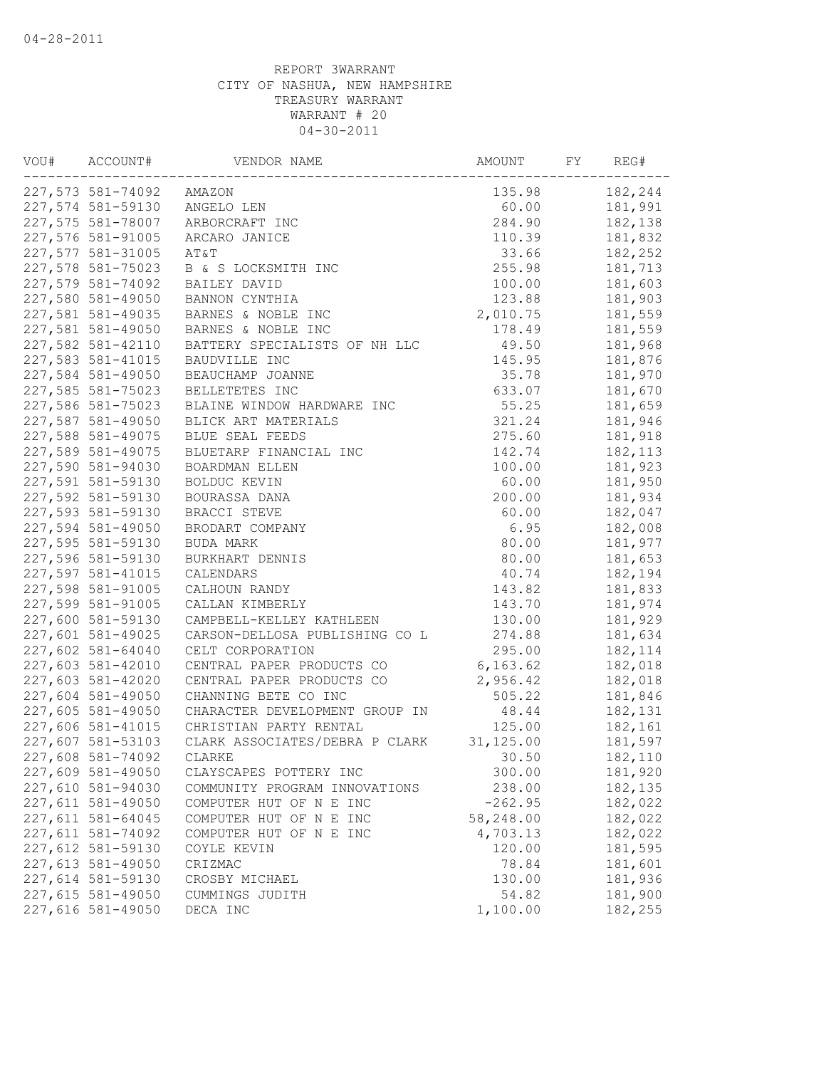04-28-2011

REPORT 3WARRANT
CITY OF NASHUA, NEW HAMPSHIRE
TREASURY WARRANT
WARRANT # 20
04-30-2011

| VOU# | ACCOUNT# | VENDOR NAME | AMOUNT | FY | REG# |
|---|---|---|---|---|---|
| 227,573 | 581-74092 | AMAZON | 135.98 | | 182,244 |
| 227,574 | 581-59130 | ANGELO LEN | 60.00 | | 181,991 |
| 227,575 | 581-78007 | ARBORCRAFT INC | 284.90 | | 182,138 |
| 227,576 | 581-91005 | ARCARO JANICE | 110.39 | | 181,832 |
| 227,577 | 581-31005 | AT&T | 33.66 | | 182,252 |
| 227,578 | 581-75023 | B & S LOCKSMITH INC | 255.98 | | 181,713 |
| 227,579 | 581-74092 | BAILEY DAVID | 100.00 | | 181,603 |
| 227,580 | 581-49050 | BANNON CYNTHIA | 123.88 | | 181,903 |
| 227,581 | 581-49035 | BARNES & NOBLE INC | 2,010.75 | | 181,559 |
| 227,581 | 581-49050 | BARNES & NOBLE INC | 178.49 | | 181,559 |
| 227,582 | 581-42110 | BATTERY SPECIALISTS OF NH LLC | 49.50 | | 181,968 |
| 227,583 | 581-41015 | BAUDVILLE INC | 145.95 | | 181,876 |
| 227,584 | 581-49050 | BEAUCHAMP JOANNE | 35.78 | | 181,970 |
| 227,585 | 581-75023 | BELLETETES INC | 633.07 | | 181,670 |
| 227,586 | 581-75023 | BLAINE WINDOW HARDWARE INC | 55.25 | | 181,659 |
| 227,587 | 581-49050 | BLICK ART MATERIALS | 321.24 | | 181,946 |
| 227,588 | 581-49075 | BLUE SEAL FEEDS | 275.60 | | 181,918 |
| 227,589 | 581-49075 | BLUETARP FINANCIAL INC | 142.74 | | 182,113 |
| 227,590 | 581-94030 | BOARDMAN ELLEN | 100.00 | | 181,923 |
| 227,591 | 581-59130 | BOLDUC KEVIN | 60.00 | | 181,950 |
| 227,592 | 581-59130 | BOURASSA DANA | 200.00 | | 181,934 |
| 227,593 | 581-59130 | BRACCI STEVE | 60.00 | | 182,047 |
| 227,594 | 581-49050 | BRODART COMPANY | 6.95 | | 182,008 |
| 227,595 | 581-59130 | BUDA MARK | 80.00 | | 181,977 |
| 227,596 | 581-59130 | BURKHART DENNIS | 80.00 | | 181,653 |
| 227,597 | 581-41015 | CALENDARS | 40.74 | | 182,194 |
| 227,598 | 581-91005 | CALHOUN RANDY | 143.82 | | 181,833 |
| 227,599 | 581-91005 | CALLAN KIMBERLY | 143.70 | | 181,974 |
| 227,600 | 581-59130 | CAMPBELL-KELLEY KATHLEEN | 130.00 | | 181,929 |
| 227,601 | 581-49025 | CARSON-DELLOSA PUBLISHING CO L | 274.88 | | 181,634 |
| 227,602 | 581-64040 | CELT CORPORATION | 295.00 | | 182,114 |
| 227,603 | 581-42010 | CENTRAL PAPER PRODUCTS CO | 6,163.62 | | 182,018 |
| 227,603 | 581-42020 | CENTRAL PAPER PRODUCTS CO | 2,956.42 | | 182,018 |
| 227,604 | 581-49050 | CHANNING BETE CO INC | 505.22 | | 181,846 |
| 227,605 | 581-49050 | CHARACTER DEVELOPMENT GROUP IN | 48.44 | | 182,131 |
| 227,606 | 581-41015 | CHRISTIAN PARTY RENTAL | 125.00 | | 182,161 |
| 227,607 | 581-53103 | CLARK ASSOCIATES/DEBRA P CLARK | 31,125.00 | | 181,597 |
| 227,608 | 581-74092 | CLARKE | 30.50 | | 182,110 |
| 227,609 | 581-49050 | CLAYSCAPES POTTERY INC | 300.00 | | 181,920 |
| 227,610 | 581-94030 | COMMUNITY PROGRAM INNOVATIONS | 238.00 | | 182,135 |
| 227,611 | 581-49050 | COMPUTER HUT OF N E INC | -262.95 | | 182,022 |
| 227,611 | 581-64045 | COMPUTER HUT OF N E INC | 58,248.00 | | 182,022 |
| 227,611 | 581-74092 | COMPUTER HUT OF N E INC | 4,703.13 | | 182,022 |
| 227,612 | 581-59130 | COYLE KEVIN | 120.00 | | 181,595 |
| 227,613 | 581-49050 | CRIZMAC | 78.84 | | 181,601 |
| 227,614 | 581-59130 | CROSBY MICHAEL | 130.00 | | 181,936 |
| 227,615 | 581-49050 | CUMMINGS JUDITH | 54.82 | | 181,900 |
| 227,616 | 581-49050 | DECA INC | 1,100.00 | | 182,255 |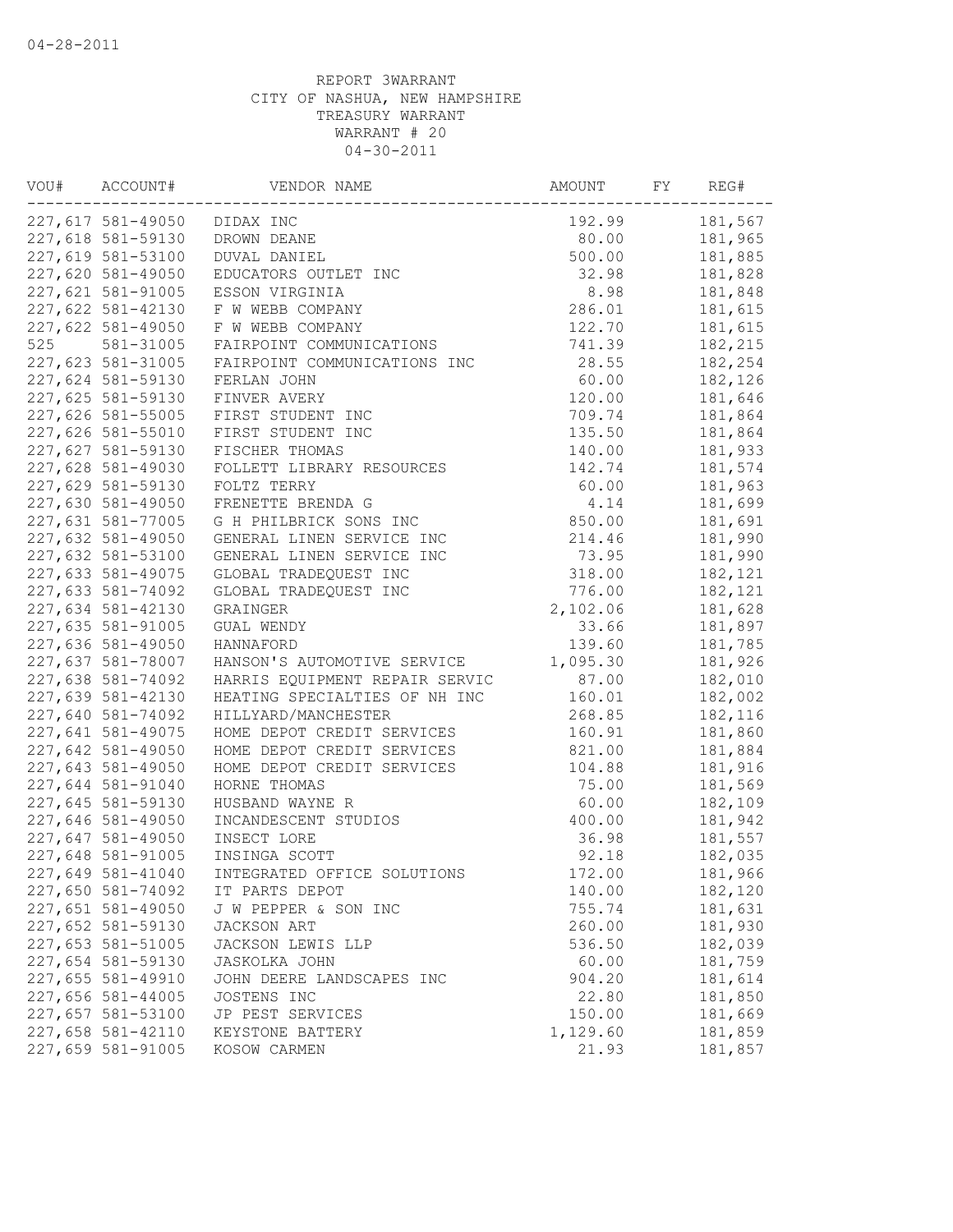04-28-2011

REPORT 3WARRANT
CITY OF NASHUA, NEW HAMPSHIRE
TREASURY WARRANT
WARRANT # 20
04-30-2011

| VOU# | ACCOUNT# | VENDOR NAME | AMOUNT | FY | REG# |
|---|---|---|---|---|---|
| 227,617 | 581-49050 | DIDAX INC | 192.99 | | 181,567 |
| 227,618 | 581-59130 | DROWN DEANE | 80.00 | | 181,965 |
| 227,619 | 581-53100 | DUVAL DANIEL | 500.00 | | 181,885 |
| 227,620 | 581-49050 | EDUCATORS OUTLET INC | 32.98 | | 181,828 |
| 227,621 | 581-91005 | ESSON VIRGINIA | 8.98 | | 181,848 |
| 227,622 | 581-42130 | F W WEBB COMPANY | 286.01 | | 181,615 |
| 227,622 | 581-49050 | F W WEBB COMPANY | 122.70 | | 181,615 |
| 525 | 581-31005 | FAIRPOINT COMMUNICATIONS | 741.39 | | 182,215 |
| 227,623 | 581-31005 | FAIRPOINT COMMUNICATIONS INC | 28.55 | | 182,254 |
| 227,624 | 581-59130 | FERLAN JOHN | 60.00 | | 182,126 |
| 227,625 | 581-59130 | FINVER AVERY | 120.00 | | 181,646 |
| 227,626 | 581-55005 | FIRST STUDENT INC | 709.74 | | 181,864 |
| 227,626 | 581-55010 | FIRST STUDENT INC | 135.50 | | 181,864 |
| 227,627 | 581-59130 | FISCHER THOMAS | 140.00 | | 181,933 |
| 227,628 | 581-49030 | FOLLETT LIBRARY RESOURCES | 142.74 | | 181,574 |
| 227,629 | 581-59130 | FOLTZ TERRY | 60.00 | | 181,963 |
| 227,630 | 581-49050 | FRENETTE BRENDA G | 4.14 | | 181,699 |
| 227,631 | 581-77005 | G H PHILBRICK SONS INC | 850.00 | | 181,691 |
| 227,632 | 581-49050 | GENERAL LINEN SERVICE INC | 214.46 | | 181,990 |
| 227,632 | 581-53100 | GENERAL LINEN SERVICE INC | 73.95 | | 181,990 |
| 227,633 | 581-49075 | GLOBAL TRADEQUEST INC | 318.00 | | 182,121 |
| 227,633 | 581-74092 | GLOBAL TRADEQUEST INC | 776.00 | | 182,121 |
| 227,634 | 581-42130 | GRAINGER | 2,102.06 | | 181,628 |
| 227,635 | 581-91005 | GUAL WENDY | 33.66 | | 181,897 |
| 227,636 | 581-49050 | HANNAFORD | 139.60 | | 181,785 |
| 227,637 | 581-78007 | HANSON'S AUTOMOTIVE SERVICE | 1,095.30 | | 181,926 |
| 227,638 | 581-74092 | HARRIS EQUIPMENT REPAIR SERVIC | 87.00 | | 182,010 |
| 227,639 | 581-42130 | HEATING SPECIALTIES OF NH INC | 160.01 | | 182,002 |
| 227,640 | 581-74092 | HILLYARD/MANCHESTER | 268.85 | | 182,116 |
| 227,641 | 581-49075 | HOME DEPOT CREDIT SERVICES | 160.91 | | 181,860 |
| 227,642 | 581-49050 | HOME DEPOT CREDIT SERVICES | 821.00 | | 181,884 |
| 227,643 | 581-49050 | HOME DEPOT CREDIT SERVICES | 104.88 | | 181,916 |
| 227,644 | 581-91040 | HORNE THOMAS | 75.00 | | 181,569 |
| 227,645 | 581-59130 | HUSBAND WAYNE R | 60.00 | | 182,109 |
| 227,646 | 581-49050 | INCANDESCENT STUDIOS | 400.00 | | 181,942 |
| 227,647 | 581-49050 | INSECT LORE | 36.98 | | 181,557 |
| 227,648 | 581-91005 | INSINGA SCOTT | 92.18 | | 182,035 |
| 227,649 | 581-41040 | INTEGRATED OFFICE SOLUTIONS | 172.00 | | 181,966 |
| 227,650 | 581-74092 | IT PARTS DEPOT | 140.00 | | 182,120 |
| 227,651 | 581-49050 | J W PEPPER & SON INC | 755.74 | | 181,631 |
| 227,652 | 581-59130 | JACKSON ART | 260.00 | | 181,930 |
| 227,653 | 581-51005 | JACKSON LEWIS LLP | 536.50 | | 182,039 |
| 227,654 | 581-59130 | JASKOLKA JOHN | 60.00 | | 181,759 |
| 227,655 | 581-49910 | JOHN DEERE LANDSCAPES INC | 904.20 | | 181,614 |
| 227,656 | 581-44005 | JOSTENS INC | 22.80 | | 181,850 |
| 227,657 | 581-53100 | JP PEST SERVICES | 150.00 | | 181,669 |
| 227,658 | 581-42110 | KEYSTONE BATTERY | 1,129.60 | | 181,859 |
| 227,659 | 581-91005 | KOSOW CARMEN | 21.93 | | 181,857 |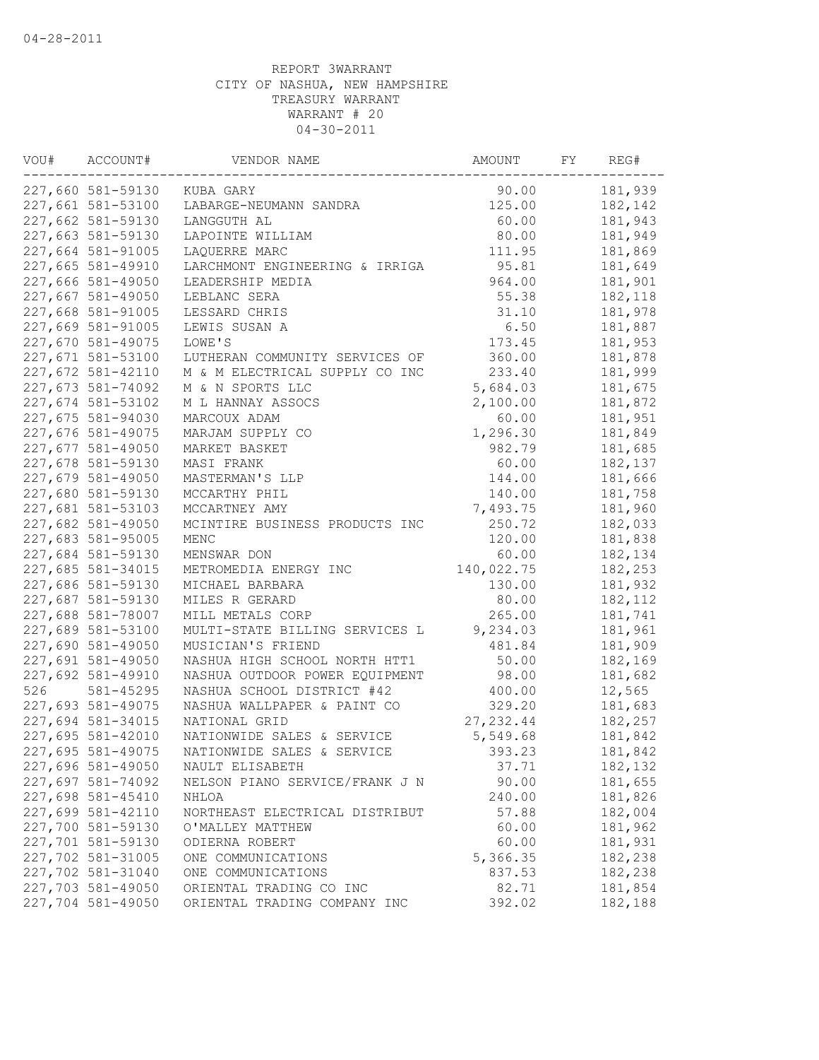04-28-2011

REPORT 3WARRANT
CITY OF NASHUA, NEW HAMPSHIRE
TREASURY WARRANT
WARRANT # 20
04-30-2011

| VOU# | ACCOUNT# | VENDOR NAME | AMOUNT | FY | REG# |
|---|---|---|---|---|---|
| 227,660 | 581-59130 | KUBA GARY | 90.00 | | 181,939 |
| 227,661 | 581-53100 | LABARGE-NEUMANN SANDRA | 125.00 | | 182,142 |
| 227,662 | 581-59130 | LANGGUTH AL | 60.00 | | 181,943 |
| 227,663 | 581-59130 | LAPOINTE WILLIAM | 80.00 | | 181,949 |
| 227,664 | 581-91005 | LAQUERRE MARC | 111.95 | | 181,869 |
| 227,665 | 581-49910 | LARCHMONT ENGINEERING & IRRIGA | 95.81 | | 181,649 |
| 227,666 | 581-49050 | LEADERSHIP MEDIA | 964.00 | | 181,901 |
| 227,667 | 581-49050 | LEBLANC SERA | 55.38 | | 182,118 |
| 227,668 | 581-91005 | LESSARD CHRIS | 31.10 | | 181,978 |
| 227,669 | 581-91005 | LEWIS SUSAN A | 6.50 | | 181,887 |
| 227,670 | 581-49075 | LOWE'S | 173.45 | | 181,953 |
| 227,671 | 581-53100 | LUTHERAN COMMUNITY SERVICES OF | 360.00 | | 181,878 |
| 227,672 | 581-42110 | M & M ELECTRICAL SUPPLY CO INC | 233.40 | | 181,999 |
| 227,673 | 581-74092 | M & N SPORTS LLC | 5,684.03 | | 181,675 |
| 227,674 | 581-53102 | M L HANNAY ASSOCS | 2,100.00 | | 181,872 |
| 227,675 | 581-94030 | MARCOUX ADAM | 60.00 | | 181,951 |
| 227,676 | 581-49075 | MARJAM SUPPLY CO | 1,296.30 | | 181,849 |
| 227,677 | 581-49050 | MARKET BASKET | 982.79 | | 181,685 |
| 227,678 | 581-59130 | MASI FRANK | 60.00 | | 182,137 |
| 227,679 | 581-49050 | MASTERMAN'S LLP | 144.00 | | 181,666 |
| 227,680 | 581-59130 | MCCARTHY PHIL | 140.00 | | 181,758 |
| 227,681 | 581-53103 | MCCARTNEY AMY | 7,493.75 | | 181,960 |
| 227,682 | 581-49050 | MCINTIRE BUSINESS PRODUCTS INC | 250.72 | | 182,033 |
| 227,683 | 581-95005 | MENC | 120.00 | | 181,838 |
| 227,684 | 581-59130 | MENSWAR DON | 60.00 | | 182,134 |
| 227,685 | 581-34015 | METROMEDIA ENERGY INC | 140,022.75 | | 182,253 |
| 227,686 | 581-59130 | MICHAEL BARBARA | 130.00 | | 181,932 |
| 227,687 | 581-59130 | MILES R GERARD | 80.00 | | 182,112 |
| 227,688 | 581-78007 | MILL METALS CORP | 265.00 | | 181,741 |
| 227,689 | 581-53100 | MULTI-STATE BILLING SERVICES L | 9,234.03 | | 181,961 |
| 227,690 | 581-49050 | MUSICIAN'S FRIEND | 481.84 | | 181,909 |
| 227,691 | 581-49050 | NASHUA HIGH SCHOOL NORTH HTT1 | 50.00 | | 182,169 |
| 227,692 | 581-49910 | NASHUA OUTDOOR POWER EQUIPMENT | 98.00 | | 181,682 |
| 526 | 581-45295 | NASHUA SCHOOL DISTRICT #42 | 400.00 | | 12,565 |
| 227,693 | 581-49075 | NASHUA WALLPAPER & PAINT CO | 329.20 | | 181,683 |
| 227,694 | 581-34015 | NATIONAL GRID | 27,232.44 | | 182,257 |
| 227,695 | 581-42010 | NATIONWIDE SALES & SERVICE | 5,549.68 | | 181,842 |
| 227,695 | 581-49075 | NATIONWIDE SALES & SERVICE | 393.23 | | 181,842 |
| 227,696 | 581-49050 | NAULT ELISABETH | 37.71 | | 182,132 |
| 227,697 | 581-74092 | NELSON PIANO SERVICE/FRANK J N | 90.00 | | 181,655 |
| 227,698 | 581-45410 | NHLOA | 240.00 | | 181,826 |
| 227,699 | 581-42110 | NORTHEAST ELECTRICAL DISTRIBUT | 57.88 | | 182,004 |
| 227,700 | 581-59130 | O'MALLEY MATTHEW | 60.00 | | 181,962 |
| 227,701 | 581-59130 | ODIERNA ROBERT | 60.00 | | 181,931 |
| 227,702 | 581-31005 | ONE COMMUNICATIONS | 5,366.35 | | 182,238 |
| 227,702 | 581-31040 | ONE COMMUNICATIONS | 837.53 | | 182,238 |
| 227,703 | 581-49050 | ORIENTAL TRADING CO INC | 82.71 | | 181,854 |
| 227,704 | 581-49050 | ORIENTAL TRADING COMPANY INC | 392.02 | | 182,188 |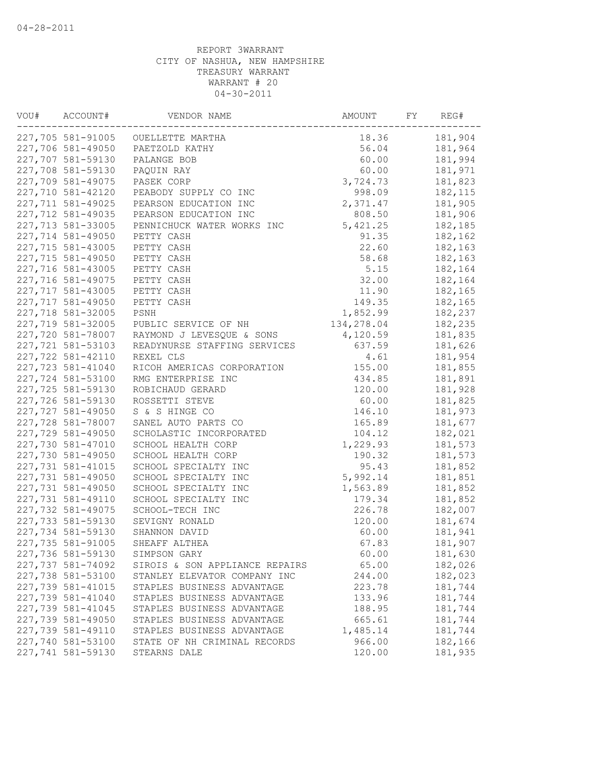04-28-2011

REPORT 3WARRANT
CITY OF NASHUA, NEW HAMPSHIRE
TREASURY WARRANT
WARRANT # 20
04-30-2011

| VOU# | ACCOUNT# | VENDOR NAME | AMOUNT | FY | REG# |
|---|---|---|---|---|---|
| 227,705 | 581-91005 | OUELLETTE MARTHA | 18.36 | | 181,904 |
| 227,706 | 581-49050 | PAETZOLD KATHY | 56.04 | | 181,964 |
| 227,707 | 581-59130 | PALANGE BOB | 60.00 | | 181,994 |
| 227,708 | 581-59130 | PAQUIN RAY | 60.00 | | 181,971 |
| 227,709 | 581-49075 | PASEK CORP | 3,724.73 | | 181,823 |
| 227,710 | 581-42120 | PEABODY SUPPLY CO INC | 998.09 | | 182,115 |
| 227,711 | 581-49025 | PEARSON EDUCATION INC | 2,371.47 | | 181,905 |
| 227,712 | 581-49035 | PEARSON EDUCATION INC | 808.50 | | 181,906 |
| 227,713 | 581-33005 | PENNICHUCK WATER WORKS INC | 5,421.25 | | 182,185 |
| 227,714 | 581-49050 | PETTY CASH | 91.35 | | 182,162 |
| 227,715 | 581-43005 | PETTY CASH | 22.60 | | 182,163 |
| 227,715 | 581-49050 | PETTY CASH | 58.68 | | 182,163 |
| 227,716 | 581-43005 | PETTY CASH | 5.15 | | 182,164 |
| 227,716 | 581-49075 | PETTY CASH | 32.00 | | 182,164 |
| 227,717 | 581-43005 | PETTY CASH | 11.90 | | 182,165 |
| 227,717 | 581-49050 | PETTY CASH | 149.35 | | 182,165 |
| 227,718 | 581-32005 | PSNH | 1,852.99 | | 182,237 |
| 227,719 | 581-32005 | PUBLIC SERVICE OF NH | 134,278.04 | | 182,235 |
| 227,720 | 581-78007 | RAYMOND J LEVESQUE & SONS | 4,120.59 | | 181,835 |
| 227,721 | 581-53103 | READYNURSE STAFFING SERVICES | 637.59 | | 181,626 |
| 227,722 | 581-42110 | REXEL CLS | 4.61 | | 181,954 |
| 227,723 | 581-41040 | RICOH AMERICAS CORPORATION | 155.00 | | 181,855 |
| 227,724 | 581-53100 | RMG ENTERPRISE INC | 434.85 | | 181,891 |
| 227,725 | 581-59130 | ROBICHAUD GERARD | 120.00 | | 181,928 |
| 227,726 | 581-59130 | ROSSETTI STEVE | 60.00 | | 181,825 |
| 227,727 | 581-49050 | S & S HINGE CO | 146.10 | | 181,973 |
| 227,728 | 581-78007 | SANEL AUTO PARTS CO | 165.89 | | 181,677 |
| 227,729 | 581-49050 | SCHOLASTIC INCORPORATED | 104.12 | | 182,021 |
| 227,730 | 581-47010 | SCHOOL HEALTH CORP | 1,229.93 | | 181,573 |
| 227,730 | 581-49050 | SCHOOL HEALTH CORP | 190.32 | | 181,573 |
| 227,731 | 581-41015 | SCHOOL SPECIALTY INC | 95.43 | | 181,852 |
| 227,731 | 581-49050 | SCHOOL SPECIALTY INC | 5,992.14 | | 181,851 |
| 227,731 | 581-49050 | SCHOOL SPECIALTY INC | 1,563.89 | | 181,852 |
| 227,731 | 581-49110 | SCHOOL SPECIALTY INC | 179.34 | | 181,852 |
| 227,732 | 581-49075 | SCHOOL-TECH INC | 226.78 | | 182,007 |
| 227,733 | 581-59130 | SEVIGNY RONALD | 120.00 | | 181,674 |
| 227,734 | 581-59130 | SHANNON DAVID | 60.00 | | 181,941 |
| 227,735 | 581-91005 | SHEAFF ALTHEA | 67.83 | | 181,907 |
| 227,736 | 581-59130 | SIMPSON GARY | 60.00 | | 181,630 |
| 227,737 | 581-74092 | SIROIS & SON APPLIANCE REPAIRS | 65.00 | | 182,026 |
| 227,738 | 581-53100 | STANLEY ELEVATOR COMPANY INC | 244.00 | | 182,023 |
| 227,739 | 581-41015 | STAPLES BUSINESS ADVANTAGE | 223.78 | | 181,744 |
| 227,739 | 581-41040 | STAPLES BUSINESS ADVANTAGE | 133.96 | | 181,744 |
| 227,739 | 581-41045 | STAPLES BUSINESS ADVANTAGE | 188.95 | | 181,744 |
| 227,739 | 581-49050 | STAPLES BUSINESS ADVANTAGE | 665.61 | | 181,744 |
| 227,739 | 581-49110 | STAPLES BUSINESS ADVANTAGE | 1,485.14 | | 181,744 |
| 227,740 | 581-53100 | STATE OF NH CRIMINAL RECORDS | 966.00 | | 182,166 |
| 227,741 | 581-59130 | STEARNS DALE | 120.00 | | 181,935 |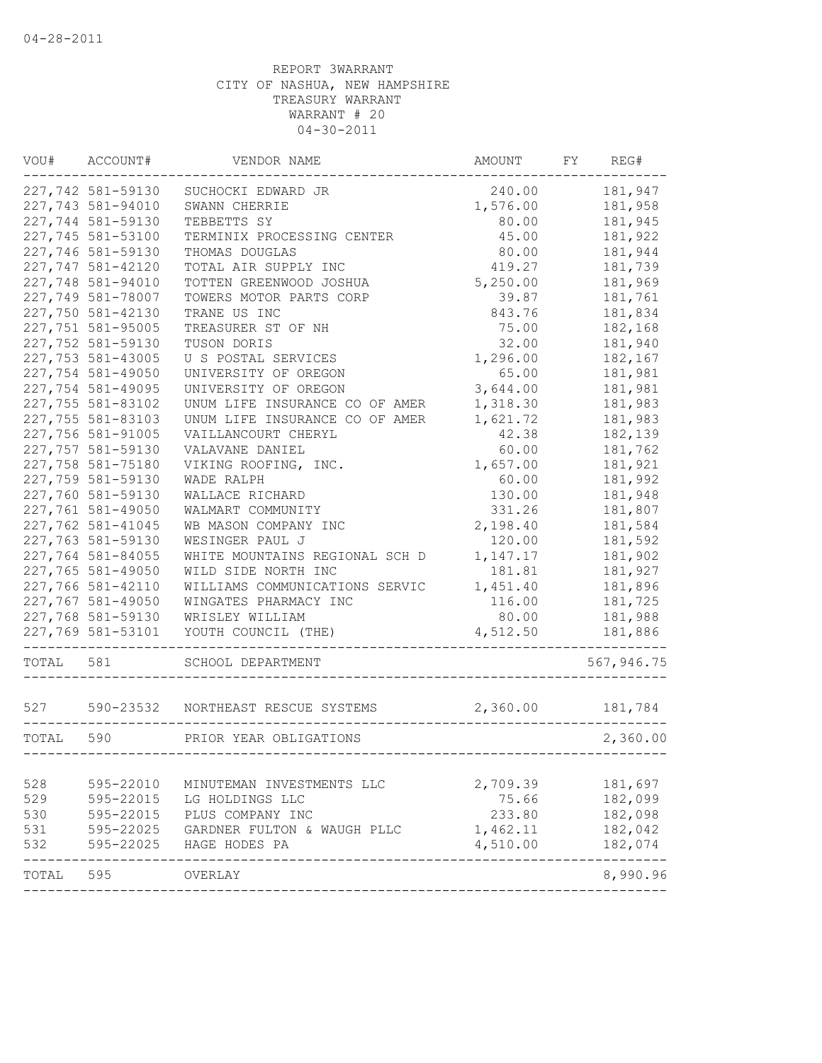04-28-2011

REPORT 3WARRANT
CITY OF NASHUA, NEW HAMPSHIRE
TREASURY WARRANT
WARRANT # 20
04-30-2011

| VOU# | ACCOUNT# | VENDOR NAME | AMOUNT | FY | REG# |
|---|---|---|---|---|---|
| 227,742 | 581-59130 | SUCHOCKI EDWARD JR | 240.00 | | 181,947 |
| 227,743 | 581-94010 | SWANN CHERRIE | 1,576.00 | | 181,958 |
| 227,744 | 581-59130 | TEBBETTS SY | 80.00 | | 181,945 |
| 227,745 | 581-53100 | TERMINIX PROCESSING CENTER | 45.00 | | 181,922 |
| 227,746 | 581-59130 | THOMAS DOUGLAS | 80.00 | | 181,944 |
| 227,747 | 581-42120 | TOTAL AIR SUPPLY INC | 419.27 | | 181,739 |
| 227,748 | 581-94010 | TOTTEN GREENWOOD JOSHUA | 5,250.00 | | 181,969 |
| 227,749 | 581-78007 | TOWERS MOTOR PARTS CORP | 39.87 | | 181,761 |
| 227,750 | 581-42130 | TRANE US INC | 843.76 | | 181,834 |
| 227,751 | 581-95005 | TREASURER ST OF NH | 75.00 | | 182,168 |
| 227,752 | 581-59130 | TUSON DORIS | 32.00 | | 181,940 |
| 227,753 | 581-43005 | U S POSTAL SERVICES | 1,296.00 | | 182,167 |
| 227,754 | 581-49050 | UNIVERSITY OF OREGON | 65.00 | | 181,981 |
| 227,754 | 581-49095 | UNIVERSITY OF OREGON | 3,644.00 | | 181,981 |
| 227,755 | 581-83102 | UNUM LIFE INSURANCE CO OF AMER | 1,318.30 | | 181,983 |
| 227,755 | 581-83103 | UNUM LIFE INSURANCE CO OF AMER | 1,621.72 | | 181,983 |
| 227,756 | 581-91005 | VAILLANCOURT CHERYL | 42.38 | | 182,139 |
| 227,757 | 581-59130 | VALAVANE DANIEL | 60.00 | | 181,762 |
| 227,758 | 581-75180 | VIKING ROOFING, INC. | 1,657.00 | | 181,921 |
| 227,759 | 581-59130 | WADE RALPH | 60.00 | | 181,992 |
| 227,760 | 581-59130 | WALLACE RICHARD | 130.00 | | 181,948 |
| 227,761 | 581-49050 | WALMART COMMUNITY | 331.26 | | 181,807 |
| 227,762 | 581-41045 | WB MASON COMPANY INC | 2,198.40 | | 181,584 |
| 227,763 | 581-59130 | WESINGER PAUL J | 120.00 | | 181,592 |
| 227,764 | 581-84055 | WHITE MOUNTAINS REGIONAL SCH D | 1,147.17 | | 181,902 |
| 227,765 | 581-49050 | WILD SIDE NORTH INC | 181.81 | | 181,927 |
| 227,766 | 581-42110 | WILLIAMS COMMUNICATIONS SERVIC | 1,451.40 | | 181,896 |
| 227,767 | 581-49050 | WINGATES PHARMACY INC | 116.00 | | 181,725 |
| 227,768 | 581-59130 | WRISLEY WILLIAM | 80.00 | | 181,988 |
| 227,769 | 581-53101 | YOUTH COUNCIL (THE) | 4,512.50 | | 181,886 |
| TOTAL | 581 | SCHOOL DEPARTMENT | | | 567,946.75 |
| 527 | 590-23532 | NORTHEAST RESCUE SYSTEMS | 2,360.00 | | 181,784 |
| TOTAL | 590 | PRIOR YEAR OBLIGATIONS | | | 2,360.00 |
| 528 | 595-22010 | MINUTEMAN INVESTMENTS LLC | 2,709.39 | | 181,697 |
| 529 | 595-22015 | LG HOLDINGS LLC | 75.66 | | 182,099 |
| 530 | 595-22015 | PLUS COMPANY INC | 233.80 | | 182,098 |
| 531 | 595-22025 | GARDNER FULTON & WAUGH PLLC | 1,462.11 | | 182,042 |
| 532 | 595-22025 | HAGE HODES PA | 4,510.00 | | 182,074 |
| TOTAL | 595 | OVERLAY | | | 8,990.96 |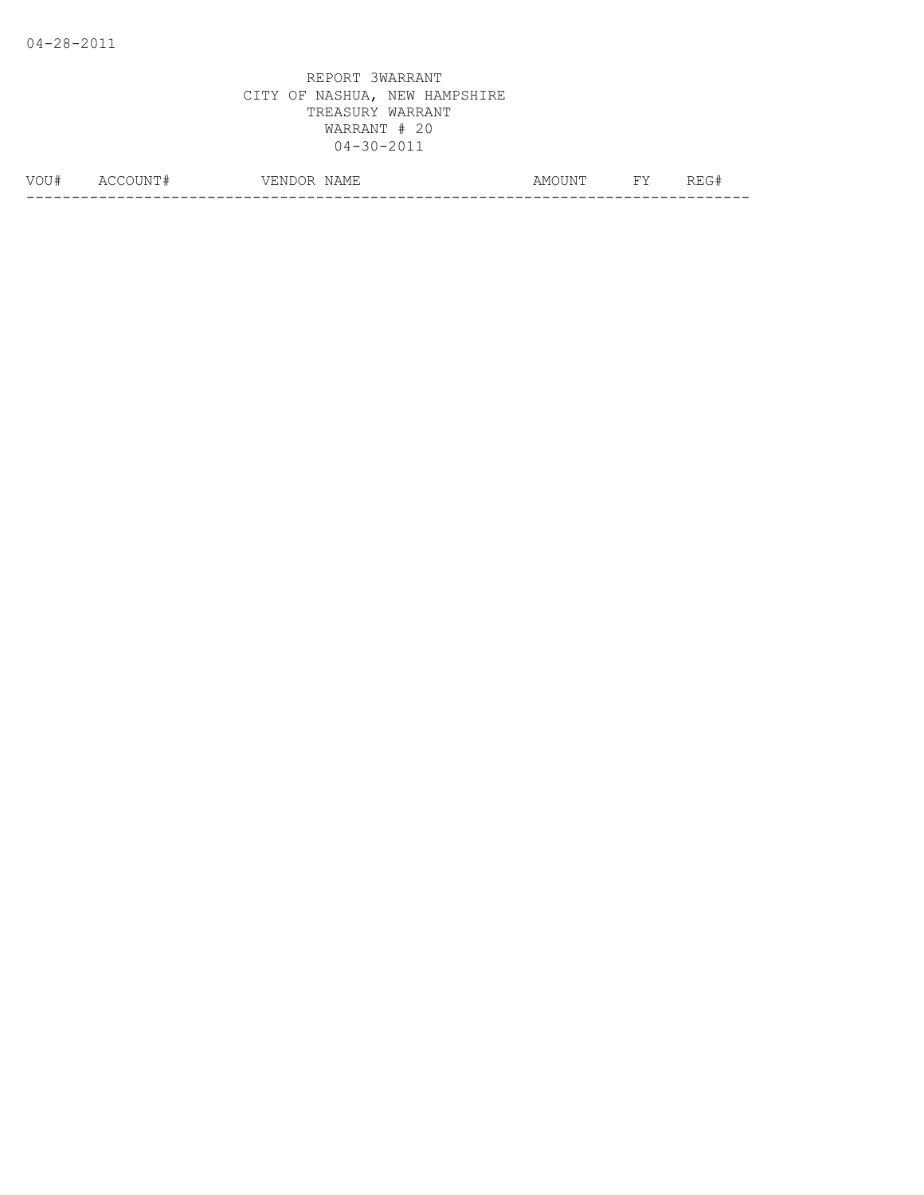04-28-2011

REPORT 3WARRANT
CITY OF NASHUA, NEW HAMPSHIRE
TREASURY WARRANT
WARRANT # 20
04-30-2011

| VOU# | ACCOUNT# | VENDOR NAME | AMOUNT | FY | REG# |
|---|---|---|---|---|---|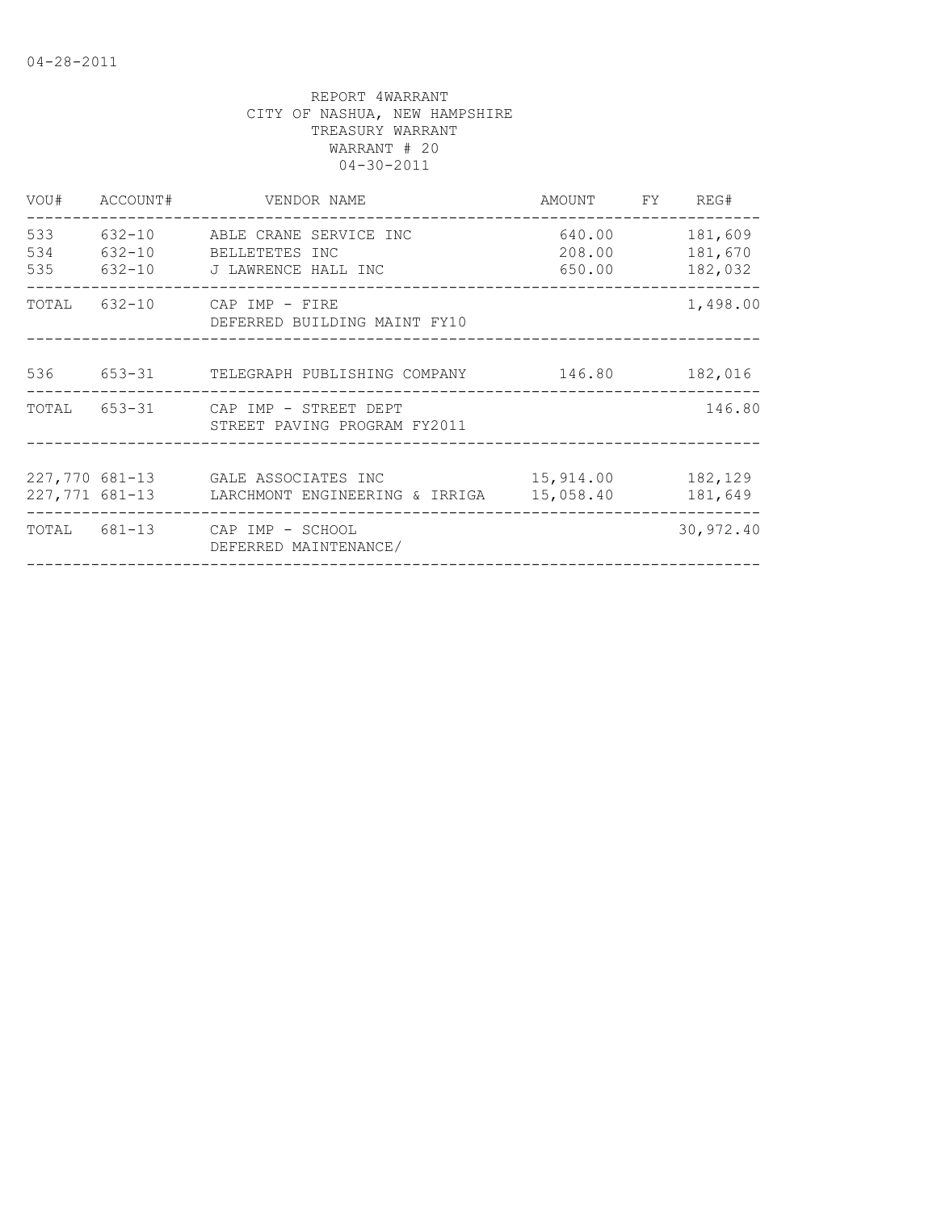04-28-2011

REPORT 4WARRANT
CITY OF NASHUA, NEW HAMPSHIRE
TREASURY WARRANT
WARRANT # 20
04-30-2011

| VOU# | ACCOUNT# | VENDOR NAME | AMOUNT | FY | REG# |
|---|---|---|---|---|---|
| 533 | 632-10 | ABLE CRANE SERVICE INC | 640.00 | | 181,609 |
| 534 | 632-10 | BELLETETES INC | 208.00 | | 181,670 |
| 535 | 632-10 | J LAWRENCE HALL INC | 650.00 | | 182,032 |
| TOTAL | 632-10 | CAP IMP - FIRE<br>DEFERRED BUILDING MAINT FY10 | | | 1,498.00 |
| 536 | 653-31 | TELEGRAPH PUBLISHING COMPANY | 146.80 | | 182,016 |
| TOTAL | 653-31 | CAP IMP - STREET DEPT<br>STREET PAVING PROGRAM FY2011 | | | 146.80 |
| 227,770 | 681-13 | GALE ASSOCIATES INC | 15,914.00 | | 182,129 |
| 227,771 | 681-13 | LARCHMONT ENGINEERING & IRRIGA | 15,058.40 | | 181,649 |
| TOTAL | 681-13 | CAP IMP - SCHOOL<br>DEFERRED MAINTENANCE/ | | | 30,972.40 |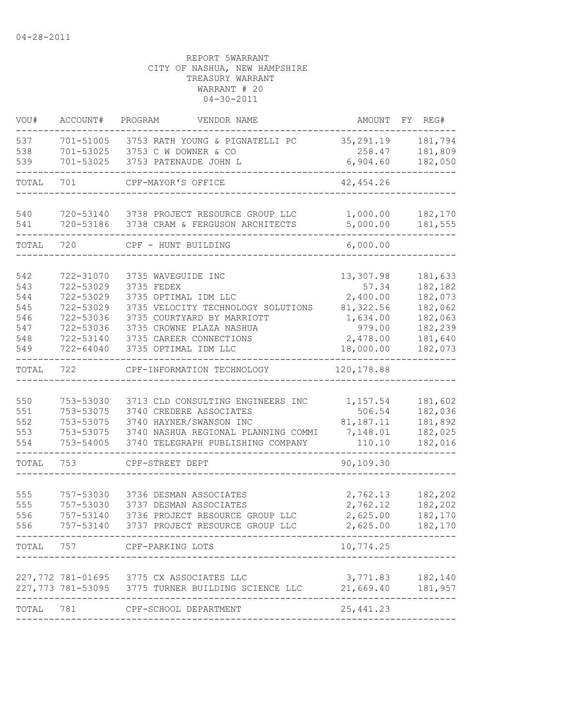04-28-2011

REPORT 5WARRANT
CITY OF NASHUA, NEW HAMPSHIRE
TREASURY WARRANT
WARRANT # 20
04-30-2011

| VOU# | ACCOUNT# | PROGRAM | VENDOR NAME | AMOUNT | FY | REG# |
|---|---|---|---|---|---|---|
| 537 | 701-51005 | 3753 | RATH YOUNG & PIGNATELLI PC | 35,291.19 | | 181,794 |
| 538 | 701-53025 | 3753 | C W DOWNER & CO | 258.47 | | 181,809 |
| 539 | 701-53025 | 3753 | PATENAUDE JOHN L | 6,904.60 | | 182,050 |
| TOTAL | 701 | | CPF-MAYOR'S OFFICE | 42,454.26 | | |
| 540 | 720-53140 | 3738 | PROJECT RESOURCE GROUP LLC | 1,000.00 | | 182,170 |
| 541 | 720-53186 | 3738 | CRAM & FERGUSON ARCHITECTS | 5,000.00 | | 181,555 |
| TOTAL | 720 | | CPF - HUNT BUILDING | 6,000.00 | | |
| 542 | 722-31070 | 3735 | WAVEGUIDE INC | 13,307.98 | | 181,633 |
| 543 | 722-53029 | 3735 | FEDEX | 57.34 | | 182,182 |
| 544 | 722-53029 | 3735 | OPTIMAL IDM LLC | 2,400.00 | | 182,073 |
| 545 | 722-53029 | 3735 | VELOCITY TECHNOLOGY SOLUTIONS | 81,322.56 | | 182,062 |
| 546 | 722-53036 | 3735 | COURTYARD BY MARRIOTT | 1,634.00 | | 182,063 |
| 547 | 722-53036 | 3735 | CROWNE PLAZA NASHUA | 979.00 | | 182,239 |
| 548 | 722-53140 | 3735 | CAREER CONNECTIONS | 2,478.00 | | 181,640 |
| 549 | 722-64040 | 3735 | OPTIMAL IDM LLC | 18,000.00 | | 182,073 |
| TOTAL | 722 | | CPF-INFORMATION TECHNOLOGY | 120,178.88 | | |
| 550 | 753-53030 | 3713 | CLD CONSULTING ENGINEERS INC | 1,157.54 | | 181,602 |
| 551 | 753-53075 | 3740 | CREDERE ASSOCIATES | 506.54 | | 182,036 |
| 552 | 753-53075 | 3740 | HAYNER/SWANSON INC | 81,187.11 | | 181,892 |
| 553 | 753-53075 | 3740 | NASHUA REGIONAL PLANNING COMMI | 7,148.01 | | 182,025 |
| 554 | 753-54005 | 3740 | TELEGRAPH PUBLISHING COMPANY | 110.10 | | 182,016 |
| TOTAL | 753 | | CPF-STREET DEPT | 90,109.30 | | |
| 555 | 757-53030 | 3736 | DESMAN ASSOCIATES | 2,762.13 | | 182,202 |
| 555 | 757-53030 | 3737 | DESMAN ASSOCIATES | 2,762.12 | | 182,202 |
| 556 | 757-53140 | 3736 | PROJECT RESOURCE GROUP LLC | 2,625.00 | | 182,170 |
| 556 | 757-53140 | 3737 | PROJECT RESOURCE GROUP LLC | 2,625.00 | | 182,170 |
| TOTAL | 757 | | CPF-PARKING LOTS | 10,774.25 | | |
| 227,772 | 781-01695 | 3775 | CX ASSOCIATES LLC | 3,771.83 | | 182,140 |
| 227,773 | 781-53095 | 3775 | TURNER BUILDING SCIENCE LLC | 21,669.40 | | 181,957 |
| TOTAL | 781 | | CPF-SCHOOL DEPARTMENT | 25,441.23 | | |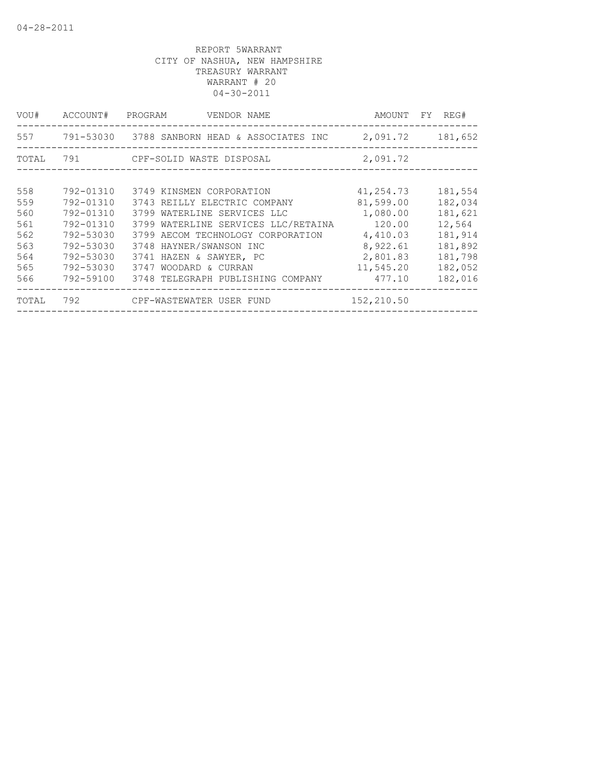04-28-2011

REPORT 5WARRANT
CITY OF NASHUA, NEW HAMPSHIRE
TREASURY WARRANT
WARRANT # 20
04-30-2011

| VOU# | ACCOUNT# | PROGRAM | VENDOR NAME | AMOUNT | FY | REG# |
|---|---|---|---|---|---|---|
| 557 | 791-53030 | 3788 | SANBORN HEAD & ASSOCIATES INC | 2,091.72 | | 181,652 |
| TOTAL | 791 | | CPF-SOLID WASTE DISPOSAL | 2,091.72 | | |
| 558 | 792-01310 | 3749 | KINSMEN CORPORATION | 41,254.73 | | 181,554 |
| 559 | 792-01310 | 3743 | REILLY ELECTRIC COMPANY | 81,599.00 | | 182,034 |
| 560 | 792-01310 | 3799 | WATERLINE SERVICES LLC | 1,080.00 | | 181,621 |
| 561 | 792-01310 | 3799 | WATERLINE SERVICES LLC/RETAINA | 120.00 | | 12,564 |
| 562 | 792-53030 | 3799 | AECOM TECHNOLOGY CORPORATION | 4,410.03 | | 181,914 |
| 563 | 792-53030 | 3748 | HAYNER/SWANSON INC | 8,922.61 | | 181,892 |
| 564 | 792-53030 | 3741 | HAZEN & SAWYER, PC | 2,801.83 | | 181,798 |
| 565 | 792-53030 | 3747 | WOODARD & CURRAN | 11,545.20 | | 182,052 |
| 566 | 792-59100 | 3748 | TELEGRAPH PUBLISHING COMPANY | 477.10 | | 182,016 |
| TOTAL | 792 | | CPF-WASTEWATER USER FUND | 152,210.50 | | |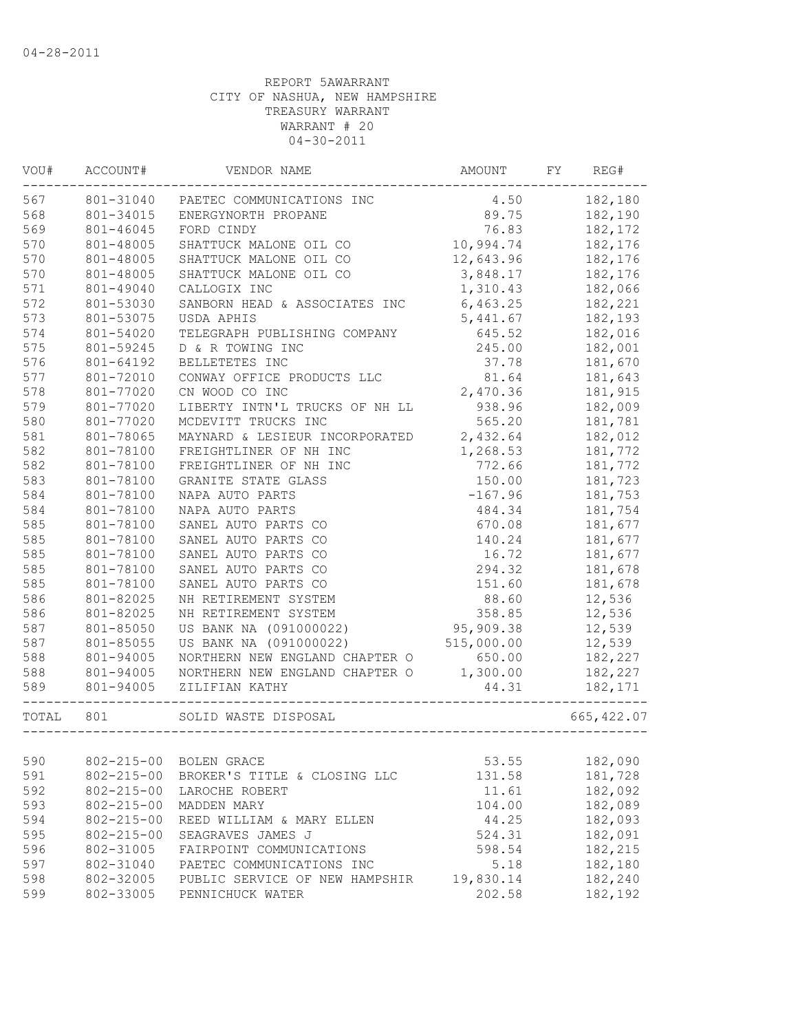04-28-2011

REPORT 5AWARRANT
CITY OF NASHUA, NEW HAMPSHIRE
TREASURY WARRANT
WARRANT # 20
04-30-2011

| VOU# | ACCOUNT# | VENDOR NAME | AMOUNT | FY | REG# |
|---|---|---|---|---|---|
| 567 | 801-31040 | PAETEC COMMUNICATIONS INC | 4.50 | | 182,180 |
| 568 | 801-34015 | ENERGYNORTH PROPANE | 89.75 | | 182,190 |
| 569 | 801-46045 | FORD CINDY | 76.83 | | 182,172 |
| 570 | 801-48005 | SHATTUCK MALONE OIL CO | 10,994.74 | | 182,176 |
| 570 | 801-48005 | SHATTUCK MALONE OIL CO | 12,643.96 | | 182,176 |
| 570 | 801-48005 | SHATTUCK MALONE OIL CO | 3,848.17 | | 182,176 |
| 571 | 801-49040 | CALLOGIX INC | 1,310.43 | | 182,066 |
| 572 | 801-53030 | SANBORN HEAD & ASSOCIATES INC | 6,463.25 | | 182,221 |
| 573 | 801-53075 | USDA APHIS | 5,441.67 | | 182,193 |
| 574 | 801-54020 | TELEGRAPH PUBLISHING COMPANY | 645.52 | | 182,016 |
| 575 | 801-59245 | D & R TOWING INC | 245.00 | | 182,001 |
| 576 | 801-64192 | BELLETETES INC | 37.78 | | 181,670 |
| 577 | 801-72010 | CONWAY OFFICE PRODUCTS LLC | 81.64 | | 181,643 |
| 578 | 801-77020 | CN WOOD CO INC | 2,470.36 | | 181,915 |
| 579 | 801-77020 | LIBERTY INTN'L TRUCKS OF NH LL | 938.96 | | 182,009 |
| 580 | 801-77020 | MCDEVITT TRUCKS INC | 565.20 | | 181,781 |
| 581 | 801-78065 | MAYNARD & LESIEUR INCORPORATED | 2,432.64 | | 182,012 |
| 582 | 801-78100 | FREIGHTLINER OF NH INC | 1,268.53 | | 181,772 |
| 582 | 801-78100 | FREIGHTLINER OF NH INC | 772.66 | | 181,772 |
| 583 | 801-78100 | GRANITE STATE GLASS | 150.00 | | 181,723 |
| 584 | 801-78100 | NAPA AUTO PARTS | -167.96 | | 181,753 |
| 584 | 801-78100 | NAPA AUTO PARTS | 484.34 | | 181,754 |
| 585 | 801-78100 | SANEL AUTO PARTS CO | 670.08 | | 181,677 |
| 585 | 801-78100 | SANEL AUTO PARTS CO | 140.24 | | 181,677 |
| 585 | 801-78100 | SANEL AUTO PARTS CO | 16.72 | | 181,677 |
| 585 | 801-78100 | SANEL AUTO PARTS CO | 294.32 | | 181,678 |
| 585 | 801-78100 | SANEL AUTO PARTS CO | 151.60 | | 181,678 |
| 586 | 801-82025 | NH RETIREMENT SYSTEM | 88.60 | | 12,536 |
| 586 | 801-82025 | NH RETIREMENT SYSTEM | 358.85 | | 12,536 |
| 587 | 801-85050 | US BANK NA (091000022) | 95,909.38 | | 12,539 |
| 587 | 801-85055 | US BANK NA (091000022) | 515,000.00 | | 12,539 |
| 588 | 801-94005 | NORTHERN NEW ENGLAND CHAPTER O | 650.00 | | 182,227 |
| 588 | 801-94005 | NORTHERN NEW ENGLAND CHAPTER O | 1,300.00 | | 182,227 |
| 589 | 801-94005 | ZILIFIAN KATHY | 44.31 | | 182,171 |
| TOTAL | 801 | SOLID WASTE DISPOSAL | | | 665,422.07 |
| 590 | 802-215-00 | BOLEN GRACE | 53.55 | | 182,090 |
| 591 | 802-215-00 | BROKER'S TITLE & CLOSING LLC | 131.58 | | 181,728 |
| 592 | 802-215-00 | LAROCHE ROBERT | 11.61 | | 182,092 |
| 593 | 802-215-00 | MADDEN MARY | 104.00 | | 182,089 |
| 594 | 802-215-00 | REED WILLIAM & MARY ELLEN | 44.25 | | 182,093 |
| 595 | 802-215-00 | SEAGRAVES JAMES J | 524.31 | | 182,091 |
| 596 | 802-31005 | FAIRPOINT COMMUNICATIONS | 598.54 | | 182,215 |
| 597 | 802-31040 | PAETEC COMMUNICATIONS INC | 5.18 | | 182,180 |
| 598 | 802-32005 | PUBLIC SERVICE OF NEW HAMPSHIR | 19,830.14 | | 182,240 |
| 599 | 802-33005 | PENNICHUCK WATER | 202.58 | | 182,192 |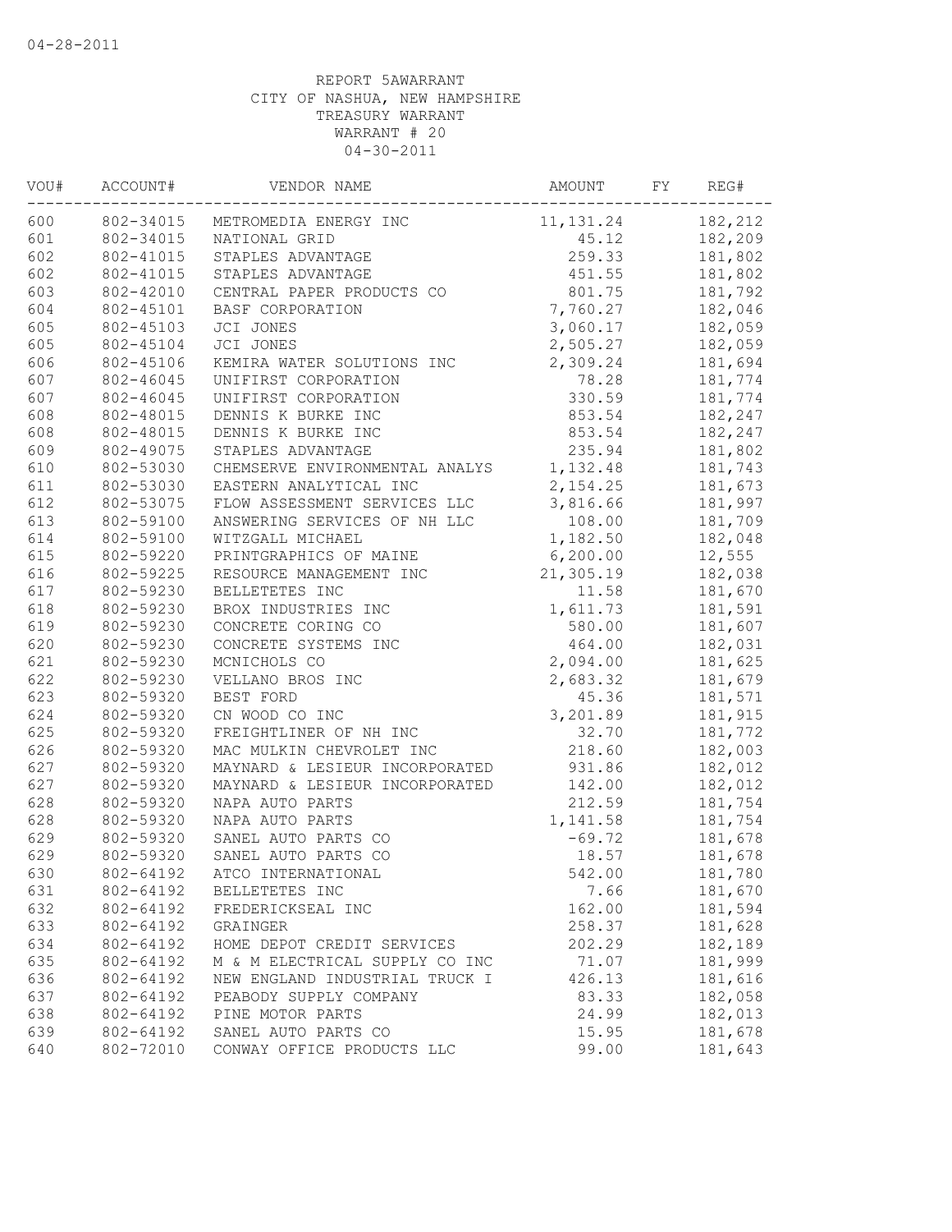04-28-2011

REPORT 5AWARRANT
CITY OF NASHUA, NEW HAMPSHIRE
TREASURY WARRANT
WARRANT # 20
04-30-2011

| VOU# | ACCOUNT# | VENDOR NAME | AMOUNT | FY | REG# |
|---|---|---|---|---|---|
| 600 | 802-34015 | METROMEDIA ENERGY INC | 11,131.24 | | 182,212 |
| 601 | 802-34015 | NATIONAL GRID | 45.12 | | 182,209 |
| 602 | 802-41015 | STAPLES ADVANTAGE | 259.33 | | 181,802 |
| 602 | 802-41015 | STAPLES ADVANTAGE | 451.55 | | 181,802 |
| 603 | 802-42010 | CENTRAL PAPER PRODUCTS CO | 801.75 | | 181,792 |
| 604 | 802-45101 | BASF CORPORATION | 7,760.27 | | 182,046 |
| 605 | 802-45103 | JCI JONES | 3,060.17 | | 182,059 |
| 605 | 802-45104 | JCI JONES | 2,505.27 | | 182,059 |
| 606 | 802-45106 | KEMIRA WATER SOLUTIONS INC | 2,309.24 | | 181,694 |
| 607 | 802-46045 | UNIFIRST CORPORATION | 78.28 | | 181,774 |
| 607 | 802-46045 | UNIFIRST CORPORATION | 330.59 | | 181,774 |
| 608 | 802-48015 | DENNIS K BURKE INC | 853.54 | | 182,247 |
| 608 | 802-48015 | DENNIS K BURKE INC | 853.54 | | 182,247 |
| 609 | 802-49075 | STAPLES ADVANTAGE | 235.94 | | 181,802 |
| 610 | 802-53030 | CHEMSERVE ENVIRONMENTAL ANALYS | 1,132.48 | | 181,743 |
| 611 | 802-53030 | EASTERN ANALYTICAL INC | 2,154.25 | | 181,673 |
| 612 | 802-53075 | FLOW ASSESSMENT SERVICES LLC | 3,816.66 | | 181,997 |
| 613 | 802-59100 | ANSWERING SERVICES OF NH LLC | 108.00 | | 181,709 |
| 614 | 802-59100 | WITZGALL MICHAEL | 1,182.50 | | 182,048 |
| 615 | 802-59220 | PRINTGRAPHICS OF MAINE | 6,200.00 | | 12,555 |
| 616 | 802-59225 | RESOURCE MANAGEMENT INC | 21,305.19 | | 182,038 |
| 617 | 802-59230 | BELLETETES INC | 11.58 | | 181,670 |
| 618 | 802-59230 | BROX INDUSTRIES INC | 1,611.73 | | 181,591 |
| 619 | 802-59230 | CONCRETE CORING CO | 580.00 | | 181,607 |
| 620 | 802-59230 | CONCRETE SYSTEMS INC | 464.00 | | 182,031 |
| 621 | 802-59230 | MCNICHOLS CO | 2,094.00 | | 181,625 |
| 622 | 802-59230 | VELLANO BROS INC | 2,683.32 | | 181,679 |
| 623 | 802-59320 | BEST FORD | 45.36 | | 181,571 |
| 624 | 802-59320 | CN WOOD CO INC | 3,201.89 | | 181,915 |
| 625 | 802-59320 | FREIGHTLINER OF NH INC | 32.70 | | 181,772 |
| 626 | 802-59320 | MAC MULKIN CHEVROLET INC | 218.60 | | 182,003 |
| 627 | 802-59320 | MAYNARD & LESIEUR INCORPORATED | 931.86 | | 182,012 |
| 627 | 802-59320 | MAYNARD & LESIEUR INCORPORATED | 142.00 | | 182,012 |
| 628 | 802-59320 | NAPA AUTO PARTS | 212.59 | | 181,754 |
| 628 | 802-59320 | NAPA AUTO PARTS | 1,141.58 | | 181,754 |
| 629 | 802-59320 | SANEL AUTO PARTS CO | -69.72 | | 181,678 |
| 629 | 802-59320 | SANEL AUTO PARTS CO | 18.57 | | 181,678 |
| 630 | 802-64192 | ATCO INTERNATIONAL | 542.00 | | 181,780 |
| 631 | 802-64192 | BELLETETES INC | 7.66 | | 181,670 |
| 632 | 802-64192 | FREDERICKSEAL INC | 162.00 | | 181,594 |
| 633 | 802-64192 | GRAINGER | 258.37 | | 181,628 |
| 634 | 802-64192 | HOME DEPOT CREDIT SERVICES | 202.29 | | 182,189 |
| 635 | 802-64192 | M & M ELECTRICAL SUPPLY CO INC | 71.07 | | 181,999 |
| 636 | 802-64192 | NEW ENGLAND INDUSTRIAL TRUCK I | 426.13 | | 181,616 |
| 637 | 802-64192 | PEABODY SUPPLY COMPANY | 83.33 | | 182,058 |
| 638 | 802-64192 | PINE MOTOR PARTS | 24.99 | | 182,013 |
| 639 | 802-64192 | SANEL AUTO PARTS CO | 15.95 | | 181,678 |
| 640 | 802-72010 | CONWAY OFFICE PRODUCTS LLC | 99.00 | | 181,643 |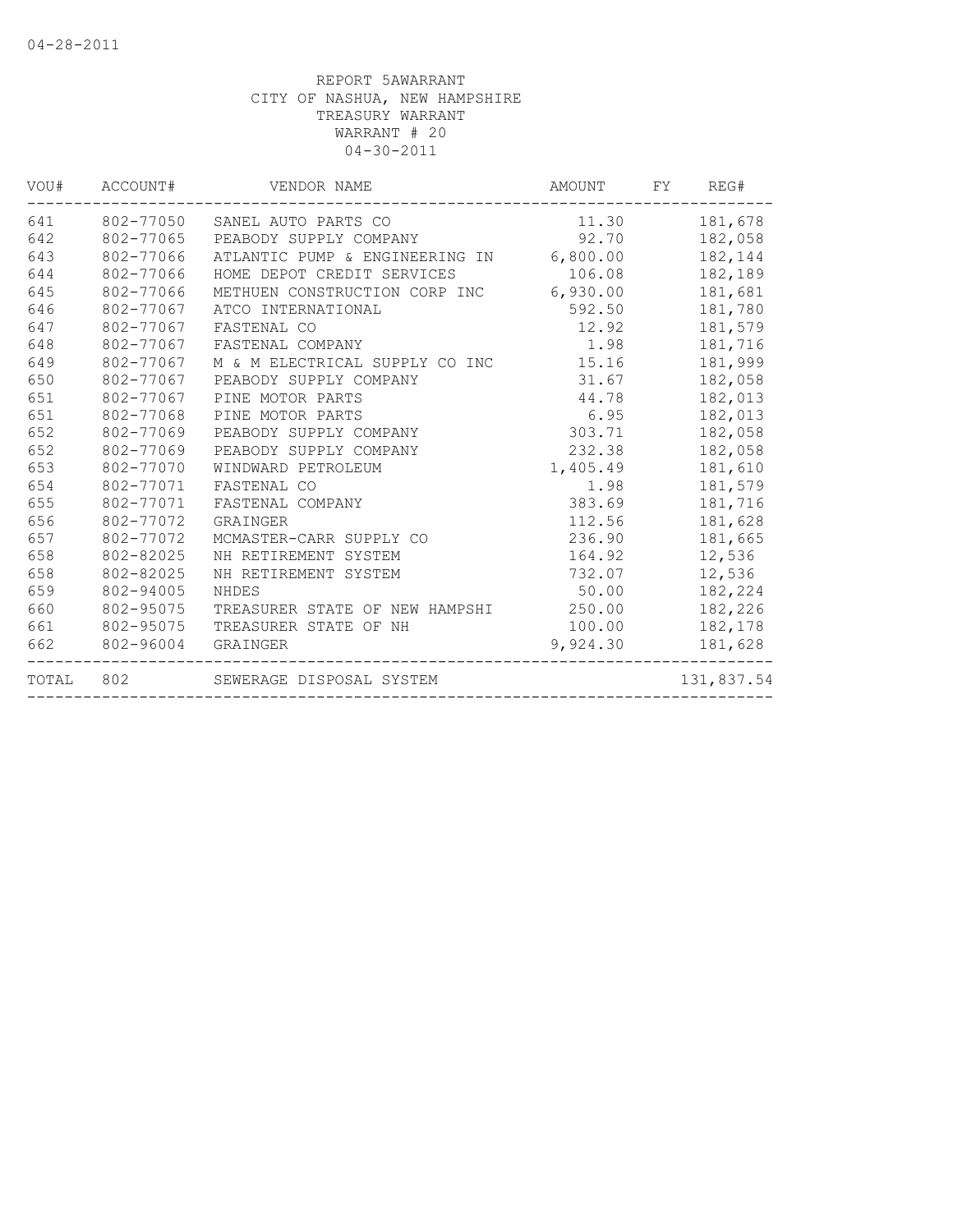04-28-2011

REPORT 5AWARRANT
CITY OF NASHUA, NEW HAMPSHIRE
TREASURY WARRANT
WARRANT # 20
04-30-2011

| VOU# | ACCOUNT# | VENDOR NAME | AMOUNT | FY | REG# |
|---|---|---|---|---|---|
| 641 | 802-77050 | SANEL AUTO PARTS CO | 11.30 | | 181,678 |
| 642 | 802-77065 | PEABODY SUPPLY COMPANY | 92.70 | | 182,058 |
| 643 | 802-77066 | ATLANTIC PUMP & ENGINEERING IN | 6,800.00 | | 182,144 |
| 644 | 802-77066 | HOME DEPOT CREDIT SERVICES | 106.08 | | 182,189 |
| 645 | 802-77066 | METHUEN CONSTRUCTION CORP INC | 6,930.00 | | 181,681 |
| 646 | 802-77067 | ATCO INTERNATIONAL | 592.50 | | 181,780 |
| 647 | 802-77067 | FASTENAL CO | 12.92 | | 181,579 |
| 648 | 802-77067 | FASTENAL COMPANY | 1.98 | | 181,716 |
| 649 | 802-77067 | M & M ELECTRICAL SUPPLY CO INC | 15.16 | | 181,999 |
| 650 | 802-77067 | PEABODY SUPPLY COMPANY | 31.67 | | 182,058 |
| 651 | 802-77067 | PINE MOTOR PARTS | 44.78 | | 182,013 |
| 651 | 802-77068 | PINE MOTOR PARTS | 6.95 | | 182,013 |
| 652 | 802-77069 | PEABODY SUPPLY COMPANY | 303.71 | | 182,058 |
| 652 | 802-77069 | PEABODY SUPPLY COMPANY | 232.38 | | 182,058 |
| 653 | 802-77070 | WINDWARD PETROLEUM | 1,405.49 | | 181,610 |
| 654 | 802-77071 | FASTENAL CO | 1.98 | | 181,579 |
| 655 | 802-77071 | FASTENAL COMPANY | 383.69 | | 181,716 |
| 656 | 802-77072 | GRAINGER | 112.56 | | 181,628 |
| 657 | 802-77072 | MCMASTER-CARR SUPPLY CO | 236.90 | | 181,665 |
| 658 | 802-82025 | NH RETIREMENT SYSTEM | 164.92 | | 12,536 |
| 658 | 802-82025 | NH RETIREMENT SYSTEM | 732.07 | | 12,536 |
| 659 | 802-94005 | NHDES | 50.00 | | 182,224 |
| 660 | 802-95075 | TREASURER STATE OF NEW HAMPSHI | 250.00 | | 182,226 |
| 661 | 802-95075 | TREASURER STATE OF NH | 100.00 | | 182,178 |
| 662 | 802-96004 | GRAINGER | 9,924.30 | | 181,628 |
| TOTAL | 802 | SEWERAGE DISPOSAL SYSTEM | | | 131,837.54 |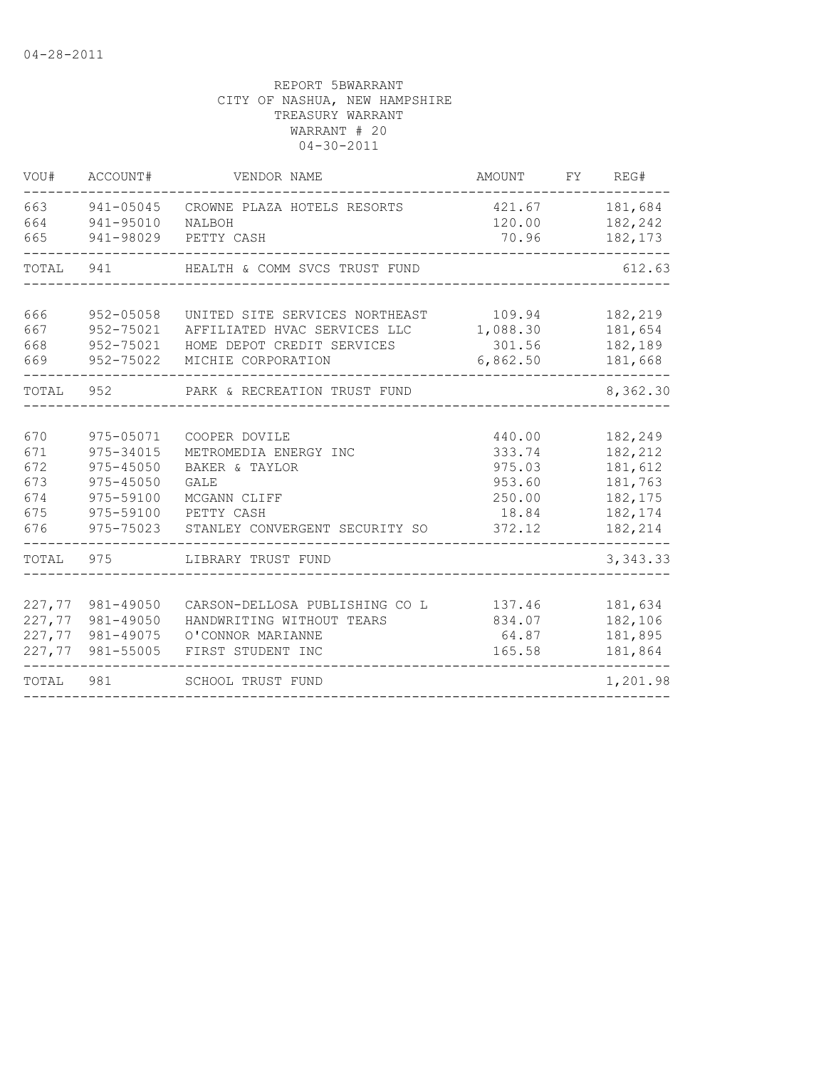04-28-2011

REPORT 5BWARRANT
CITY OF NASHUA, NEW HAMPSHIRE
TREASURY WARRANT
WARRANT # 20
04-30-2011

| VOU# | ACCOUNT# | VENDOR NAME | AMOUNT | FY | REG# |
|---|---|---|---|---|---|
| 663 | 941-05045 | CROWNE PLAZA HOTELS RESORTS | 421.67 | | 181,684 |
| 664 | 941-95010 | NALBOH | 120.00 | | 182,242 |
| 665 | 941-98029 | PETTY CASH | 70.96 | | 182,173 |
| TOTAL | 941 | HEALTH & COMM SVCS TRUST FUND | | | 612.63 |
| 666 | 952-05058 | UNITED SITE SERVICES NORTHEAST | 109.94 | | 182,219 |
| 667 | 952-75021 | AFFILIATED HVAC SERVICES LLC | 1,088.30 | | 181,654 |
| 668 | 952-75021 | HOME DEPOT CREDIT SERVICES | 301.56 | | 182,189 |
| 669 | 952-75022 | MICHIE CORPORATION | 6,862.50 | | 181,668 |
| TOTAL | 952 | PARK & RECREATION TRUST FUND | | | 8,362.30 |
| 670 | 975-05071 | COOPER DOVILE | 440.00 | | 182,249 |
| 671 | 975-34015 | METROMEDIA ENERGY INC | 333.74 | | 182,212 |
| 672 | 975-45050 | BAKER & TAYLOR | 975.03 | | 181,612 |
| 673 | 975-45050 | GALE | 953.60 | | 181,763 |
| 674 | 975-59100 | MCGANN CLIFF | 250.00 | | 182,175 |
| 675 | 975-59100 | PETTY CASH | 18.84 | | 182,174 |
| 676 | 975-75023 | STANLEY CONVERGENT SECURITY SO | 372.12 | | 182,214 |
| TOTAL | 975 | LIBRARY TRUST FUND | | | 3,343.33 |
| 227,77 | 981-49050 | CARSON-DELLOSA PUBLISHING CO L | 137.46 | | 181,634 |
| 227,77 | 981-49050 | HANDWRITING WITHOUT TEARS | 834.07 | | 182,106 |
| 227,77 | 981-49075 | O'CONNOR MARIANNE | 64.87 | | 181,895 |
| 227,77 | 981-55005 | FIRST STUDENT INC | 165.58 | | 181,864 |
| TOTAL | 981 | SCHOOL TRUST FUND | | | 1,201.98 |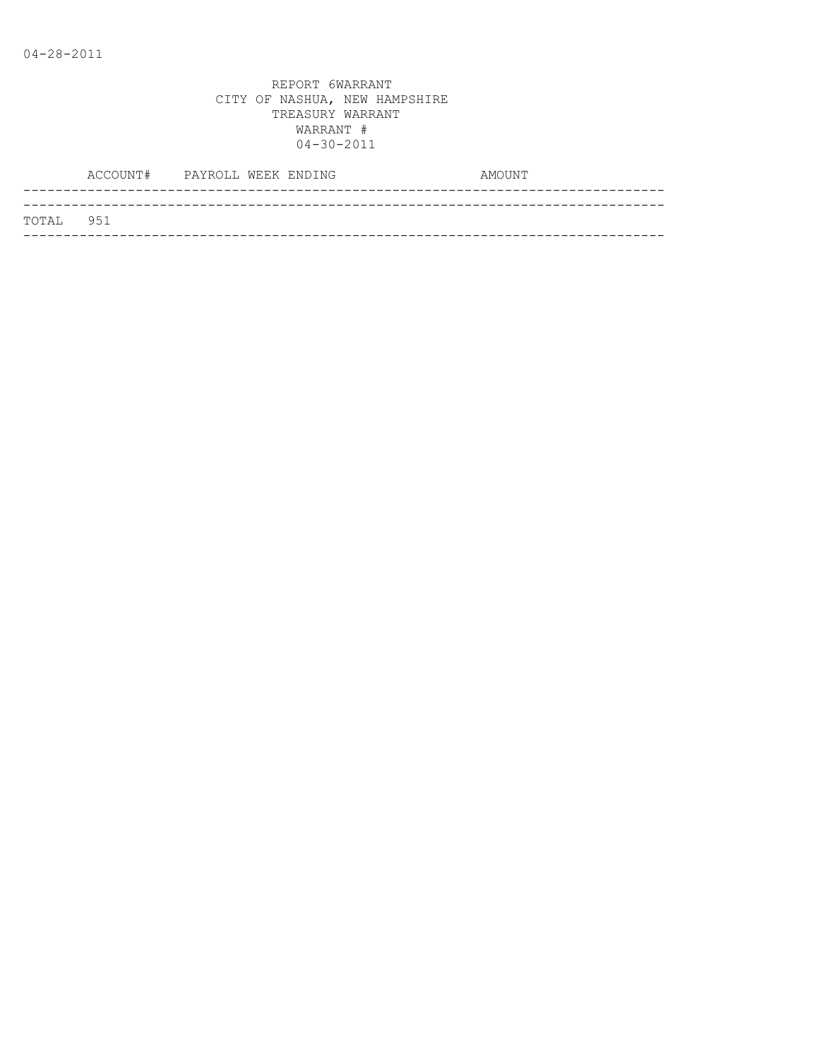04-28-2011

REPORT 6WARRANT
CITY OF NASHUA, NEW HAMPSHIRE
TREASURY WARRANT
WARRANT #
04-30-2011

| ACCOUNT# | PAYROLL WEEK ENDING | AMOUNT |
|---|---|---|
| TOTAL 951 | | |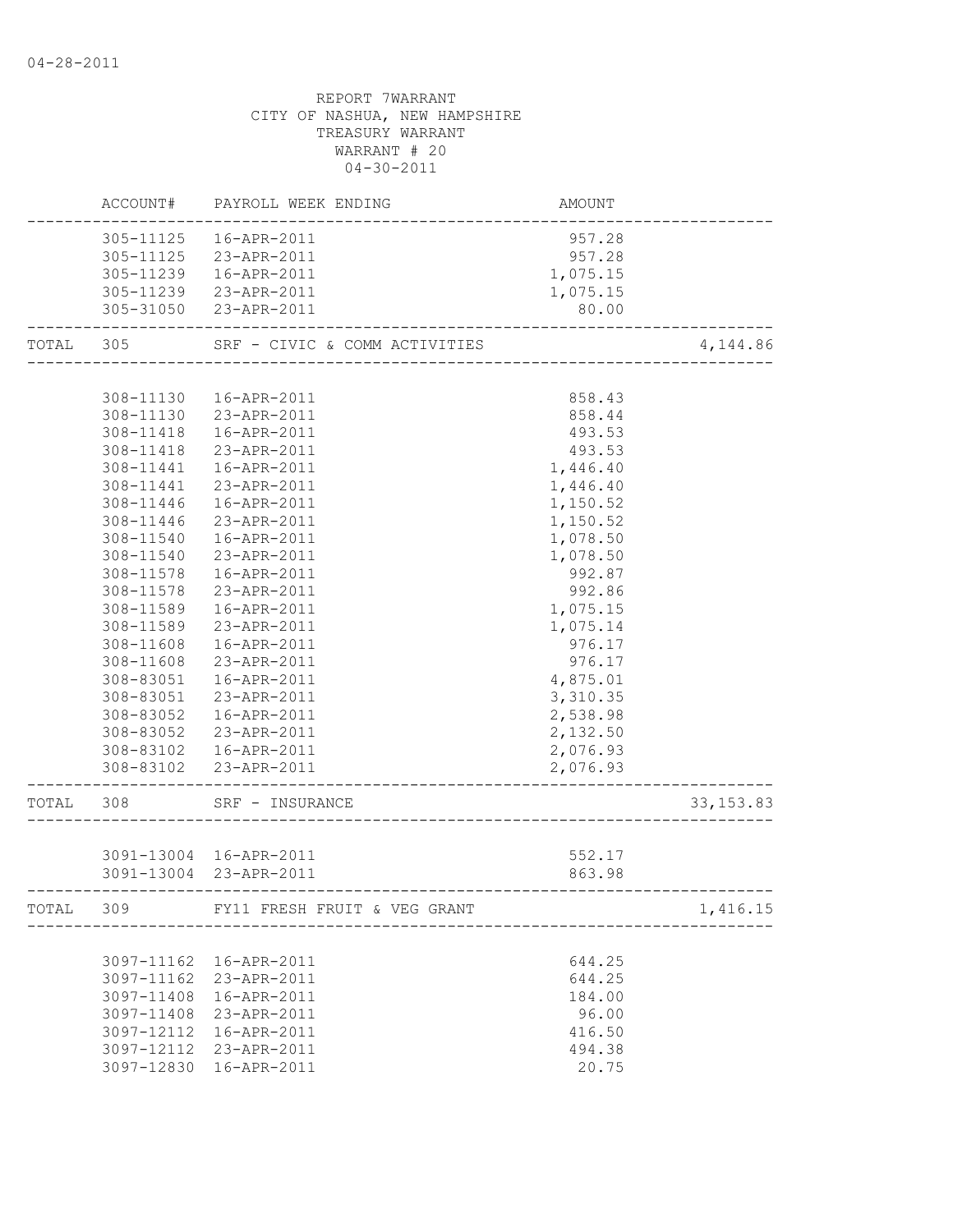04-28-2011

REPORT 7WARRANT
CITY OF NASHUA, NEW HAMPSHIRE
TREASURY WARRANT
WARRANT # 20
04-30-2011

| | ACCOUNT# | PAYROLL WEEK ENDING | AMOUNT | |
|---|---|---|---|---|
| | 305-11125 | 16-APR-2011 | 957.28 | |
| | 305-11125 | 23-APR-2011 | 957.28 | |
| | 305-11239 | 16-APR-2011 | 1,075.15 | |
| | 305-11239 | 23-APR-2011 | 1,075.15 | |
| | 305-31050 | 23-APR-2011 | 80.00 | |
| TOTAL | 305 | SRF - CIVIC & COMM ACTIVITIES | | 4,144.86 |
| | 308-11130 | 16-APR-2011 | 858.43 | |
| | 308-11130 | 23-APR-2011 | 858.44 | |
| | 308-11418 | 16-APR-2011 | 493.53 | |
| | 308-11418 | 23-APR-2011 | 493.53 | |
| | 308-11441 | 16-APR-2011 | 1,446.40 | |
| | 308-11441 | 23-APR-2011 | 1,446.40 | |
| | 308-11446 | 16-APR-2011 | 1,150.52 | |
| | 308-11446 | 23-APR-2011 | 1,150.52 | |
| | 308-11540 | 16-APR-2011 | 1,078.50 | |
| | 308-11540 | 23-APR-2011 | 1,078.50 | |
| | 308-11578 | 16-APR-2011 | 992.87 | |
| | 308-11578 | 23-APR-2011 | 992.86 | |
| | 308-11589 | 16-APR-2011 | 1,075.15 | |
| | 308-11589 | 23-APR-2011 | 1,075.14 | |
| | 308-11608 | 16-APR-2011 | 976.17 | |
| | 308-11608 | 23-APR-2011 | 976.17 | |
| | 308-83051 | 16-APR-2011 | 4,875.01 | |
| | 308-83051 | 23-APR-2011 | 3,310.35 | |
| | 308-83052 | 16-APR-2011 | 2,538.98 | |
| | 308-83052 | 23-APR-2011 | 2,132.50 | |
| | 308-83102 | 16-APR-2011 | 2,076.93 | |
| | 308-83102 | 23-APR-2011 | 2,076.93 | |
| TOTAL | 308 | SRF - INSURANCE | | 33,153.83 |
| | 3091-13004 | 16-APR-2011 | 552.17 | |
| | 3091-13004 | 23-APR-2011 | 863.98 | |
| TOTAL | 309 | FY11 FRESH FRUIT & VEG GRANT | | 1,416.15 |
| | 3097-11162 | 16-APR-2011 | 644.25 | |
| | 3097-11162 | 23-APR-2011 | 644.25 | |
| | 3097-11408 | 16-APR-2011 | 184.00 | |
| | 3097-11408 | 23-APR-2011 | 96.00 | |
| | 3097-12112 | 16-APR-2011 | 416.50 | |
| | 3097-12112 | 23-APR-2011 | 494.38 | |
| | 3097-12830 | 16-APR-2011 | 20.75 | |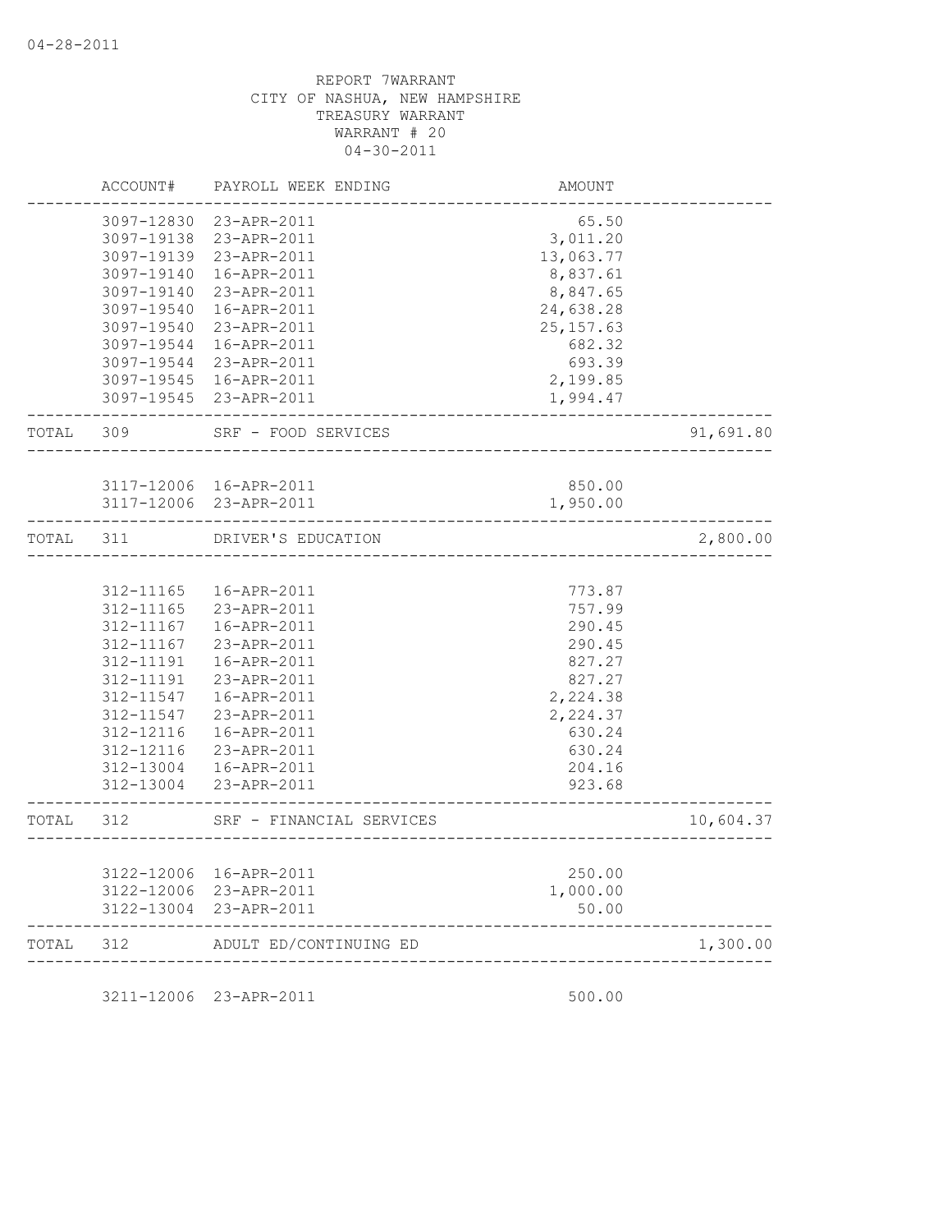04-28-2011

REPORT 7WARRANT
CITY OF NASHUA, NEW HAMPSHIRE
TREASURY WARRANT
WARRANT # 20
04-30-2011

| | ACCOUNT# | PAYROLL WEEK ENDING | AMOUNT | |
|---|---|---|---|---|
| | 3097-12830 | 23-APR-2011 | 65.50 | |
| | 3097-19138 | 23-APR-2011 | 3,011.20 | |
| | 3097-19139 | 23-APR-2011 | 13,063.77 | |
| | 3097-19140 | 16-APR-2011 | 8,837.61 | |
| | 3097-19140 | 23-APR-2011 | 8,847.65 | |
| | 3097-19540 | 16-APR-2011 | 24,638.28 | |
| | 3097-19540 | 23-APR-2011 | 25,157.63 | |
| | 3097-19544 | 16-APR-2011 | 682.32 | |
| | 3097-19544 | 23-APR-2011 | 693.39 | |
| | 3097-19545 | 16-APR-2011 | 2,199.85 | |
| | 3097-19545 | 23-APR-2011 | 1,994.47 | |
| TOTAL | 309 | SRF - FOOD SERVICES | | 91,691.80 |
| | 3117-12006 | 16-APR-2011 | 850.00 | |
| | 3117-12006 | 23-APR-2011 | 1,950.00 | |
| TOTAL | 311 | DRIVER'S EDUCATION | | 2,800.00 |
| | 312-11165 | 16-APR-2011 | 773.87 | |
| | 312-11165 | 23-APR-2011 | 757.99 | |
| | 312-11167 | 16-APR-2011 | 290.45 | |
| | 312-11167 | 23-APR-2011 | 290.45 | |
| | 312-11191 | 16-APR-2011 | 827.27 | |
| | 312-11191 | 23-APR-2011 | 827.27 | |
| | 312-11547 | 16-APR-2011 | 2,224.38 | |
| | 312-11547 | 23-APR-2011 | 2,224.37 | |
| | 312-12116 | 16-APR-2011 | 630.24 | |
| | 312-12116 | 23-APR-2011 | 630.24 | |
| | 312-13004 | 16-APR-2011 | 204.16 | |
| | 312-13004 | 23-APR-2011 | 923.68 | |
| TOTAL | 312 | SRF - FINANCIAL SERVICES | | 10,604.37 |
| | 3122-12006 | 16-APR-2011 | 250.00 | |
| | 3122-12006 | 23-APR-2011 | 1,000.00 | |
| | 3122-13004 | 23-APR-2011 | 50.00 | |
| TOTAL | 312 | ADULT ED/CONTINUING ED | | 1,300.00 |
| | 3211-12006 | 23-APR-2011 | 500.00 | |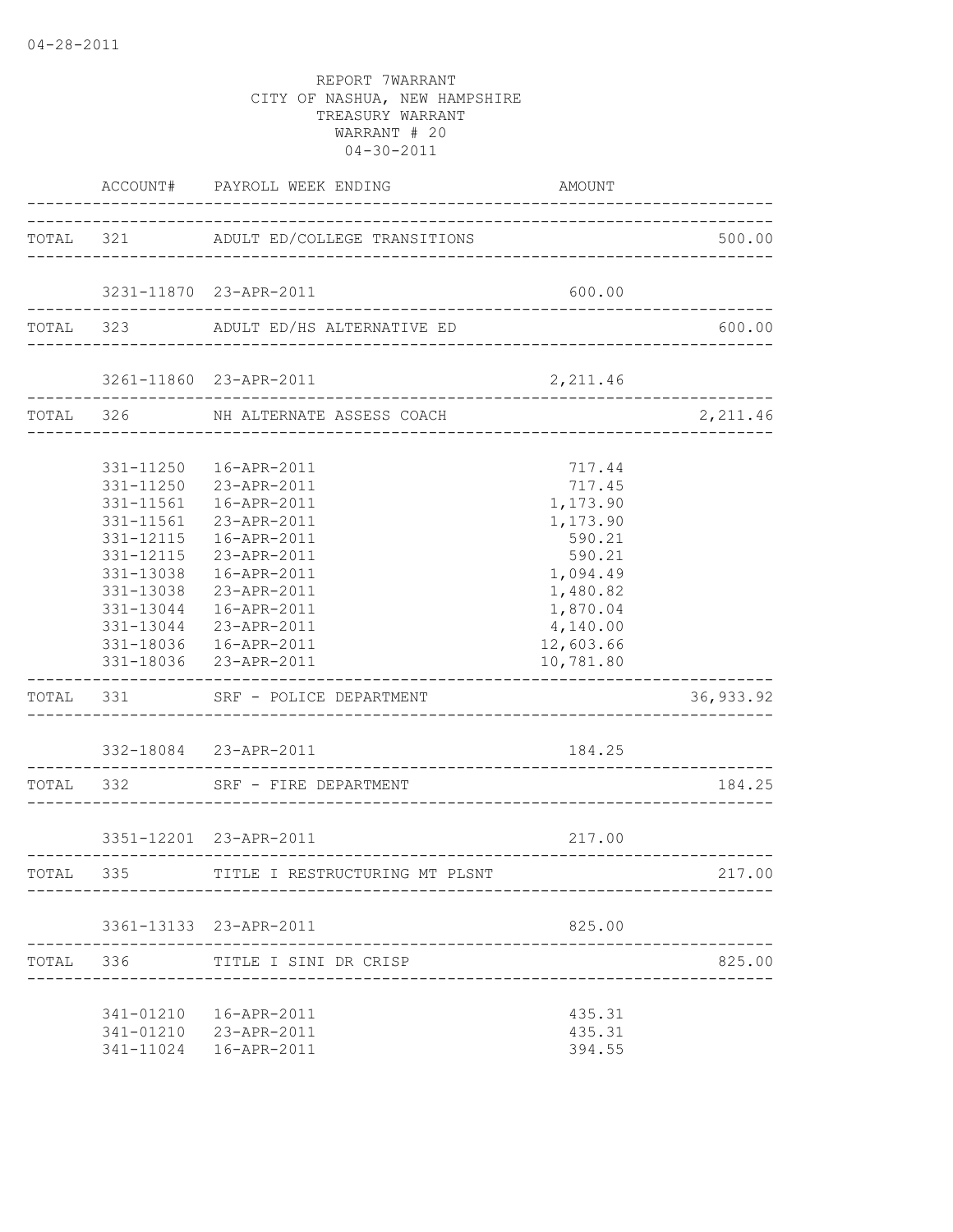04-28-2011

REPORT 7WARRANT
CITY OF NASHUA, NEW HAMPSHIRE
TREASURY WARRANT
WARRANT # 20
04-30-2011

| | ACCOUNT# | PAYROLL WEEK ENDING | AMOUNT | |
|---|---|---|---|---|
| TOTAL | 321 | ADULT ED/COLLEGE TRANSITIONS | | 500.00 |
| | 3231-11870 | 23-APR-2011 | 600.00 | |
| TOTAL | 323 | ADULT ED/HS ALTERNATIVE ED | | 600.00 |
| | 3261-11860 | 23-APR-2011 | 2,211.46 | |
| TOTAL | 326 | NH ALTERNATE ASSESS COACH | | 2,211.46 |
| | 331-11250 | 16-APR-2011 | 717.44 | |
| | 331-11250 | 23-APR-2011 | 717.45 | |
| | 331-11561 | 16-APR-2011 | 1,173.90 | |
| | 331-11561 | 23-APR-2011 | 1,173.90 | |
| | 331-12115 | 16-APR-2011 | 590.21 | |
| | 331-12115 | 23-APR-2011 | 590.21 | |
| | 331-13038 | 16-APR-2011 | 1,094.49 | |
| | 331-13038 | 23-APR-2011 | 1,480.82 | |
| | 331-13044 | 16-APR-2011 | 1,870.04 | |
| | 331-13044 | 23-APR-2011 | 4,140.00 | |
| | 331-18036 | 16-APR-2011 | 12,603.66 | |
| | 331-18036 | 23-APR-2011 | 10,781.80 | |
| TOTAL | 331 | SRF - POLICE DEPARTMENT | | 36,933.92 |
| | 332-18084 | 23-APR-2011 | 184.25 | |
| TOTAL | 332 | SRF - FIRE DEPARTMENT | | 184.25 |
| | 3351-12201 | 23-APR-2011 | 217.00 | |
| TOTAL | 335 | TITLE I RESTRUCTURING MT PLSNT | | 217.00 |
| | 3361-13133 | 23-APR-2011 | 825.00 | |
| TOTAL | 336 | TITLE I SINI DR CRISP | | 825.00 |
| | 341-01210 | 16-APR-2011 | 435.31 | |
| | 341-01210 | 23-APR-2011 | 435.31 | |
| | 341-11024 | 16-APR-2011 | 394.55 | |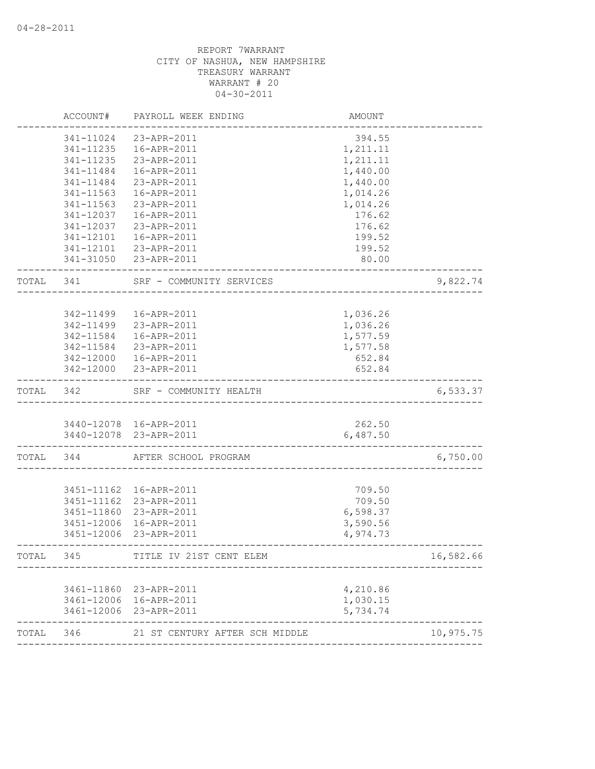04-28-2011

REPORT 7WARRANT
CITY OF NASHUA, NEW HAMPSHIRE
TREASURY WARRANT
WARRANT # 20
04-30-2011

| | ACCOUNT# | PAYROLL WEEK ENDING | AMOUNT | |
|---|---|---|---|---|
| | 341-11024 | 23-APR-2011 | 394.55 | |
| | 341-11235 | 16-APR-2011 | 1,211.11 | |
| | 341-11235 | 23-APR-2011 | 1,211.11 | |
| | 341-11484 | 16-APR-2011 | 1,440.00 | |
| | 341-11484 | 23-APR-2011 | 1,440.00 | |
| | 341-11563 | 16-APR-2011 | 1,014.26 | |
| | 341-11563 | 23-APR-2011 | 1,014.26 | |
| | 341-12037 | 16-APR-2011 | 176.62 | |
| | 341-12037 | 23-APR-2011 | 176.62 | |
| | 341-12101 | 16-APR-2011 | 199.52 | |
| | 341-12101 | 23-APR-2011 | 199.52 | |
| | 341-31050 | 23-APR-2011 | 80.00 | |
| TOTAL | 341 | SRF - COMMUNITY SERVICES | | 9,822.74 |
| | 342-11499 | 16-APR-2011 | 1,036.26 | |
| | 342-11499 | 23-APR-2011 | 1,036.26 | |
| | 342-11584 | 16-APR-2011 | 1,577.59 | |
| | 342-11584 | 23-APR-2011 | 1,577.58 | |
| | 342-12000 | 16-APR-2011 | 652.84 | |
| | 342-12000 | 23-APR-2011 | 652.84 | |
| TOTAL | 342 | SRF - COMMUNITY HEALTH | | 6,533.37 |
| | 3440-12078 | 16-APR-2011 | 262.50 | |
| | 3440-12078 | 23-APR-2011 | 6,487.50 | |
| TOTAL | 344 | AFTER SCHOOL PROGRAM | | 6,750.00 |
| | 3451-11162 | 16-APR-2011 | 709.50 | |
| | 3451-11162 | 23-APR-2011 | 709.50 | |
| | 3451-11860 | 23-APR-2011 | 6,598.37 | |
| | 3451-12006 | 16-APR-2011 | 3,590.56 | |
| | 3451-12006 | 23-APR-2011 | 4,974.73 | |
| TOTAL | 345 | TITLE IV 21ST CENT ELEM | | 16,582.66 |
| | 3461-11860 | 23-APR-2011 | 4,210.86 | |
| | 3461-12006 | 16-APR-2011 | 1,030.15 | |
| | 3461-12006 | 23-APR-2011 | 5,734.74 | |
| TOTAL | 346 | 21 ST CENTURY AFTER SCH MIDDLE | | 10,975.75 |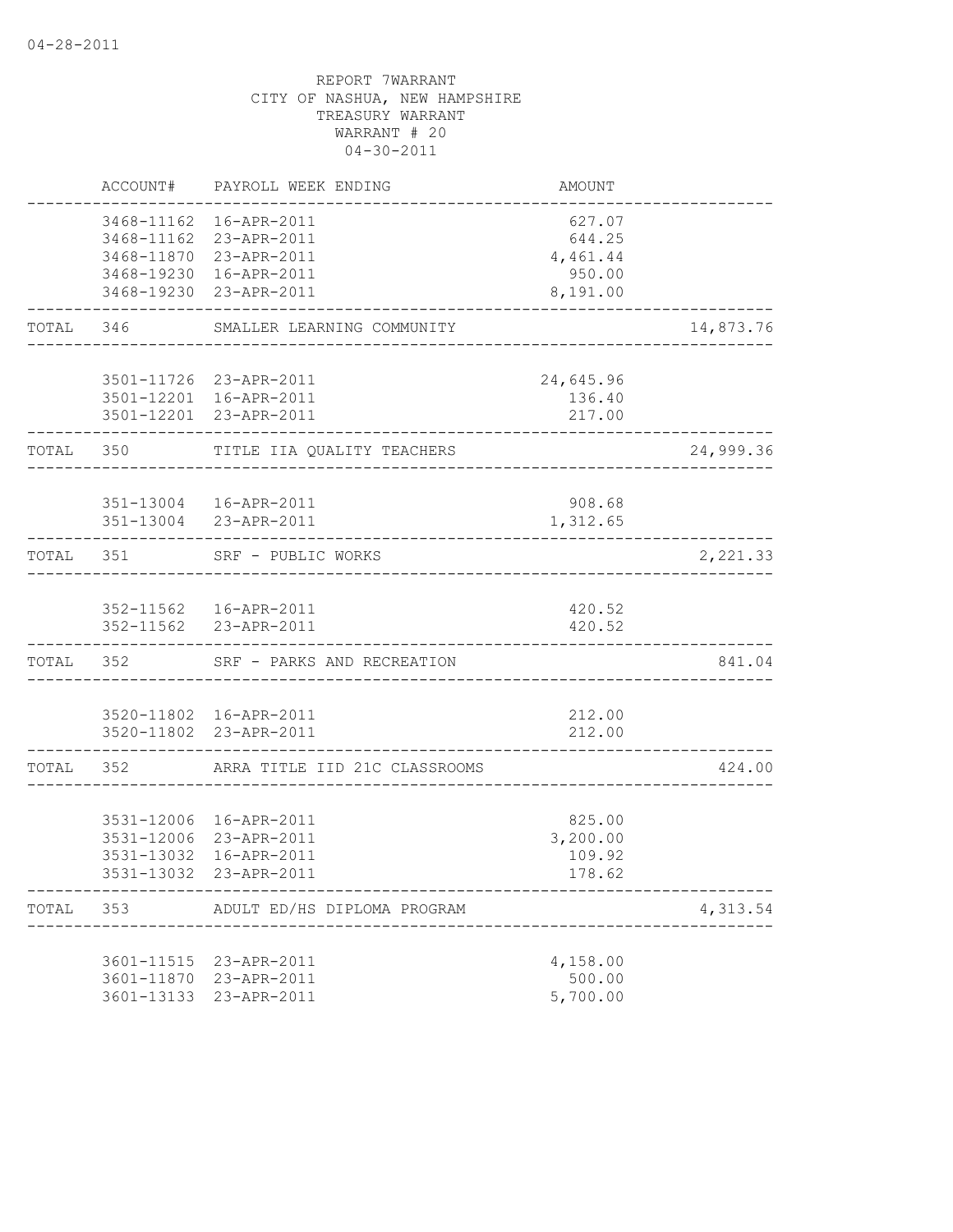REPORT 7WARRANT
CITY OF NASHUA, NEW HAMPSHIRE
TREASURY WARRANT
WARRANT # 20
04-30-2011

| | ACCOUNT# | PAYROLL WEEK ENDING | AMOUNT | |
|---|---|---|---|---|
| | 3468-11162 | 16-APR-2011 | 627.07 | |
| | 3468-11162 | 23-APR-2011 | 644.25 | |
| | 3468-11870 | 23-APR-2011 | 4,461.44 | |
| | 3468-19230 | 16-APR-2011 | 950.00 | |
| | 3468-19230 | 23-APR-2011 | 8,191.00 | |
| TOTAL | 346 | SMALLER LEARNING COMMUNITY | | 14,873.76 |
| | 3501-11726 | 23-APR-2011 | 24,645.96 | |
| | 3501-12201 | 16-APR-2011 | 136.40 | |
| | 3501-12201 | 23-APR-2011 | 217.00 | |
| TOTAL | 350 | TITLE IIA QUALITY TEACHERS | | 24,999.36 |
| | 351-13004 | 16-APR-2011 | 908.68 | |
| | 351-13004 | 23-APR-2011 | 1,312.65 | |
| TOTAL | 351 | SRF - PUBLIC WORKS | | 2,221.33 |
| | 352-11562 | 16-APR-2011 | 420.52 | |
| | 352-11562 | 23-APR-2011 | 420.52 | |
| TOTAL | 352 | SRF - PARKS AND RECREATION | | 841.04 |
| | 3520-11802 | 16-APR-2011 | 212.00 | |
| | 3520-11802 | 23-APR-2011 | 212.00 | |
| TOTAL | 352 | ARRA TITLE IID 21C CLASSROOMS | | 424.00 |
| | 3531-12006 | 16-APR-2011 | 825.00 | |
| | 3531-12006 | 23-APR-2011 | 3,200.00 | |
| | 3531-13032 | 16-APR-2011 | 109.92 | |
| | 3531-13032 | 23-APR-2011 | 178.62 | |
| TOTAL | 353 | ADULT ED/HS DIPLOMA PROGRAM | | 4,313.54 |
| | 3601-11515 | 23-APR-2011 | 4,158.00 | |
| | 3601-11870 | 23-APR-2011 | 500.00 | |
| | 3601-13133 | 23-APR-2011 | 5,700.00 | |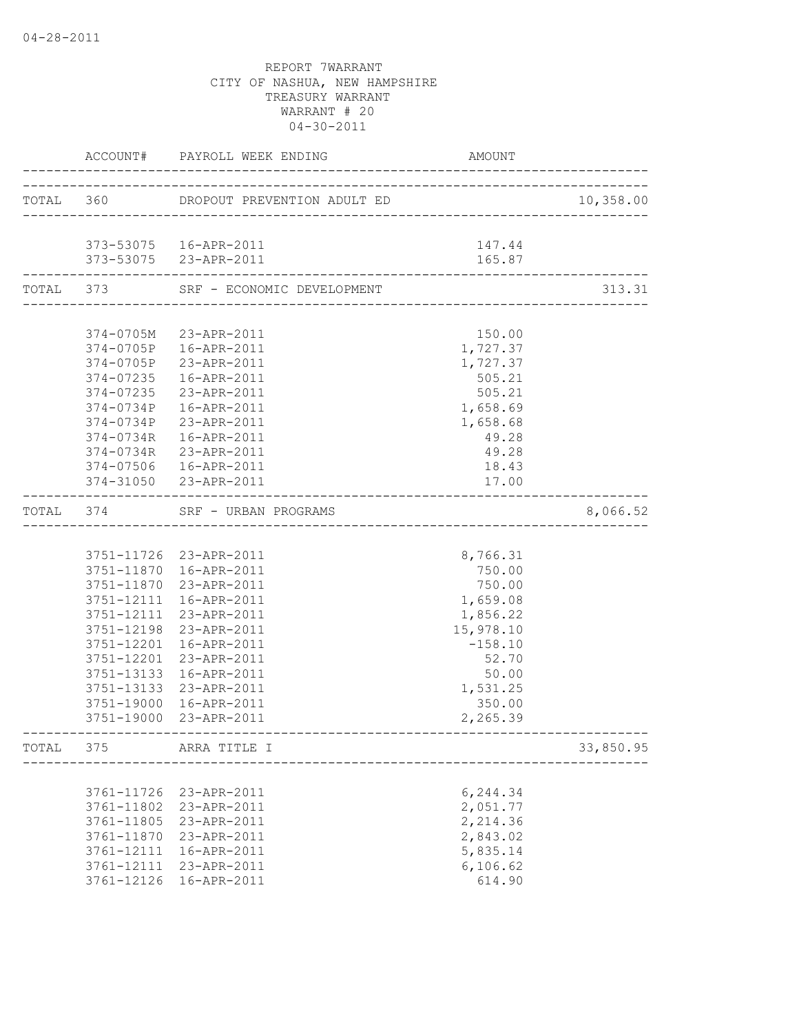04-28-2011

REPORT 7WARRANT
CITY OF NASHUA, NEW HAMPSHIRE
TREASURY WARRANT
WARRANT # 20
04-30-2011

| | ACCOUNT# | PAYROLL WEEK ENDING | AMOUNT | |
|---|---|---|---|---|
| TOTAL | 360 | DROPOUT PREVENTION ADULT ED | | 10,358.00 |
| | 373-53075 | 16-APR-2011 | 147.44 | |
| | 373-53075 | 23-APR-2011 | 165.87 | |
| TOTAL | 373 | SRF - ECONOMIC DEVELOPMENT | | 313.31 |
| | 374-0705M | 23-APR-2011 | 150.00 | |
| | 374-0705P | 16-APR-2011 | 1,727.37 | |
| | 374-0705P | 23-APR-2011 | 1,727.37 | |
| | 374-07235 | 16-APR-2011 | 505.21 | |
| | 374-07235 | 23-APR-2011 | 505.21 | |
| | 374-0734P | 16-APR-2011 | 1,658.69 | |
| | 374-0734P | 23-APR-2011 | 1,658.68 | |
| | 374-0734R | 16-APR-2011 | 49.28 | |
| | 374-0734R | 23-APR-2011 | 49.28 | |
| | 374-07506 | 16-APR-2011 | 18.43 | |
| | 374-31050 | 23-APR-2011 | 17.00 | |
| TOTAL | 374 | SRF - URBAN PROGRAMS | | 8,066.52 |
| | 3751-11726 | 23-APR-2011 | 8,766.31 | |
| | 3751-11870 | 16-APR-2011 | 750.00 | |
| | 3751-11870 | 23-APR-2011 | 750.00 | |
| | 3751-12111 | 16-APR-2011 | 1,659.08 | |
| | 3751-12111 | 23-APR-2011 | 1,856.22 | |
| | 3751-12198 | 23-APR-2011 | 15,978.10 | |
| | 3751-12201 | 16-APR-2011 | -158.10 | |
| | 3751-12201 | 23-APR-2011 | 52.70 | |
| | 3751-13133 | 16-APR-2011 | 50.00 | |
| | 3751-13133 | 23-APR-2011 | 1,531.25 | |
| | 3751-19000 | 16-APR-2011 | 350.00 | |
| | 3751-19000 | 23-APR-2011 | 2,265.39 | |
| TOTAL | 375 | ARRA TITLE I | | 33,850.95 |
| | 3761-11726 | 23-APR-2011 | 6,244.34 | |
| | 3761-11802 | 23-APR-2011 | 2,051.77 | |
| | 3761-11805 | 23-APR-2011 | 2,214.36 | |
| | 3761-11870 | 23-APR-2011 | 2,843.02 | |
| | 3761-12111 | 16-APR-2011 | 5,835.14 | |
| | 3761-12111 | 23-APR-2011 | 6,106.62 | |
| | 3761-12126 | 16-APR-2011 | 614.90 | |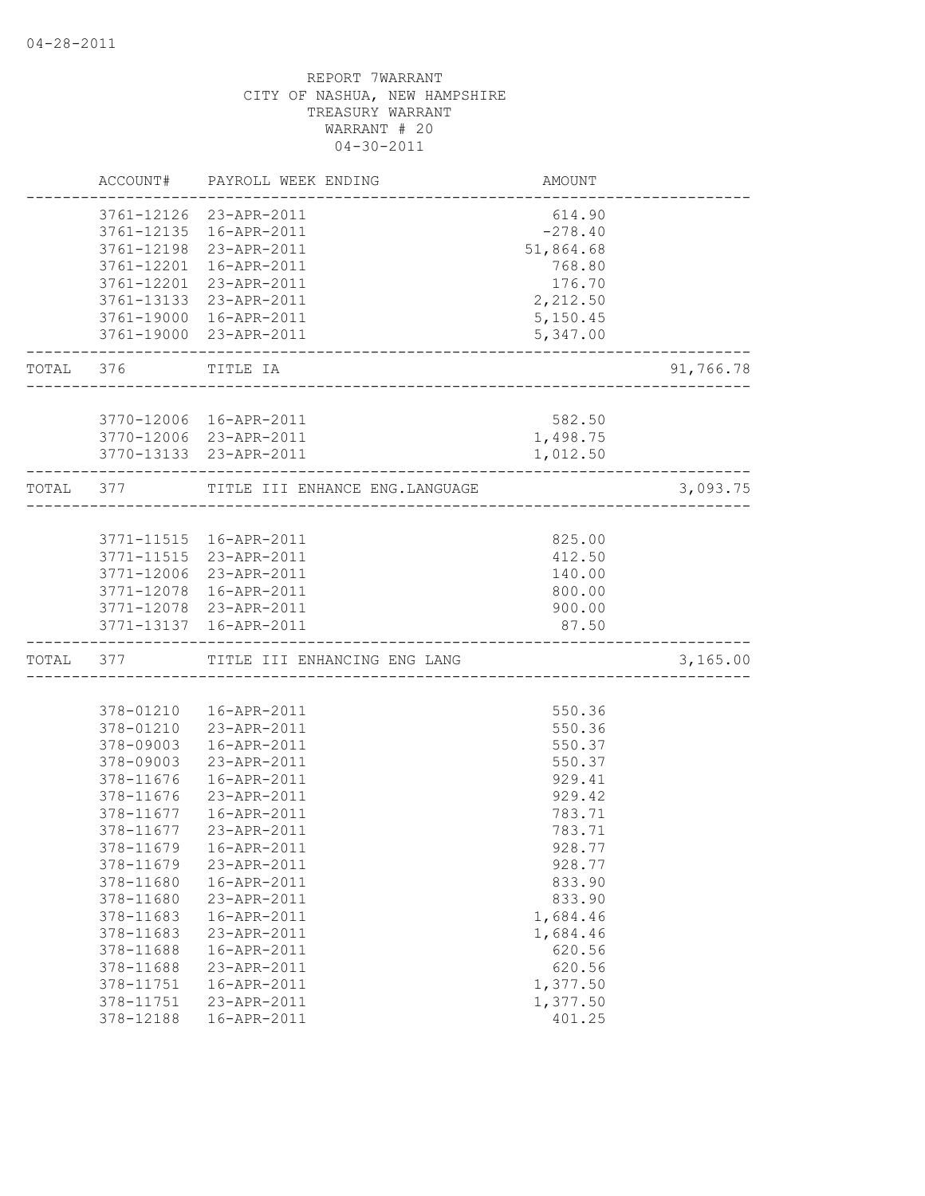REPORT 7WARRANT
CITY OF NASHUA, NEW HAMPSHIRE
TREASURY WARRANT
WARRANT # 20
04-30-2011

| ACCOUNT# | PAYROLL WEEK ENDING | AMOUNT | |
|---|---|---|---|
| 3761-12126 | 23-APR-2011 | 614.90 | |
| 3761-12135 | 16-APR-2011 | -278.40 | |
| 3761-12198 | 23-APR-2011 | 51,864.68 | |
| 3761-12201 | 16-APR-2011 | 768.80 | |
| 3761-12201 | 23-APR-2011 | 176.70 | |
| 3761-13133 | 23-APR-2011 | 2,212.50 | |
| 3761-19000 | 16-APR-2011 | 5,150.45 | |
| 3761-19000 | 23-APR-2011 | 5,347.00 | |
| TOTAL 376 | TITLE IA | | 91,766.78 |
| 3770-12006 | 16-APR-2011 | 582.50 | |
| 3770-12006 | 23-APR-2011 | 1,498.75 | |
| 3770-13133 | 23-APR-2011 | 1,012.50 | |
| TOTAL 377 | TITLE III ENHANCE ENG.LANGUAGE | | 3,093.75 |
| 3771-11515 | 16-APR-2011 | 825.00 | |
| 3771-11515 | 23-APR-2011 | 412.50 | |
| 3771-12006 | 23-APR-2011 | 140.00 | |
| 3771-12078 | 16-APR-2011 | 800.00 | |
| 3771-12078 | 23-APR-2011 | 900.00 | |
| 3771-13137 | 16-APR-2011 | 87.50 | |
| TOTAL 377 | TITLE III ENHANCING ENG LANG | | 3,165.00 |
| 378-01210 | 16-APR-2011 | 550.36 | |
| 378-01210 | 23-APR-2011 | 550.36 | |
| 378-09003 | 16-APR-2011 | 550.37 | |
| 378-09003 | 23-APR-2011 | 550.37 | |
| 378-11676 | 16-APR-2011 | 929.41 | |
| 378-11676 | 23-APR-2011 | 929.42 | |
| 378-11677 | 16-APR-2011 | 783.71 | |
| 378-11677 | 23-APR-2011 | 783.71 | |
| 378-11679 | 16-APR-2011 | 928.77 | |
| 378-11679 | 23-APR-2011 | 928.77 | |
| 378-11680 | 16-APR-2011 | 833.90 | |
| 378-11680 | 23-APR-2011 | 833.90 | |
| 378-11683 | 16-APR-2011 | 1,684.46 | |
| 378-11683 | 23-APR-2011 | 1,684.46 | |
| 378-11688 | 16-APR-2011 | 620.56 | |
| 378-11688 | 23-APR-2011 | 620.56 | |
| 378-11751 | 16-APR-2011 | 1,377.50 | |
| 378-11751 | 23-APR-2011 | 1,377.50 | |
| 378-12188 | 16-APR-2011 | 401.25 | |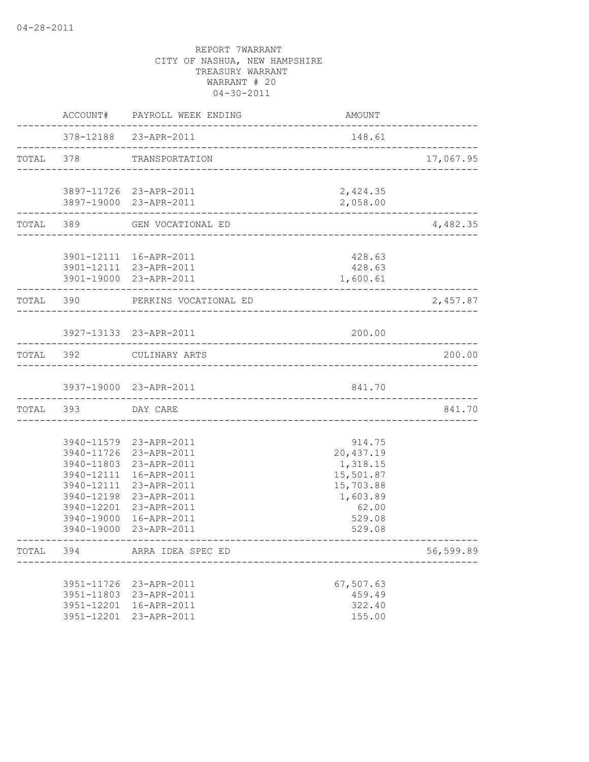04-28-2011

REPORT 7WARRANT
CITY OF NASHUA, NEW HAMPSHIRE
TREASURY WARRANT
WARRANT # 20
04-30-2011

| | ACCOUNT# | PAYROLL WEEK ENDING | AMOUNT | |
|---|---|---|---|---|
| | 378-12188 | 23-APR-2011 | 148.61 | |
| TOTAL | 378 | TRANSPORTATION | | 17,067.95 |
| | 3897-11726 | 23-APR-2011 | 2,424.35 | |
| | 3897-19000 | 23-APR-2011 | 2,058.00 | |
| TOTAL | 389 | GEN VOCATIONAL ED | | 4,482.35 |
| | 3901-12111 | 16-APR-2011 | 428.63 | |
| | 3901-12111 | 23-APR-2011 | 428.63 | |
| | 3901-19000 | 23-APR-2011 | 1,600.61 | |
| TOTAL | 390 | PERKINS VOCATIONAL ED | | 2,457.87 |
| | 3927-13133 | 23-APR-2011 | 200.00 | |
| TOTAL | 392 | CULINARY ARTS | | 200.00 |
| | 3937-19000 | 23-APR-2011 | 841.70 | |
| TOTAL | 393 | DAY CARE | | 841.70 |
| | 3940-11579 | 23-APR-2011 | 914.75 | |
| | 3940-11726 | 23-APR-2011 | 20,437.19 | |
| | 3940-11803 | 23-APR-2011 | 1,318.15 | |
| | 3940-12111 | 16-APR-2011 | 15,501.87 | |
| | 3940-12111 | 23-APR-2011 | 15,703.88 | |
| | 3940-12198 | 23-APR-2011 | 1,603.89 | |
| | 3940-12201 | 23-APR-2011 | 62.00 | |
| | 3940-19000 | 16-APR-2011 | 529.08 | |
| | 3940-19000 | 23-APR-2011 | 529.08 | |
| TOTAL | 394 | ARRA IDEA SPEC ED | | 56,599.89 |
| | 3951-11726 | 23-APR-2011 | 67,507.63 | |
| | 3951-11803 | 23-APR-2011 | 459.49 | |
| | 3951-12201 | 16-APR-2011 | 322.40 | |
| | 3951-12201 | 23-APR-2011 | 155.00 | |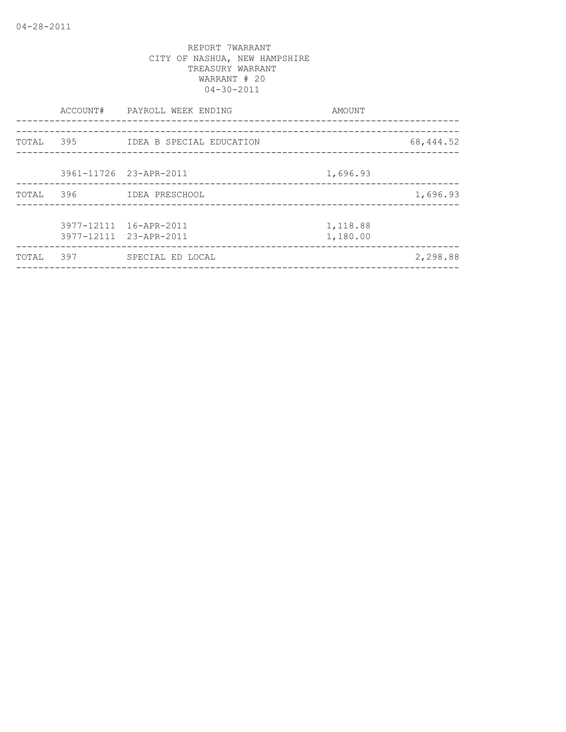04-28-2011

REPORT 7WARRANT
CITY OF NASHUA, NEW HAMPSHIRE
TREASURY WARRANT
WARRANT # 20
04-30-2011

| | ACCOUNT# | PAYROLL WEEK ENDING | AMOUNT | |
|---|---|---|---|---|
| TOTAL | 395 | IDEA B SPECIAL EDUCATION | | 68,444.52 |
| | 3961-11726 | 23-APR-2011 | 1,696.93 | |
| TOTAL | 396 | IDEA PRESCHOOL | | 1,696.93 |
| | 3977-12111 | 16-APR-2011 | 1,118.88 | |
| | 3977-12111 | 23-APR-2011 | 1,180.00 | |
| TOTAL | 397 | SPECIAL ED LOCAL | | 2,298.88 |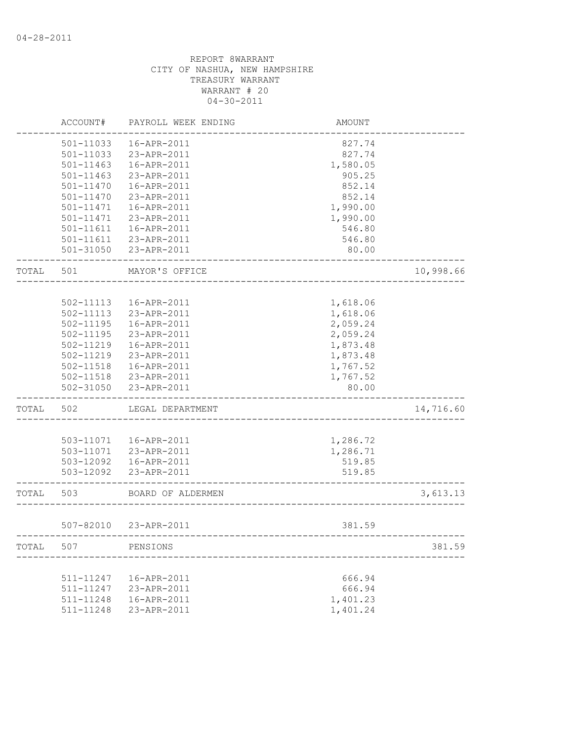04-28-2011

REPORT 8WARRANT
CITY OF NASHUA, NEW HAMPSHIRE
TREASURY WARRANT
WARRANT # 20
04-30-2011

| | ACCOUNT# | PAYROLL WEEK ENDING | AMOUNT | |
|---|---|---|---|---|
| | 501-11033 | 16-APR-2011 | 827.74 | |
| | 501-11033 | 23-APR-2011 | 827.74 | |
| | 501-11463 | 16-APR-2011 | 1,580.05 | |
| | 501-11463 | 23-APR-2011 | 905.25 | |
| | 501-11470 | 16-APR-2011 | 852.14 | |
| | 501-11470 | 23-APR-2011 | 852.14 | |
| | 501-11471 | 16-APR-2011 | 1,990.00 | |
| | 501-11471 | 23-APR-2011 | 1,990.00 | |
| | 501-11611 | 16-APR-2011 | 546.80 | |
| | 501-11611 | 23-APR-2011 | 546.80 | |
| | 501-31050 | 23-APR-2011 | 80.00 | |
| TOTAL | 501 | MAYOR'S OFFICE | | 10,998.66 |
| | 502-11113 | 16-APR-2011 | 1,618.06 | |
| | 502-11113 | 23-APR-2011 | 1,618.06 | |
| | 502-11195 | 16-APR-2011 | 2,059.24 | |
| | 502-11195 | 23-APR-2011 | 2,059.24 | |
| | 502-11219 | 16-APR-2011 | 1,873.48 | |
| | 502-11219 | 23-APR-2011 | 1,873.48 | |
| | 502-11518 | 16-APR-2011 | 1,767.52 | |
| | 502-11518 | 23-APR-2011 | 1,767.52 | |
| | 502-31050 | 23-APR-2011 | 80.00 | |
| TOTAL | 502 | LEGAL DEPARTMENT | | 14,716.60 |
| | 503-11071 | 16-APR-2011 | 1,286.72 | |
| | 503-11071 | 23-APR-2011 | 1,286.71 | |
| | 503-12092 | 16-APR-2011 | 519.85 | |
| | 503-12092 | 23-APR-2011 | 519.85 | |
| TOTAL | 503 | BOARD OF ALDERMEN | | 3,613.13 |
| | 507-82010 | 23-APR-2011 | 381.59 | |
| TOTAL | 507 | PENSIONS | | 381.59 |
| | 511-11247 | 16-APR-2011 | 666.94 | |
| | 511-11247 | 23-APR-2011 | 666.94 | |
| | 511-11248 | 16-APR-2011 | 1,401.23 | |
| | 511-11248 | 23-APR-2011 | 1,401.24 | |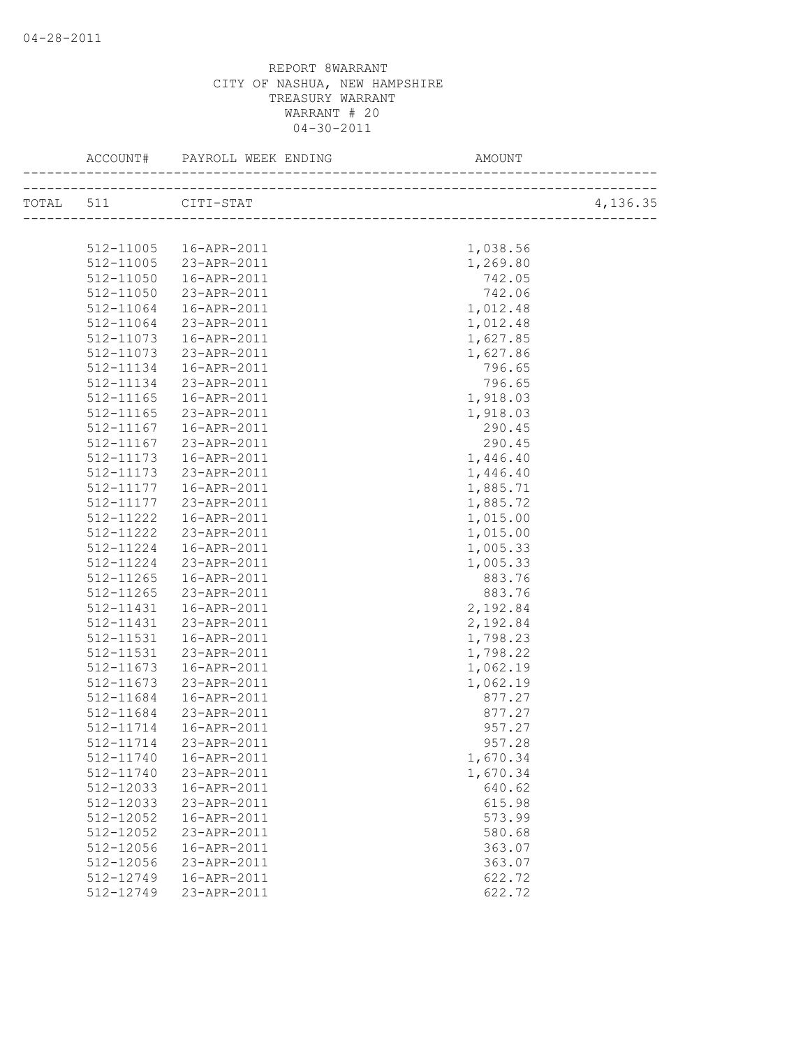04-28-2011

REPORT 8WARRANT
CITY OF NASHUA, NEW HAMPSHIRE
TREASURY WARRANT
WARRANT # 20
04-30-2011

| ACCOUNT# | PAYROLL WEEK ENDING | AMOUNT | |
|---|---|---|---|
| TOTAL 511 | CITI-STAT | | 4,136.35 |
| 512-11005 | 16-APR-2011 | 1,038.56 | |
| 512-11005 | 23-APR-2011 | 1,269.80 | |
| 512-11050 | 16-APR-2011 | 742.05 | |
| 512-11050 | 23-APR-2011 | 742.06 | |
| 512-11064 | 16-APR-2011 | 1,012.48 | |
| 512-11064 | 23-APR-2011 | 1,012.48 | |
| 512-11073 | 16-APR-2011 | 1,627.85 | |
| 512-11073 | 23-APR-2011 | 1,627.86 | |
| 512-11134 | 16-APR-2011 | 796.65 | |
| 512-11134 | 23-APR-2011 | 796.65 | |
| 512-11165 | 16-APR-2011 | 1,918.03 | |
| 512-11165 | 23-APR-2011 | 1,918.03 | |
| 512-11167 | 16-APR-2011 | 290.45 | |
| 512-11167 | 23-APR-2011 | 290.45 | |
| 512-11173 | 16-APR-2011 | 1,446.40 | |
| 512-11173 | 23-APR-2011 | 1,446.40 | |
| 512-11177 | 16-APR-2011 | 1,885.71 | |
| 512-11177 | 23-APR-2011 | 1,885.72 | |
| 512-11222 | 16-APR-2011 | 1,015.00 | |
| 512-11222 | 23-APR-2011 | 1,015.00 | |
| 512-11224 | 16-APR-2011 | 1,005.33 | |
| 512-11224 | 23-APR-2011 | 1,005.33 | |
| 512-11265 | 16-APR-2011 | 883.76 | |
| 512-11265 | 23-APR-2011 | 883.76 | |
| 512-11431 | 16-APR-2011 | 2,192.84 | |
| 512-11431 | 23-APR-2011 | 2,192.84 | |
| 512-11531 | 16-APR-2011 | 1,798.23 | |
| 512-11531 | 23-APR-2011 | 1,798.22 | |
| 512-11673 | 16-APR-2011 | 1,062.19 | |
| 512-11673 | 23-APR-2011 | 1,062.19 | |
| 512-11684 | 16-APR-2011 | 877.27 | |
| 512-11684 | 23-APR-2011 | 877.27 | |
| 512-11714 | 16-APR-2011 | 957.27 | |
| 512-11714 | 23-APR-2011 | 957.28 | |
| 512-11740 | 16-APR-2011 | 1,670.34 | |
| 512-11740 | 23-APR-2011 | 1,670.34 | |
| 512-12033 | 16-APR-2011 | 640.62 | |
| 512-12033 | 23-APR-2011 | 615.98 | |
| 512-12052 | 16-APR-2011 | 573.99 | |
| 512-12052 | 23-APR-2011 | 580.68 | |
| 512-12056 | 16-APR-2011 | 363.07 | |
| 512-12056 | 23-APR-2011 | 363.07 | |
| 512-12749 | 16-APR-2011 | 622.72 | |
| 512-12749 | 23-APR-2011 | 622.72 | |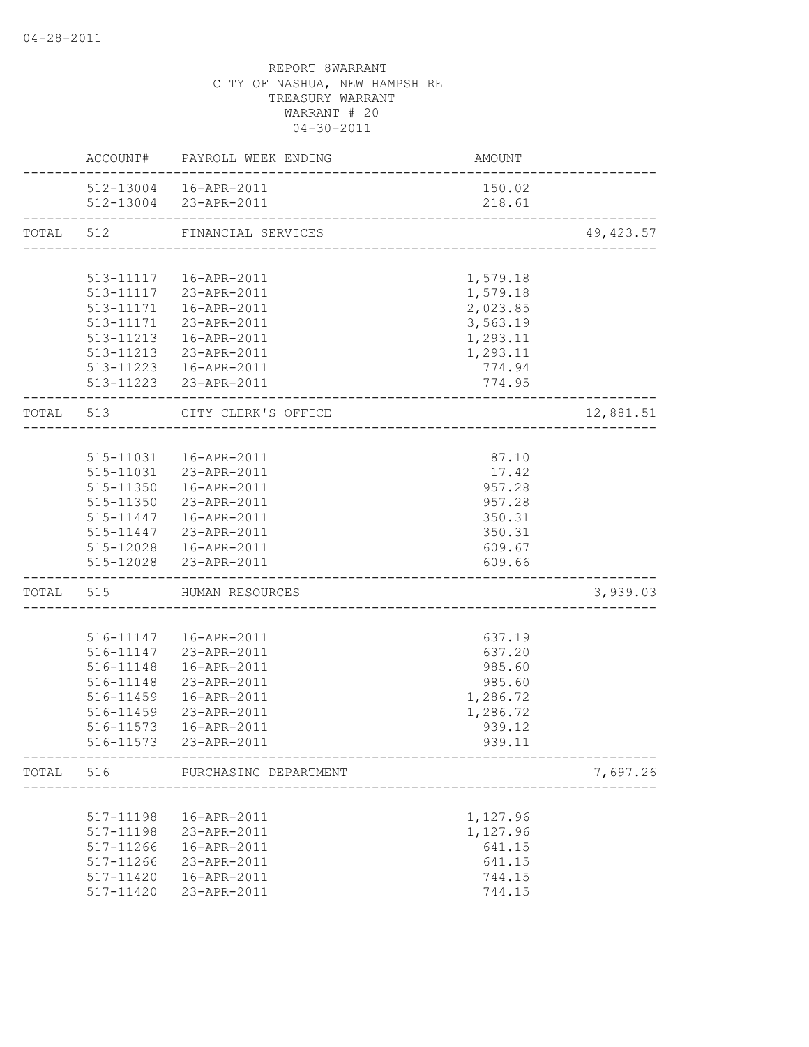04-28-2011

REPORT 8WARRANT
CITY OF NASHUA, NEW HAMPSHIRE
TREASURY WARRANT
WARRANT # 20
04-30-2011

| | ACCOUNT# | PAYROLL WEEK ENDING | AMOUNT | |
|---|---|---|---|---|
| | 512-13004 | 16-APR-2011 | 150.02 | |
| | 512-13004 | 23-APR-2011 | 218.61 | |
| TOTAL | 512 | FINANCIAL SERVICES | | 49,423.57 |
| | 513-11117 | 16-APR-2011 | 1,579.18 | |
| | 513-11117 | 23-APR-2011 | 1,579.18 | |
| | 513-11171 | 16-APR-2011 | 2,023.85 | |
| | 513-11171 | 23-APR-2011 | 3,563.19 | |
| | 513-11213 | 16-APR-2011 | 1,293.11 | |
| | 513-11213 | 23-APR-2011 | 1,293.11 | |
| | 513-11223 | 16-APR-2011 | 774.94 | |
| | 513-11223 | 23-APR-2011 | 774.95 | |
| TOTAL | 513 | CITY CLERK'S OFFICE | | 12,881.51 |
| | 515-11031 | 16-APR-2011 | 87.10 | |
| | 515-11031 | 23-APR-2011 | 17.42 | |
| | 515-11350 | 16-APR-2011 | 957.28 | |
| | 515-11350 | 23-APR-2011 | 957.28 | |
| | 515-11447 | 16-APR-2011 | 350.31 | |
| | 515-11447 | 23-APR-2011 | 350.31 | |
| | 515-12028 | 16-APR-2011 | 609.67 | |
| | 515-12028 | 23-APR-2011 | 609.66 | |
| TOTAL | 515 | HUMAN RESOURCES | | 3,939.03 |
| | 516-11147 | 16-APR-2011 | 637.19 | |
| | 516-11147 | 23-APR-2011 | 637.20 | |
| | 516-11148 | 16-APR-2011 | 985.60 | |
| | 516-11148 | 23-APR-2011 | 985.60 | |
| | 516-11459 | 16-APR-2011 | 1,286.72 | |
| | 516-11459 | 23-APR-2011 | 1,286.72 | |
| | 516-11573 | 16-APR-2011 | 939.12 | |
| | 516-11573 | 23-APR-2011 | 939.11 | |
| TOTAL | 516 | PURCHASING DEPARTMENT | | 7,697.26 |
| | 517-11198 | 16-APR-2011 | 1,127.96 | |
| | 517-11198 | 23-APR-2011 | 1,127.96 | |
| | 517-11266 | 16-APR-2011 | 641.15 | |
| | 517-11266 | 23-APR-2011 | 641.15 | |
| | 517-11420 | 16-APR-2011 | 744.15 | |
| | 517-11420 | 23-APR-2011 | 744.15 | |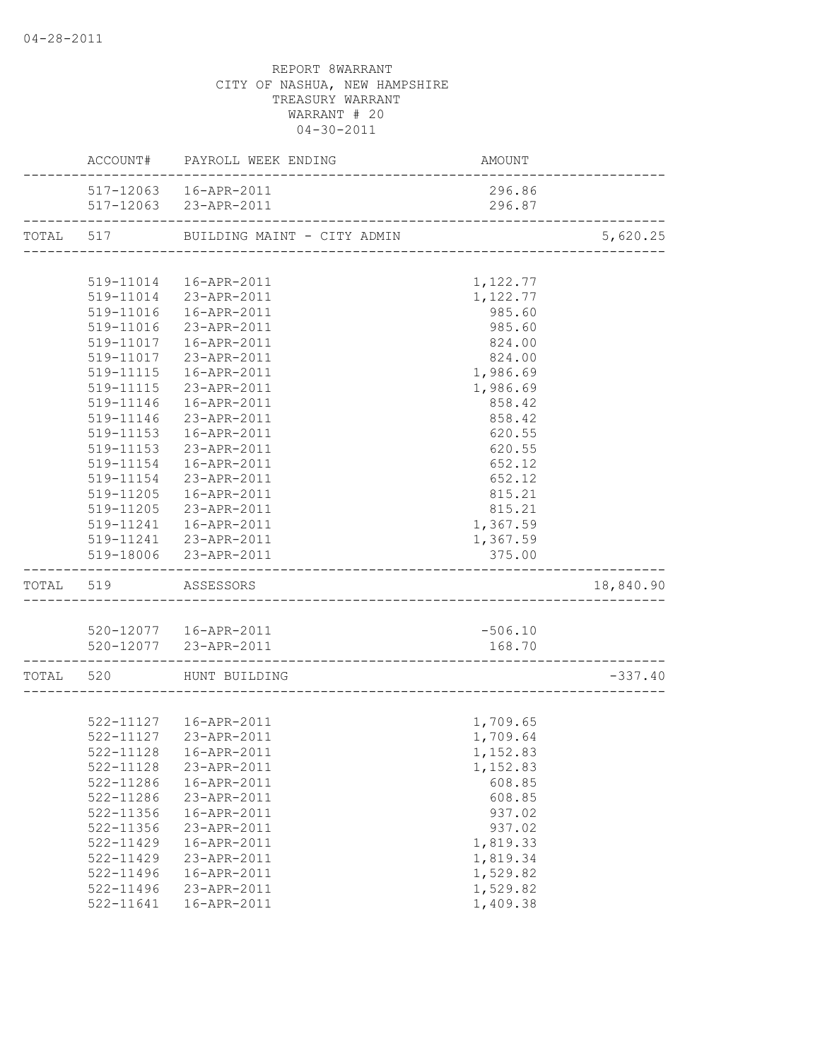REPORT 8WARRANT
CITY OF NASHUA, NEW HAMPSHIRE
TREASURY WARRANT
WARRANT # 20
04-30-2011

| | ACCOUNT# | PAYROLL WEEK ENDING | AMOUNT | |
|---|---|---|---|---|
| | 517-12063 | 16-APR-2011 | 296.86 | |
| | 517-12063 | 23-APR-2011 | 296.87 | |
| TOTAL | 517 | BUILDING MAINT - CITY ADMIN | | 5,620.25 |
| | 519-11014 | 16-APR-2011 | 1,122.77 | |
| | 519-11014 | 23-APR-2011 | 1,122.77 | |
| | 519-11016 | 16-APR-2011 | 985.60 | |
| | 519-11016 | 23-APR-2011 | 985.60 | |
| | 519-11017 | 16-APR-2011 | 824.00 | |
| | 519-11017 | 23-APR-2011 | 824.00 | |
| | 519-11115 | 16-APR-2011 | 1,986.69 | |
| | 519-11115 | 23-APR-2011 | 1,986.69 | |
| | 519-11146 | 16-APR-2011 | 858.42 | |
| | 519-11146 | 23-APR-2011 | 858.42 | |
| | 519-11153 | 16-APR-2011 | 620.55 | |
| | 519-11153 | 23-APR-2011 | 620.55 | |
| | 519-11154 | 16-APR-2011 | 652.12 | |
| | 519-11154 | 23-APR-2011 | 652.12 | |
| | 519-11205 | 16-APR-2011 | 815.21 | |
| | 519-11205 | 23-APR-2011 | 815.21 | |
| | 519-11241 | 16-APR-2011 | 1,367.59 | |
| | 519-11241 | 23-APR-2011 | 1,367.59 | |
| | 519-18006 | 23-APR-2011 | 375.00 | |
| TOTAL | 519 | ASSESSORS | | 18,840.90 |
| | 520-12077 | 16-APR-2011 | -506.10 | |
| | 520-12077 | 23-APR-2011 | 168.70 | |
| TOTAL | 520 | HUNT BUILDING | | -337.40 |
| | 522-11127 | 16-APR-2011 | 1,709.65 | |
| | 522-11127 | 23-APR-2011 | 1,709.64 | |
| | 522-11128 | 16-APR-2011 | 1,152.83 | |
| | 522-11128 | 23-APR-2011 | 1,152.83 | |
| | 522-11286 | 16-APR-2011 | 608.85 | |
| | 522-11286 | 23-APR-2011 | 608.85 | |
| | 522-11356 | 16-APR-2011 | 937.02 | |
| | 522-11356 | 23-APR-2011 | 937.02 | |
| | 522-11429 | 16-APR-2011 | 1,819.33 | |
| | 522-11429 | 23-APR-2011 | 1,819.34 | |
| | 522-11496 | 16-APR-2011 | 1,529.82 | |
| | 522-11496 | 23-APR-2011 | 1,529.82 | |
| | 522-11641 | 16-APR-2011 | 1,409.38 | |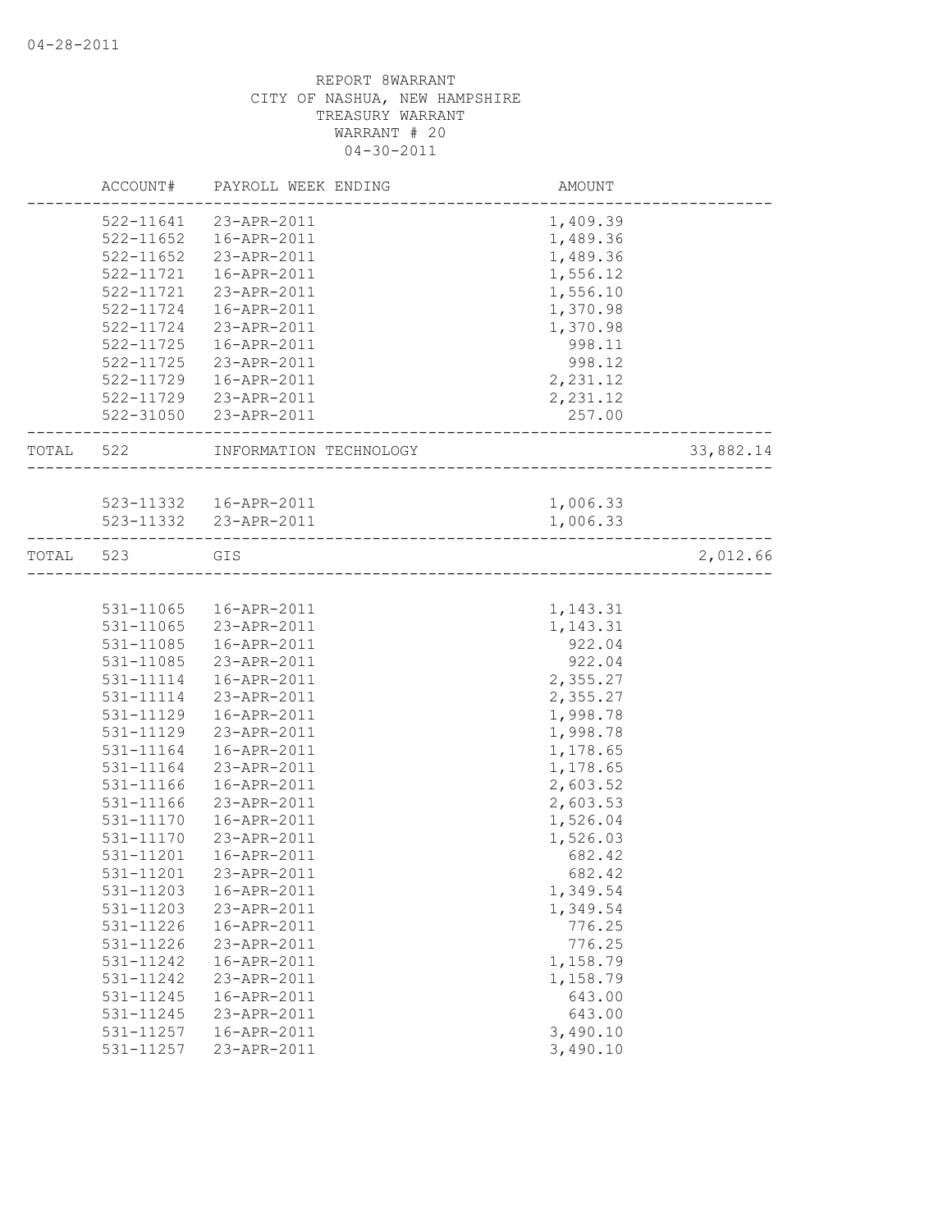04-28-2011

REPORT 8WARRANT
CITY OF NASHUA, NEW HAMPSHIRE
TREASURY WARRANT
WARRANT # 20
04-30-2011

| | ACCOUNT# | PAYROLL WEEK ENDING | AMOUNT | |
|---|---|---|---|---|
| | 522-11641 | 23-APR-2011 | 1,409.39 | |
| | 522-11652 | 16-APR-2011 | 1,489.36 | |
| | 522-11652 | 23-APR-2011 | 1,489.36 | |
| | 522-11721 | 16-APR-2011 | 1,556.12 | |
| | 522-11721 | 23-APR-2011 | 1,556.10 | |
| | 522-11724 | 16-APR-2011 | 1,370.98 | |
| | 522-11724 | 23-APR-2011 | 1,370.98 | |
| | 522-11725 | 16-APR-2011 | 998.11 | |
| | 522-11725 | 23-APR-2011 | 998.12 | |
| | 522-11729 | 16-APR-2011 | 2,231.12 | |
| | 522-11729 | 23-APR-2011 | 2,231.12 | |
| | 522-31050 | 23-APR-2011 | 257.00 | |
| TOTAL | 522 | INFORMATION TECHNOLOGY | | 33,882.14 |
| | 523-11332 | 16-APR-2011 | 1,006.33 | |
| | 523-11332 | 23-APR-2011 | 1,006.33 | |
| TOTAL | 523 | GIS | | 2,012.66 |
| | 531-11065 | 16-APR-2011 | 1,143.31 | |
| | 531-11065 | 23-APR-2011 | 1,143.31 | |
| | 531-11085 | 16-APR-2011 | 922.04 | |
| | 531-11085 | 23-APR-2011 | 922.04 | |
| | 531-11114 | 16-APR-2011 | 2,355.27 | |
| | 531-11114 | 23-APR-2011 | 2,355.27 | |
| | 531-11129 | 16-APR-2011 | 1,998.78 | |
| | 531-11129 | 23-APR-2011 | 1,998.78 | |
| | 531-11164 | 16-APR-2011 | 1,178.65 | |
| | 531-11164 | 23-APR-2011 | 1,178.65 | |
| | 531-11166 | 16-APR-2011 | 2,603.52 | |
| | 531-11166 | 23-APR-2011 | 2,603.53 | |
| | 531-11170 | 16-APR-2011 | 1,526.04 | |
| | 531-11170 | 23-APR-2011 | 1,526.03 | |
| | 531-11201 | 16-APR-2011 | 682.42 | |
| | 531-11201 | 23-APR-2011 | 682.42 | |
| | 531-11203 | 16-APR-2011 | 1,349.54 | |
| | 531-11203 | 23-APR-2011 | 1,349.54 | |
| | 531-11226 | 16-APR-2011 | 776.25 | |
| | 531-11226 | 23-APR-2011 | 776.25 | |
| | 531-11242 | 16-APR-2011 | 1,158.79 | |
| | 531-11242 | 23-APR-2011 | 1,158.79 | |
| | 531-11245 | 16-APR-2011 | 643.00 | |
| | 531-11245 | 23-APR-2011 | 643.00 | |
| | 531-11257 | 16-APR-2011 | 3,490.10 | |
| | 531-11257 | 23-APR-2011 | 3,490.10 | |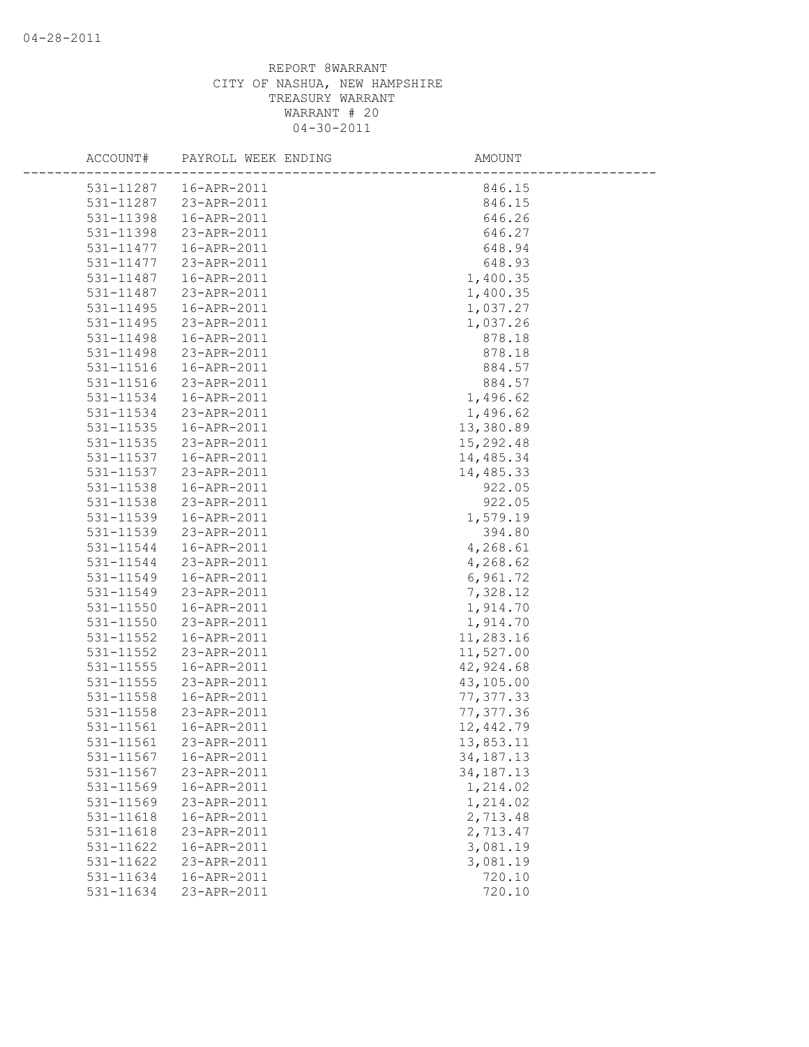04-28-2011

REPORT 8WARRANT
CITY OF NASHUA, NEW HAMPSHIRE
TREASURY WARRANT
WARRANT # 20
04-30-2011

| ACCOUNT# | PAYROLL WEEK ENDING | AMOUNT |
|---|---|---|
| 531-11287 | 16-APR-2011 | 846.15 |
| 531-11287 | 23-APR-2011 | 846.15 |
| 531-11398 | 16-APR-2011 | 646.26 |
| 531-11398 | 23-APR-2011 | 646.27 |
| 531-11477 | 16-APR-2011 | 648.94 |
| 531-11477 | 23-APR-2011 | 648.93 |
| 531-11487 | 16-APR-2011 | 1,400.35 |
| 531-11487 | 23-APR-2011 | 1,400.35 |
| 531-11495 | 16-APR-2011 | 1,037.27 |
| 531-11495 | 23-APR-2011 | 1,037.26 |
| 531-11498 | 16-APR-2011 | 878.18 |
| 531-11498 | 23-APR-2011 | 878.18 |
| 531-11516 | 16-APR-2011 | 884.57 |
| 531-11516 | 23-APR-2011 | 884.57 |
| 531-11534 | 16-APR-2011 | 1,496.62 |
| 531-11534 | 23-APR-2011 | 1,496.62 |
| 531-11535 | 16-APR-2011 | 13,380.89 |
| 531-11535 | 23-APR-2011 | 15,292.48 |
| 531-11537 | 16-APR-2011 | 14,485.34 |
| 531-11537 | 23-APR-2011 | 14,485.33 |
| 531-11538 | 16-APR-2011 | 922.05 |
| 531-11538 | 23-APR-2011 | 922.05 |
| 531-11539 | 16-APR-2011 | 1,579.19 |
| 531-11539 | 23-APR-2011 | 394.80 |
| 531-11544 | 16-APR-2011 | 4,268.61 |
| 531-11544 | 23-APR-2011 | 4,268.62 |
| 531-11549 | 16-APR-2011 | 6,961.72 |
| 531-11549 | 23-APR-2011 | 7,328.12 |
| 531-11550 | 16-APR-2011 | 1,914.70 |
| 531-11550 | 23-APR-2011 | 1,914.70 |
| 531-11552 | 16-APR-2011 | 11,283.16 |
| 531-11552 | 23-APR-2011 | 11,527.00 |
| 531-11555 | 16-APR-2011 | 42,924.68 |
| 531-11555 | 23-APR-2011 | 43,105.00 |
| 531-11558 | 16-APR-2011 | 77,377.33 |
| 531-11558 | 23-APR-2011 | 77,377.36 |
| 531-11561 | 16-APR-2011 | 12,442.79 |
| 531-11561 | 23-APR-2011 | 13,853.11 |
| 531-11567 | 16-APR-2011 | 34,187.13 |
| 531-11567 | 23-APR-2011 | 34,187.13 |
| 531-11569 | 16-APR-2011 | 1,214.02 |
| 531-11569 | 23-APR-2011 | 1,214.02 |
| 531-11618 | 16-APR-2011 | 2,713.48 |
| 531-11618 | 23-APR-2011 | 2,713.47 |
| 531-11622 | 16-APR-2011 | 3,081.19 |
| 531-11622 | 23-APR-2011 | 3,081.19 |
| 531-11634 | 16-APR-2011 | 720.10 |
| 531-11634 | 23-APR-2011 | 720.10 |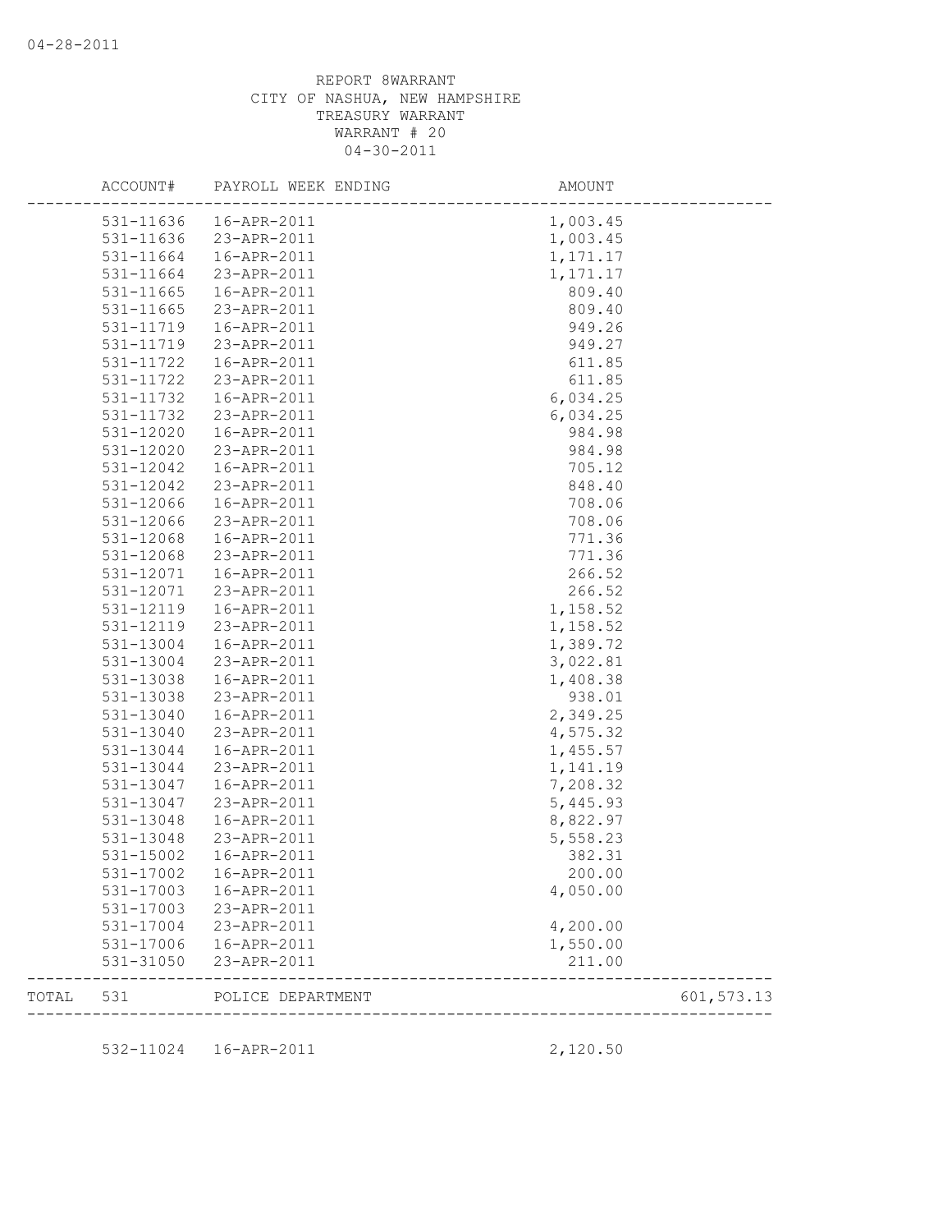REPORT 8WARRANT
CITY OF NASHUA, NEW HAMPSHIRE
TREASURY WARRANT
WARRANT # 20
04-30-2011

| ACCOUNT# | PAYROLL WEEK ENDING | AMOUNT | |
|---|---|---|---|
| 531-11636 | 16-APR-2011 | 1,003.45 | |
| 531-11636 | 23-APR-2011 | 1,003.45 | |
| 531-11664 | 16-APR-2011 | 1,171.17 | |
| 531-11664 | 23-APR-2011 | 1,171.17 | |
| 531-11665 | 16-APR-2011 | 809.40 | |
| 531-11665 | 23-APR-2011 | 809.40 | |
| 531-11719 | 16-APR-2011 | 949.26 | |
| 531-11719 | 23-APR-2011 | 949.27 | |
| 531-11722 | 16-APR-2011 | 611.85 | |
| 531-11722 | 23-APR-2011 | 611.85 | |
| 531-11732 | 16-APR-2011 | 6,034.25 | |
| 531-11732 | 23-APR-2011 | 6,034.25 | |
| 531-12020 | 16-APR-2011 | 984.98 | |
| 531-12020 | 23-APR-2011 | 984.98 | |
| 531-12042 | 16-APR-2011 | 705.12 | |
| 531-12042 | 23-APR-2011 | 848.40 | |
| 531-12066 | 16-APR-2011 | 708.06 | |
| 531-12066 | 23-APR-2011 | 708.06 | |
| 531-12068 | 16-APR-2011 | 771.36 | |
| 531-12068 | 23-APR-2011 | 771.36 | |
| 531-12071 | 16-APR-2011 | 266.52 | |
| 531-12071 | 23-APR-2011 | 266.52 | |
| 531-12119 | 16-APR-2011 | 1,158.52 | |
| 531-12119 | 23-APR-2011 | 1,158.52 | |
| 531-13004 | 16-APR-2011 | 1,389.72 | |
| 531-13004 | 23-APR-2011 | 3,022.81 | |
| 531-13038 | 16-APR-2011 | 1,408.38 | |
| 531-13038 | 23-APR-2011 | 938.01 | |
| 531-13040 | 16-APR-2011 | 2,349.25 | |
| 531-13040 | 23-APR-2011 | 4,575.32 | |
| 531-13044 | 16-APR-2011 | 1,455.57 | |
| 531-13044 | 23-APR-2011 | 1,141.19 | |
| 531-13047 | 16-APR-2011 | 7,208.32 | |
| 531-13047 | 23-APR-2011 | 5,445.93 | |
| 531-13048 | 16-APR-2011 | 8,822.97 | |
| 531-13048 | 23-APR-2011 | 5,558.23 | |
| 531-15002 | 16-APR-2011 | 382.31 | |
| 531-17002 | 16-APR-2011 | 200.00 | |
| 531-17003 | 16-APR-2011 | 4,050.00 | |
| 531-17003 | 23-APR-2011 | | |
| 531-17004 | 23-APR-2011 | 4,200.00 | |
| 531-17006 | 16-APR-2011 | 1,550.00 | |
| 531-31050 | 23-APR-2011 | 211.00 | |
| TOTAL 531 | POLICE DEPARTMENT | | 601,573.13 |
| 532-11024 | 16-APR-2011 | 2,120.50 | |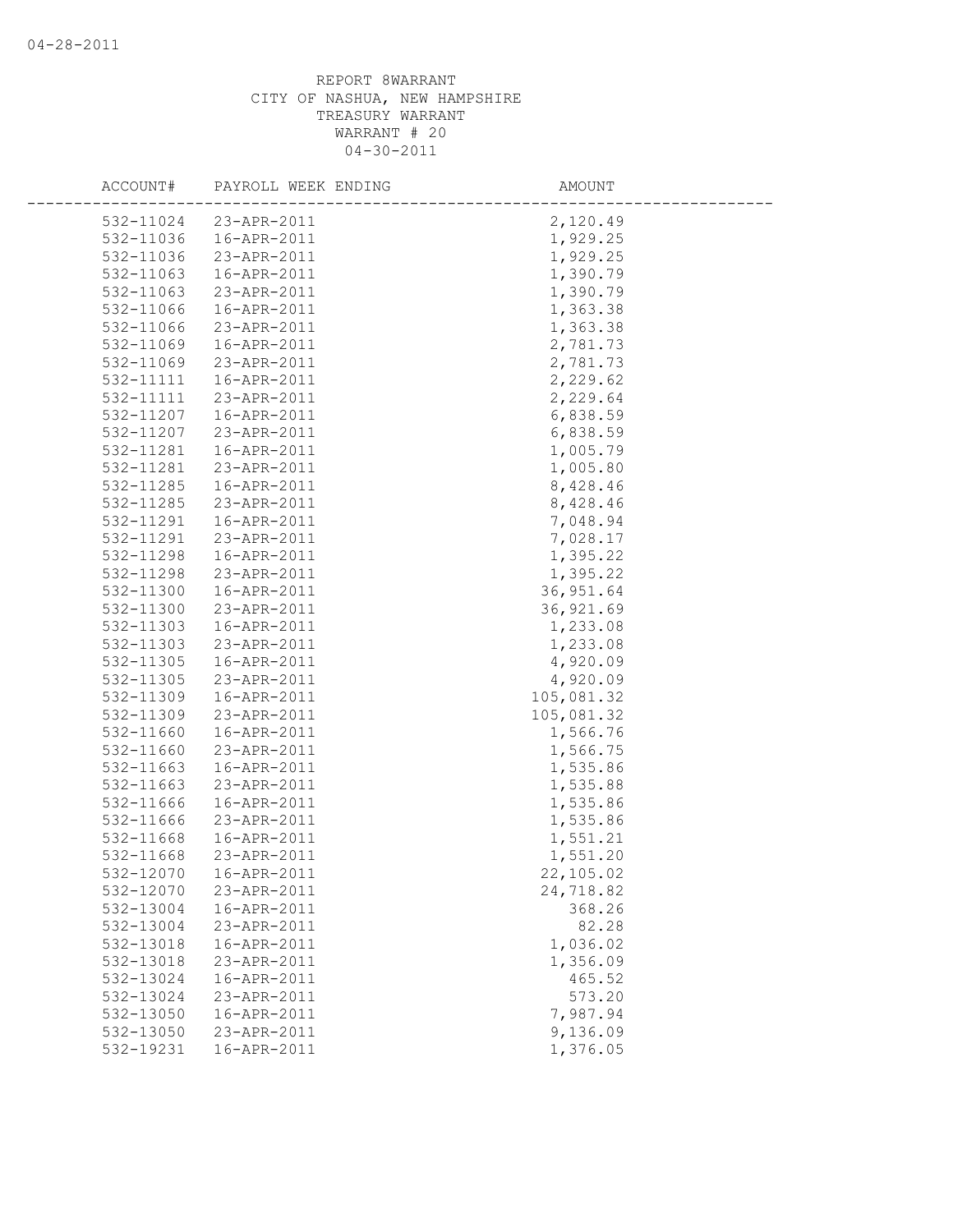REPORT 8WARRANT
CITY OF NASHUA, NEW HAMPSHIRE
TREASURY WARRANT
WARRANT # 20
04-30-2011

| ACCOUNT# | PAYROLL WEEK ENDING | AMOUNT |
|---|---|---|
| 532-11024 | 23-APR-2011 | 2,120.49 |
| 532-11036 | 16-APR-2011 | 1,929.25 |
| 532-11036 | 23-APR-2011 | 1,929.25 |
| 532-11063 | 16-APR-2011 | 1,390.79 |
| 532-11063 | 23-APR-2011 | 1,390.79 |
| 532-11066 | 16-APR-2011 | 1,363.38 |
| 532-11066 | 23-APR-2011 | 1,363.38 |
| 532-11069 | 16-APR-2011 | 2,781.73 |
| 532-11069 | 23-APR-2011 | 2,781.73 |
| 532-11111 | 16-APR-2011 | 2,229.62 |
| 532-11111 | 23-APR-2011 | 2,229.64 |
| 532-11207 | 16-APR-2011 | 6,838.59 |
| 532-11207 | 23-APR-2011 | 6,838.59 |
| 532-11281 | 16-APR-2011 | 1,005.79 |
| 532-11281 | 23-APR-2011 | 1,005.80 |
| 532-11285 | 16-APR-2011 | 8,428.46 |
| 532-11285 | 23-APR-2011 | 8,428.46 |
| 532-11291 | 16-APR-2011 | 7,048.94 |
| 532-11291 | 23-APR-2011 | 7,028.17 |
| 532-11298 | 16-APR-2011 | 1,395.22 |
| 532-11298 | 23-APR-2011 | 1,395.22 |
| 532-11300 | 16-APR-2011 | 36,951.64 |
| 532-11300 | 23-APR-2011 | 36,921.69 |
| 532-11303 | 16-APR-2011 | 1,233.08 |
| 532-11303 | 23-APR-2011 | 1,233.08 |
| 532-11305 | 16-APR-2011 | 4,920.09 |
| 532-11305 | 23-APR-2011 | 4,920.09 |
| 532-11309 | 16-APR-2011 | 105,081.32 |
| 532-11309 | 23-APR-2011 | 105,081.32 |
| 532-11660 | 16-APR-2011 | 1,566.76 |
| 532-11660 | 23-APR-2011 | 1,566.75 |
| 532-11663 | 16-APR-2011 | 1,535.86 |
| 532-11663 | 23-APR-2011 | 1,535.88 |
| 532-11666 | 16-APR-2011 | 1,535.86 |
| 532-11666 | 23-APR-2011 | 1,535.86 |
| 532-11668 | 16-APR-2011 | 1,551.21 |
| 532-11668 | 23-APR-2011 | 1,551.20 |
| 532-12070 | 16-APR-2011 | 22,105.02 |
| 532-12070 | 23-APR-2011 | 24,718.82 |
| 532-13004 | 16-APR-2011 | 368.26 |
| 532-13004 | 23-APR-2011 | 82.28 |
| 532-13018 | 16-APR-2011 | 1,036.02 |
| 532-13018 | 23-APR-2011 | 1,356.09 |
| 532-13024 | 16-APR-2011 | 465.52 |
| 532-13024 | 23-APR-2011 | 573.20 |
| 532-13050 | 16-APR-2011 | 7,987.94 |
| 532-13050 | 23-APR-2011 | 9,136.09 |
| 532-19231 | 16-APR-2011 | 1,376.05 |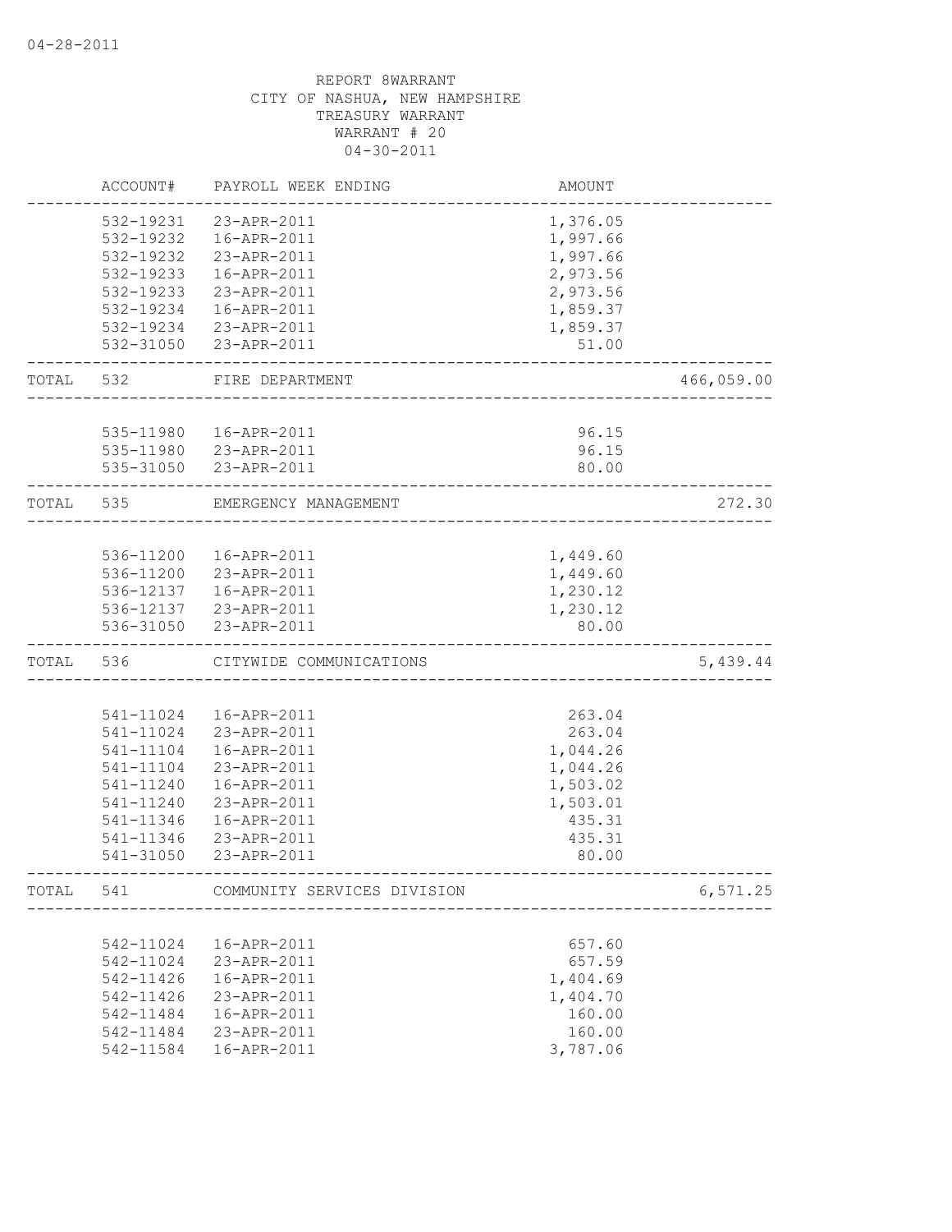REPORT 8WARRANT
CITY OF NASHUA, NEW HAMPSHIRE
TREASURY WARRANT
WARRANT # 20
04-30-2011

| ACCOUNT# | PAYROLL WEEK ENDING | AMOUNT | |
|---|---|---|---|
| 532-19231 | 23-APR-2011 | 1,376.05 | |
| 532-19232 | 16-APR-2011 | 1,997.66 | |
| 532-19232 | 23-APR-2011 | 1,997.66 | |
| 532-19233 | 16-APR-2011 | 2,973.56 | |
| 532-19233 | 23-APR-2011 | 2,973.56 | |
| 532-19234 | 16-APR-2011 | 1,859.37 | |
| 532-19234 | 23-APR-2011 | 1,859.37 | |
| 532-31050 | 23-APR-2011 | 51.00 | |
| TOTAL 532 | FIRE DEPARTMENT | | 466,059.00 |
| 535-11980 | 16-APR-2011 | 96.15 | |
| 535-11980 | 23-APR-2011 | 96.15 | |
| 535-31050 | 23-APR-2011 | 80.00 | |
| TOTAL 535 | EMERGENCY MANAGEMENT | | 272.30 |
| 536-11200 | 16-APR-2011 | 1,449.60 | |
| 536-11200 | 23-APR-2011 | 1,449.60 | |
| 536-12137 | 16-APR-2011 | 1,230.12 | |
| 536-12137 | 23-APR-2011 | 1,230.12 | |
| 536-31050 | 23-APR-2011 | 80.00 | |
| TOTAL 536 | CITYWIDE COMMUNICATIONS | | 5,439.44 |
| 541-11024 | 16-APR-2011 | 263.04 | |
| 541-11024 | 23-APR-2011 | 263.04 | |
| 541-11104 | 16-APR-2011 | 1,044.26 | |
| 541-11104 | 23-APR-2011 | 1,044.26 | |
| 541-11240 | 16-APR-2011 | 1,503.02 | |
| 541-11240 | 23-APR-2011 | 1,503.01 | |
| 541-11346 | 16-APR-2011 | 435.31 | |
| 541-11346 | 23-APR-2011 | 435.31 | |
| 541-31050 | 23-APR-2011 | 80.00 | |
| TOTAL 541 | COMMUNITY SERVICES DIVISION | | 6,571.25 |
| 542-11024 | 16-APR-2011 | 657.60 | |
| 542-11024 | 23-APR-2011 | 657.59 | |
| 542-11426 | 16-APR-2011 | 1,404.69 | |
| 542-11426 | 23-APR-2011 | 1,404.70 | |
| 542-11484 | 16-APR-2011 | 160.00 | |
| 542-11484 | 23-APR-2011 | 160.00 | |
| 542-11584 | 16-APR-2011 | 3,787.06 | |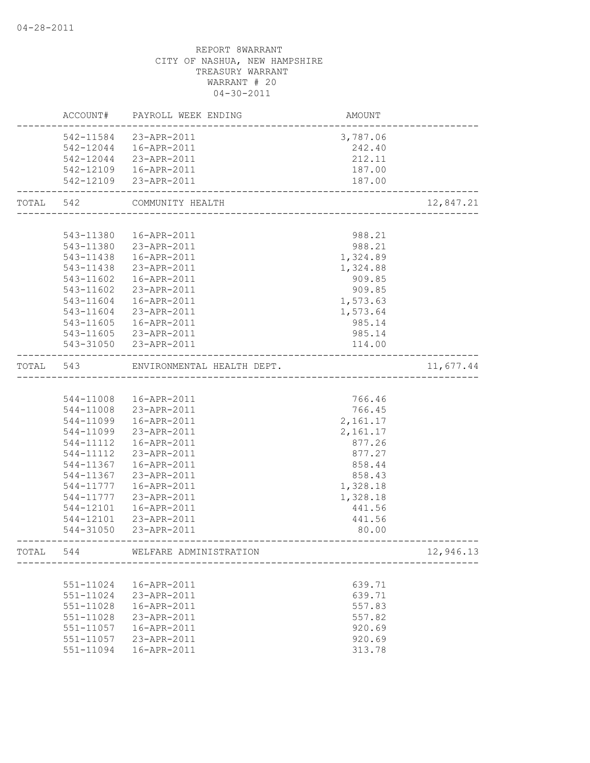04-28-2011

REPORT 8WARRANT
CITY OF NASHUA, NEW HAMPSHIRE
TREASURY WARRANT
WARRANT # 20
04-30-2011

| | ACCOUNT# | PAYROLL WEEK ENDING | AMOUNT | |
|---|---|---|---|---|
| | 542-11584 | 23-APR-2011 | 3,787.06 | |
| | 542-12044 | 16-APR-2011 | 242.40 | |
| | 542-12044 | 23-APR-2011 | 212.11 | |
| | 542-12109 | 16-APR-2011 | 187.00 | |
| | 542-12109 | 23-APR-2011 | 187.00 | |
| TOTAL | 542 | COMMUNITY HEALTH | | 12,847.21 |
| | 543-11380 | 16-APR-2011 | 988.21 | |
| | 543-11380 | 23-APR-2011 | 988.21 | |
| | 543-11438 | 16-APR-2011 | 1,324.89 | |
| | 543-11438 | 23-APR-2011 | 1,324.88 | |
| | 543-11602 | 16-APR-2011 | 909.85 | |
| | 543-11602 | 23-APR-2011 | 909.85 | |
| | 543-11604 | 16-APR-2011 | 1,573.63 | |
| | 543-11604 | 23-APR-2011 | 1,573.64 | |
| | 543-11605 | 16-APR-2011 | 985.14 | |
| | 543-11605 | 23-APR-2011 | 985.14 | |
| | 543-31050 | 23-APR-2011 | 114.00 | |
| TOTAL | 543 | ENVIRONMENTAL HEALTH DEPT. | | 11,677.44 |
| | 544-11008 | 16-APR-2011 | 766.46 | |
| | 544-11008 | 23-APR-2011 | 766.45 | |
| | 544-11099 | 16-APR-2011 | 2,161.17 | |
| | 544-11099 | 23-APR-2011 | 2,161.17 | |
| | 544-11112 | 16-APR-2011 | 877.26 | |
| | 544-11112 | 23-APR-2011 | 877.27 | |
| | 544-11367 | 16-APR-2011 | 858.44 | |
| | 544-11367 | 23-APR-2011 | 858.43 | |
| | 544-11777 | 16-APR-2011 | 1,328.18 | |
| | 544-11777 | 23-APR-2011 | 1,328.18 | |
| | 544-12101 | 16-APR-2011 | 441.56 | |
| | 544-12101 | 23-APR-2011 | 441.56 | |
| | 544-31050 | 23-APR-2011 | 80.00 | |
| TOTAL | 544 | WELFARE ADMINISTRATION | | 12,946.13 |
| | 551-11024 | 16-APR-2011 | 639.71 | |
| | 551-11024 | 23-APR-2011 | 639.71 | |
| | 551-11028 | 16-APR-2011 | 557.83 | |
| | 551-11028 | 23-APR-2011 | 557.82 | |
| | 551-11057 | 16-APR-2011 | 920.69 | |
| | 551-11057 | 23-APR-2011 | 920.69 | |
| | 551-11094 | 16-APR-2011 | 313.78 | |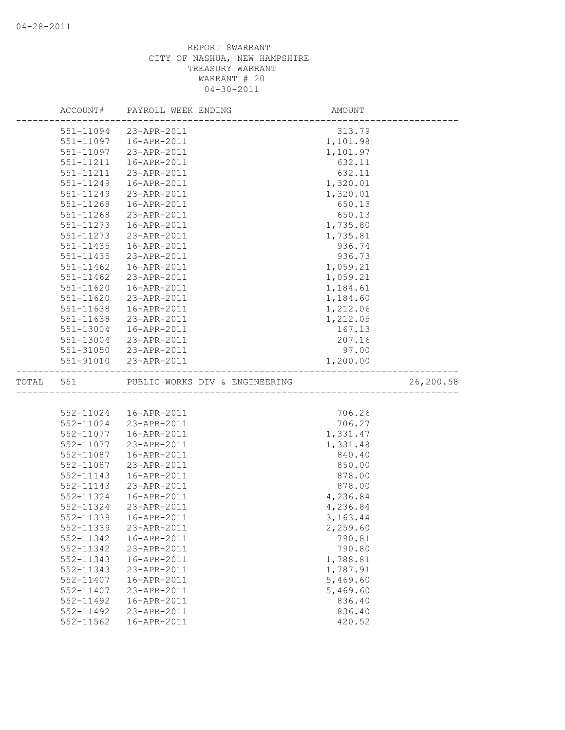REPORT 8WARRANT
CITY OF NASHUA, NEW HAMPSHIRE
TREASURY WARRANT
WARRANT # 20
04-30-2011

| | ACCOUNT# | PAYROLL WEEK ENDING | AMOUNT | |
|---|---|---|---|---|
| | 551-11094 | 23-APR-2011 | 313.79 | |
| | 551-11097 | 16-APR-2011 | 1,101.98 | |
| | 551-11097 | 23-APR-2011 | 1,101.97 | |
| | 551-11211 | 16-APR-2011 | 632.11 | |
| | 551-11211 | 23-APR-2011 | 632.11 | |
| | 551-11249 | 16-APR-2011 | 1,320.01 | |
| | 551-11249 | 23-APR-2011 | 1,320.01 | |
| | 551-11268 | 16-APR-2011 | 650.13 | |
| | 551-11268 | 23-APR-2011 | 650.13 | |
| | 551-11273 | 16-APR-2011 | 1,735.80 | |
| | 551-11273 | 23-APR-2011 | 1,735.81 | |
| | 551-11435 | 16-APR-2011 | 936.74 | |
| | 551-11435 | 23-APR-2011 | 936.73 | |
| | 551-11462 | 16-APR-2011 | 1,059.21 | |
| | 551-11462 | 23-APR-2011 | 1,059.21 | |
| | 551-11620 | 16-APR-2011 | 1,184.61 | |
| | 551-11620 | 23-APR-2011 | 1,184.60 | |
| | 551-11638 | 16-APR-2011 | 1,212.06 | |
| | 551-11638 | 23-APR-2011 | 1,212.05 | |
| | 551-13004 | 16-APR-2011 | 167.13 | |
| | 551-13004 | 23-APR-2011 | 207.16 | |
| | 551-31050 | 23-APR-2011 | 97.00 | |
| | 551-91010 | 23-APR-2011 | 1,200.00 | |
| TOTAL | 551 | PUBLIC WORKS DIV & ENGINEERING | | 26,200.58 |
| | 552-11024 | 16-APR-2011 | 706.26 | |
| | 552-11024 | 23-APR-2011 | 706.27 | |
| | 552-11077 | 16-APR-2011 | 1,331.47 | |
| | 552-11077 | 23-APR-2011 | 1,331.48 | |
| | 552-11087 | 16-APR-2011 | 840.40 | |
| | 552-11087 | 23-APR-2011 | 850.00 | |
| | 552-11143 | 16-APR-2011 | 878.00 | |
| | 552-11143 | 23-APR-2011 | 878.00 | |
| | 552-11324 | 16-APR-2011 | 4,236.84 | |
| | 552-11324 | 23-APR-2011 | 4,236.84 | |
| | 552-11339 | 16-APR-2011 | 3,163.44 | |
| | 552-11339 | 23-APR-2011 | 2,259.60 | |
| | 552-11342 | 16-APR-2011 | 790.81 | |
| | 552-11342 | 23-APR-2011 | 790.80 | |
| | 552-11343 | 16-APR-2011 | 1,788.81 | |
| | 552-11343 | 23-APR-2011 | 1,787.91 | |
| | 552-11407 | 16-APR-2011 | 5,469.60 | |
| | 552-11407 | 23-APR-2011 | 5,469.60 | |
| | 552-11492 | 16-APR-2011 | 836.40 | |
| | 552-11492 | 23-APR-2011 | 836.40 | |
| | 552-11562 | 16-APR-2011 | 420.52 | |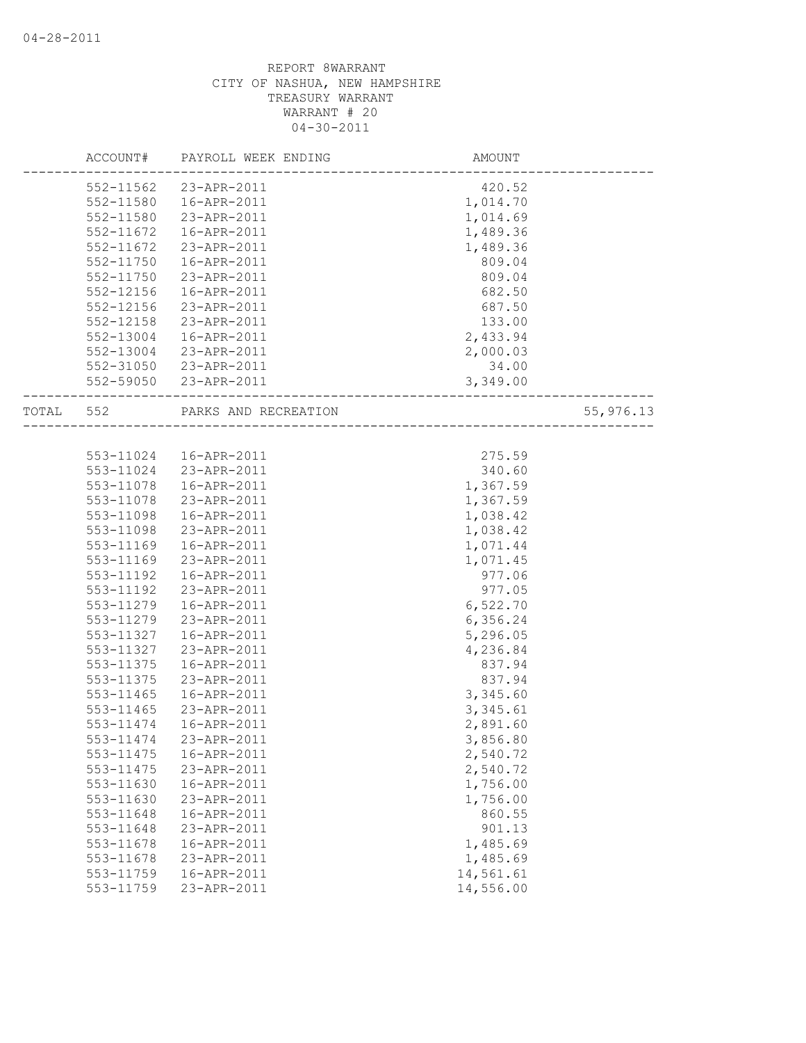04-28-2011

REPORT 8WARRANT
CITY OF NASHUA, NEW HAMPSHIRE
TREASURY WARRANT
WARRANT # 20
04-30-2011

| | ACCOUNT# | PAYROLL WEEK ENDING | AMOUNT | |
|---|---|---|---|---|
| | 552-11562 | 23-APR-2011 | 420.52 | |
| | 552-11580 | 16-APR-2011 | 1,014.70 | |
| | 552-11580 | 23-APR-2011 | 1,014.69 | |
| | 552-11672 | 16-APR-2011 | 1,489.36 | |
| | 552-11672 | 23-APR-2011 | 1,489.36 | |
| | 552-11750 | 16-APR-2011 | 809.04 | |
| | 552-11750 | 23-APR-2011 | 809.04 | |
| | 552-12156 | 16-APR-2011 | 682.50 | |
| | 552-12156 | 23-APR-2011 | 687.50 | |
| | 552-12158 | 23-APR-2011 | 133.00 | |
| | 552-13004 | 16-APR-2011 | 2,433.94 | |
| | 552-13004 | 23-APR-2011 | 2,000.03 | |
| | 552-31050 | 23-APR-2011 | 34.00 | |
| | 552-59050 | 23-APR-2011 | 3,349.00 | |
| TOTAL | 552 | PARKS AND RECREATION | | 55,976.13 |
| | 553-11024 | 16-APR-2011 | 275.59 | |
| | 553-11024 | 23-APR-2011 | 340.60 | |
| | 553-11078 | 16-APR-2011 | 1,367.59 | |
| | 553-11078 | 23-APR-2011 | 1,367.59 | |
| | 553-11098 | 16-APR-2011 | 1,038.42 | |
| | 553-11098 | 23-APR-2011 | 1,038.42 | |
| | 553-11169 | 16-APR-2011 | 1,071.44 | |
| | 553-11169 | 23-APR-2011 | 1,071.45 | |
| | 553-11192 | 16-APR-2011 | 977.06 | |
| | 553-11192 | 23-APR-2011 | 977.05 | |
| | 553-11279 | 16-APR-2011 | 6,522.70 | |
| | 553-11279 | 23-APR-2011 | 6,356.24 | |
| | 553-11327 | 16-APR-2011 | 5,296.05 | |
| | 553-11327 | 23-APR-2011 | 4,236.84 | |
| | 553-11375 | 16-APR-2011 | 837.94 | |
| | 553-11375 | 23-APR-2011 | 837.94 | |
| | 553-11465 | 16-APR-2011 | 3,345.60 | |
| | 553-11465 | 23-APR-2011 | 3,345.61 | |
| | 553-11474 | 16-APR-2011 | 2,891.60 | |
| | 553-11474 | 23-APR-2011 | 3,856.80 | |
| | 553-11475 | 16-APR-2011 | 2,540.72 | |
| | 553-11475 | 23-APR-2011 | 2,540.72 | |
| | 553-11630 | 16-APR-2011 | 1,756.00 | |
| | 553-11630 | 23-APR-2011 | 1,756.00 | |
| | 553-11648 | 16-APR-2011 | 860.55 | |
| | 553-11648 | 23-APR-2011 | 901.13 | |
| | 553-11678 | 16-APR-2011 | 1,485.69 | |
| | 553-11678 | 23-APR-2011 | 1,485.69 | |
| | 553-11759 | 16-APR-2011 | 14,561.61 | |
| | 553-11759 | 23-APR-2011 | 14,556.00 | |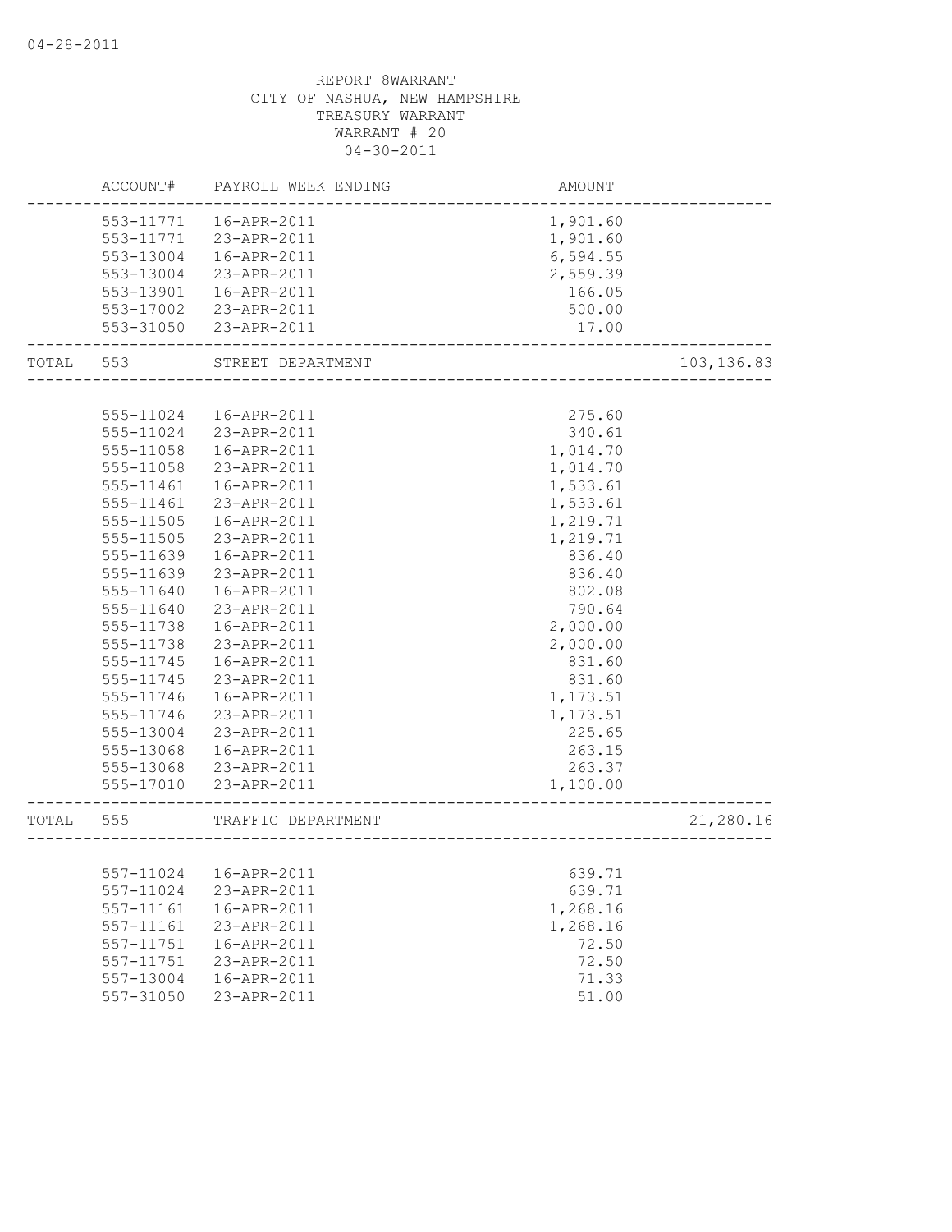04-28-2011

REPORT 8WARRANT
CITY OF NASHUA, NEW HAMPSHIRE
TREASURY WARRANT
WARRANT # 20
04-30-2011

| | ACCOUNT# | PAYROLL WEEK ENDING | AMOUNT | |
|---|---|---|---|---|
| | 553-11771 | 16-APR-2011 | 1,901.60 | |
| | 553-11771 | 23-APR-2011 | 1,901.60 | |
| | 553-13004 | 16-APR-2011 | 6,594.55 | |
| | 553-13004 | 23-APR-2011 | 2,559.39 | |
| | 553-13901 | 16-APR-2011 | 166.05 | |
| | 553-17002 | 23-APR-2011 | 500.00 | |
| | 553-31050 | 23-APR-2011 | 17.00 | |
| TOTAL | 553 | STREET DEPARTMENT | | 103,136.83 |
| | 555-11024 | 16-APR-2011 | 275.60 | |
| | 555-11024 | 23-APR-2011 | 340.61 | |
| | 555-11058 | 16-APR-2011 | 1,014.70 | |
| | 555-11058 | 23-APR-2011 | 1,014.70 | |
| | 555-11461 | 16-APR-2011 | 1,533.61 | |
| | 555-11461 | 23-APR-2011 | 1,533.61 | |
| | 555-11505 | 16-APR-2011 | 1,219.71 | |
| | 555-11505 | 23-APR-2011 | 1,219.71 | |
| | 555-11639 | 16-APR-2011 | 836.40 | |
| | 555-11639 | 23-APR-2011 | 836.40 | |
| | 555-11640 | 16-APR-2011 | 802.08 | |
| | 555-11640 | 23-APR-2011 | 790.64 | |
| | 555-11738 | 16-APR-2011 | 2,000.00 | |
| | 555-11738 | 23-APR-2011 | 2,000.00 | |
| | 555-11745 | 16-APR-2011 | 831.60 | |
| | 555-11745 | 23-APR-2011 | 831.60 | |
| | 555-11746 | 16-APR-2011 | 1,173.51 | |
| | 555-11746 | 23-APR-2011 | 1,173.51 | |
| | 555-13004 | 23-APR-2011 | 225.65 | |
| | 555-13068 | 16-APR-2011 | 263.15 | |
| | 555-13068 | 23-APR-2011 | 263.37 | |
| | 555-17010 | 23-APR-2011 | 1,100.00 | |
| TOTAL | 555 | TRAFFIC DEPARTMENT | | 21,280.16 |
| | 557-11024 | 16-APR-2011 | 639.71 | |
| | 557-11024 | 23-APR-2011 | 639.71 | |
| | 557-11161 | 16-APR-2011 | 1,268.16 | |
| | 557-11161 | 23-APR-2011 | 1,268.16 | |
| | 557-11751 | 16-APR-2011 | 72.50 | |
| | 557-11751 | 23-APR-2011 | 72.50 | |
| | 557-13004 | 16-APR-2011 | 71.33 | |
| | 557-31050 | 23-APR-2011 | 51.00 | |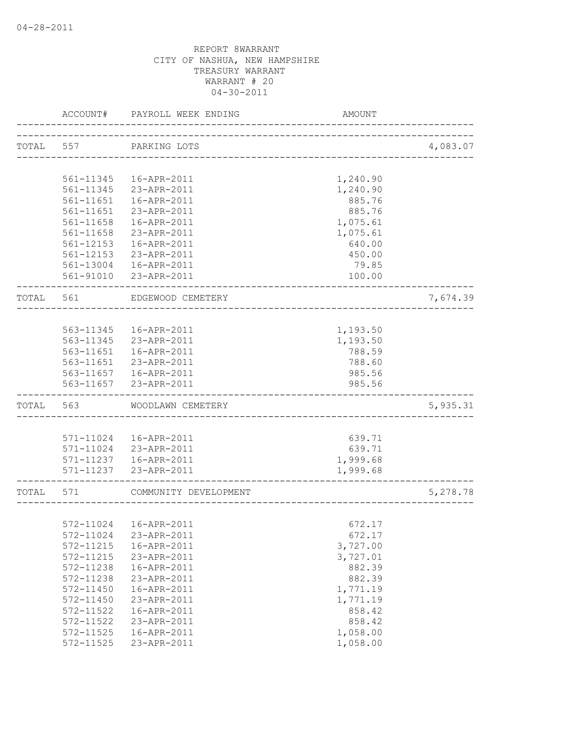REPORT 8WARRANT
CITY OF NASHUA, NEW HAMPSHIRE
TREASURY WARRANT
WARRANT # 20
04-30-2011

| ACCOUNT# | PAYROLL WEEK ENDING | AMOUNT | |
|---|---|---|---|
| TOTAL 557 | PARKING LOTS | | 4,083.07 |
| 561-11345 | 16-APR-2011 | 1,240.90 | |
| 561-11345 | 23-APR-2011 | 1,240.90 | |
| 561-11651 | 16-APR-2011 | 885.76 | |
| 561-11651 | 23-APR-2011 | 885.76 | |
| 561-11658 | 16-APR-2011 | 1,075.61 | |
| 561-11658 | 23-APR-2011 | 1,075.61 | |
| 561-12153 | 16-APR-2011 | 640.00 | |
| 561-12153 | 23-APR-2011 | 450.00 | |
| 561-13004 | 16-APR-2011 | 79.85 | |
| 561-91010 | 23-APR-2011 | 100.00 | |
| TOTAL 561 | EDGEWOOD CEMETERY | | 7,674.39 |
| 563-11345 | 16-APR-2011 | 1,193.50 | |
| 563-11345 | 23-APR-2011 | 1,193.50 | |
| 563-11651 | 16-APR-2011 | 788.59 | |
| 563-11651 | 23-APR-2011 | 788.60 | |
| 563-11657 | 16-APR-2011 | 985.56 | |
| 563-11657 | 23-APR-2011 | 985.56 | |
| TOTAL 563 | WOODLAWN CEMETERY | | 5,935.31 |
| 571-11024 | 16-APR-2011 | 639.71 | |
| 571-11024 | 23-APR-2011 | 639.71 | |
| 571-11237 | 16-APR-2011 | 1,999.68 | |
| 571-11237 | 23-APR-2011 | 1,999.68 | |
| TOTAL 571 | COMMUNITY DEVELOPMENT | | 5,278.78 |
| 572-11024 | 16-APR-2011 | 672.17 | |
| 572-11024 | 23-APR-2011 | 672.17 | |
| 572-11215 | 16-APR-2011 | 3,727.00 | |
| 572-11215 | 23-APR-2011 | 3,727.01 | |
| 572-11238 | 16-APR-2011 | 882.39 | |
| 572-11238 | 23-APR-2011 | 882.39 | |
| 572-11450 | 16-APR-2011 | 1,771.19 | |
| 572-11450 | 23-APR-2011 | 1,771.19 | |
| 572-11522 | 16-APR-2011 | 858.42 | |
| 572-11522 | 23-APR-2011 | 858.42 | |
| 572-11525 | 16-APR-2011 | 1,058.00 | |
| 572-11525 | 23-APR-2011 | 1,058.00 | |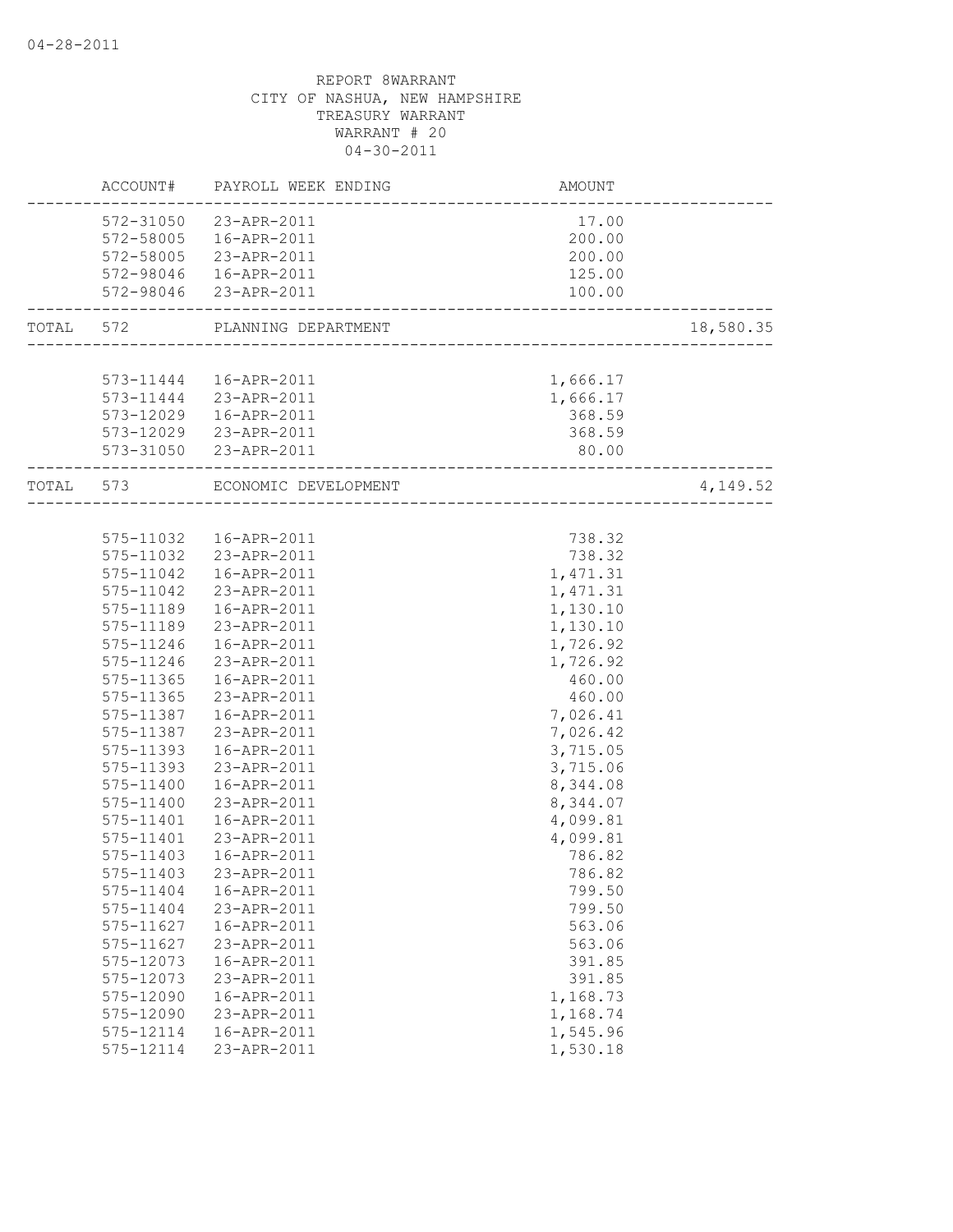04-28-2011

REPORT 8WARRANT
CITY OF NASHUA, NEW HAMPSHIRE
TREASURY WARRANT
WARRANT # 20
04-30-2011

| | ACCOUNT# | PAYROLL WEEK ENDING | AMOUNT | |
|---|---|---|---|---|
| | 572-31050 | 23-APR-2011 | 17.00 | |
| | 572-58005 | 16-APR-2011 | 200.00 | |
| | 572-58005 | 23-APR-2011 | 200.00 | |
| | 572-98046 | 16-APR-2011 | 125.00 | |
| | 572-98046 | 23-APR-2011 | 100.00 | |
| TOTAL | 572 | PLANNING DEPARTMENT | | 18,580.35 |
| | 573-11444 | 16-APR-2011 | 1,666.17 | |
| | 573-11444 | 23-APR-2011 | 1,666.17 | |
| | 573-12029 | 16-APR-2011 | 368.59 | |
| | 573-12029 | 23-APR-2011 | 368.59 | |
| | 573-31050 | 23-APR-2011 | 80.00 | |
| TOTAL | 573 | ECONOMIC DEVELOPMENT | | 4,149.52 |
| | 575-11032 | 16-APR-2011 | 738.32 | |
| | 575-11032 | 23-APR-2011 | 738.32 | |
| | 575-11042 | 16-APR-2011 | 1,471.31 | |
| | 575-11042 | 23-APR-2011 | 1,471.31 | |
| | 575-11189 | 16-APR-2011 | 1,130.10 | |
| | 575-11189 | 23-APR-2011 | 1,130.10 | |
| | 575-11246 | 16-APR-2011 | 1,726.92 | |
| | 575-11246 | 23-APR-2011 | 1,726.92 | |
| | 575-11365 | 16-APR-2011 | 460.00 | |
| | 575-11365 | 23-APR-2011 | 460.00 | |
| | 575-11387 | 16-APR-2011 | 7,026.41 | |
| | 575-11387 | 23-APR-2011 | 7,026.42 | |
| | 575-11393 | 16-APR-2011 | 3,715.05 | |
| | 575-11393 | 23-APR-2011 | 3,715.06 | |
| | 575-11400 | 16-APR-2011 | 8,344.08 | |
| | 575-11400 | 23-APR-2011 | 8,344.07 | |
| | 575-11401 | 16-APR-2011 | 4,099.81 | |
| | 575-11401 | 23-APR-2011 | 4,099.81 | |
| | 575-11403 | 16-APR-2011 | 786.82 | |
| | 575-11403 | 23-APR-2011 | 786.82 | |
| | 575-11404 | 16-APR-2011 | 799.50 | |
| | 575-11404 | 23-APR-2011 | 799.50 | |
| | 575-11627 | 16-APR-2011 | 563.06 | |
| | 575-11627 | 23-APR-2011 | 563.06 | |
| | 575-12073 | 16-APR-2011 | 391.85 | |
| | 575-12073 | 23-APR-2011 | 391.85 | |
| | 575-12090 | 16-APR-2011 | 1,168.73 | |
| | 575-12090 | 23-APR-2011 | 1,168.74 | |
| | 575-12114 | 16-APR-2011 | 1,545.96 | |
| | 575-12114 | 23-APR-2011 | 1,530.18 | |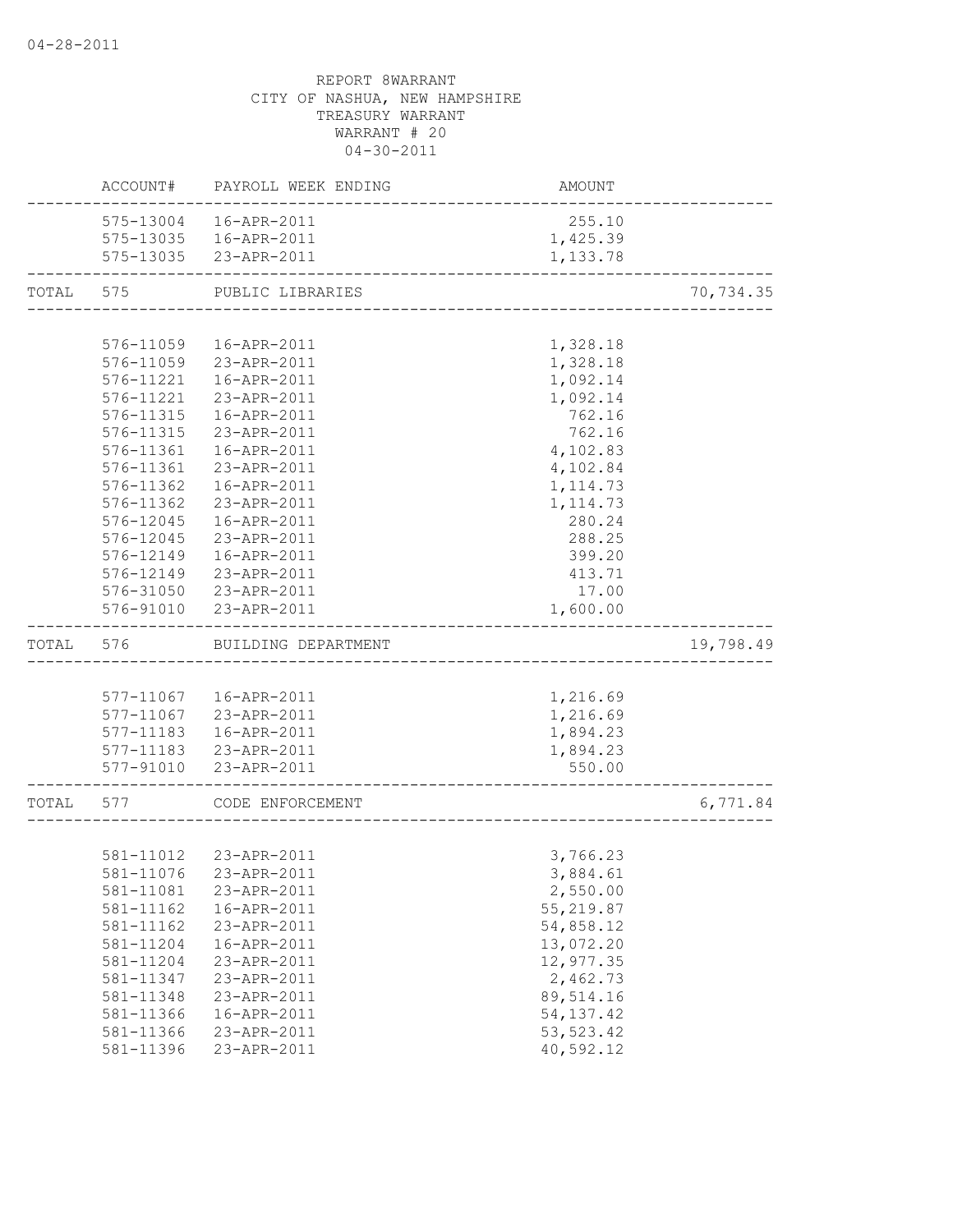04-28-2011

REPORT 8WARRANT
CITY OF NASHUA, NEW HAMPSHIRE
TREASURY WARRANT
WARRANT # 20
04-30-2011

| | ACCOUNT# | PAYROLL WEEK ENDING | AMOUNT | |
|---|---|---|---|---|
| | 575-13004 | 16-APR-2011 | 255.10 | |
| | 575-13035 | 16-APR-2011 | 1,425.39 | |
| | 575-13035 | 23-APR-2011 | 1,133.78 | |
| TOTAL | 575 | PUBLIC LIBRARIES | | 70,734.35 |
| | 576-11059 | 16-APR-2011 | 1,328.18 | |
| | 576-11059 | 23-APR-2011 | 1,328.18 | |
| | 576-11221 | 16-APR-2011 | 1,092.14 | |
| | 576-11221 | 23-APR-2011 | 1,092.14 | |
| | 576-11315 | 16-APR-2011 | 762.16 | |
| | 576-11315 | 23-APR-2011 | 762.16 | |
| | 576-11361 | 16-APR-2011 | 4,102.83 | |
| | 576-11361 | 23-APR-2011 | 4,102.84 | |
| | 576-11362 | 16-APR-2011 | 1,114.73 | |
| | 576-11362 | 23-APR-2011 | 1,114.73 | |
| | 576-12045 | 16-APR-2011 | 280.24 | |
| | 576-12045 | 23-APR-2011 | 288.25 | |
| | 576-12149 | 16-APR-2011 | 399.20 | |
| | 576-12149 | 23-APR-2011 | 413.71 | |
| | 576-31050 | 23-APR-2011 | 17.00 | |
| | 576-91010 | 23-APR-2011 | 1,600.00 | |
| TOTAL | 576 | BUILDING DEPARTMENT | | 19,798.49 |
| | 577-11067 | 16-APR-2011 | 1,216.69 | |
| | 577-11067 | 23-APR-2011 | 1,216.69 | |
| | 577-11183 | 16-APR-2011 | 1,894.23 | |
| | 577-11183 | 23-APR-2011 | 1,894.23 | |
| | 577-91010 | 23-APR-2011 | 550.00 | |
| TOTAL | 577 | CODE ENFORCEMENT | | 6,771.84 |
| | 581-11012 | 23-APR-2011 | 3,766.23 | |
| | 581-11076 | 23-APR-2011 | 3,884.61 | |
| | 581-11081 | 23-APR-2011 | 2,550.00 | |
| | 581-11162 | 16-APR-2011 | 55,219.87 | |
| | 581-11162 | 23-APR-2011 | 54,858.12 | |
| | 581-11204 | 16-APR-2011 | 13,072.20 | |
| | 581-11204 | 23-APR-2011 | 12,977.35 | |
| | 581-11347 | 23-APR-2011 | 2,462.73 | |
| | 581-11348 | 23-APR-2011 | 89,514.16 | |
| | 581-11366 | 16-APR-2011 | 54,137.42 | |
| | 581-11366 | 23-APR-2011 | 53,523.42 | |
| | 581-11396 | 23-APR-2011 | 40,592.12 | |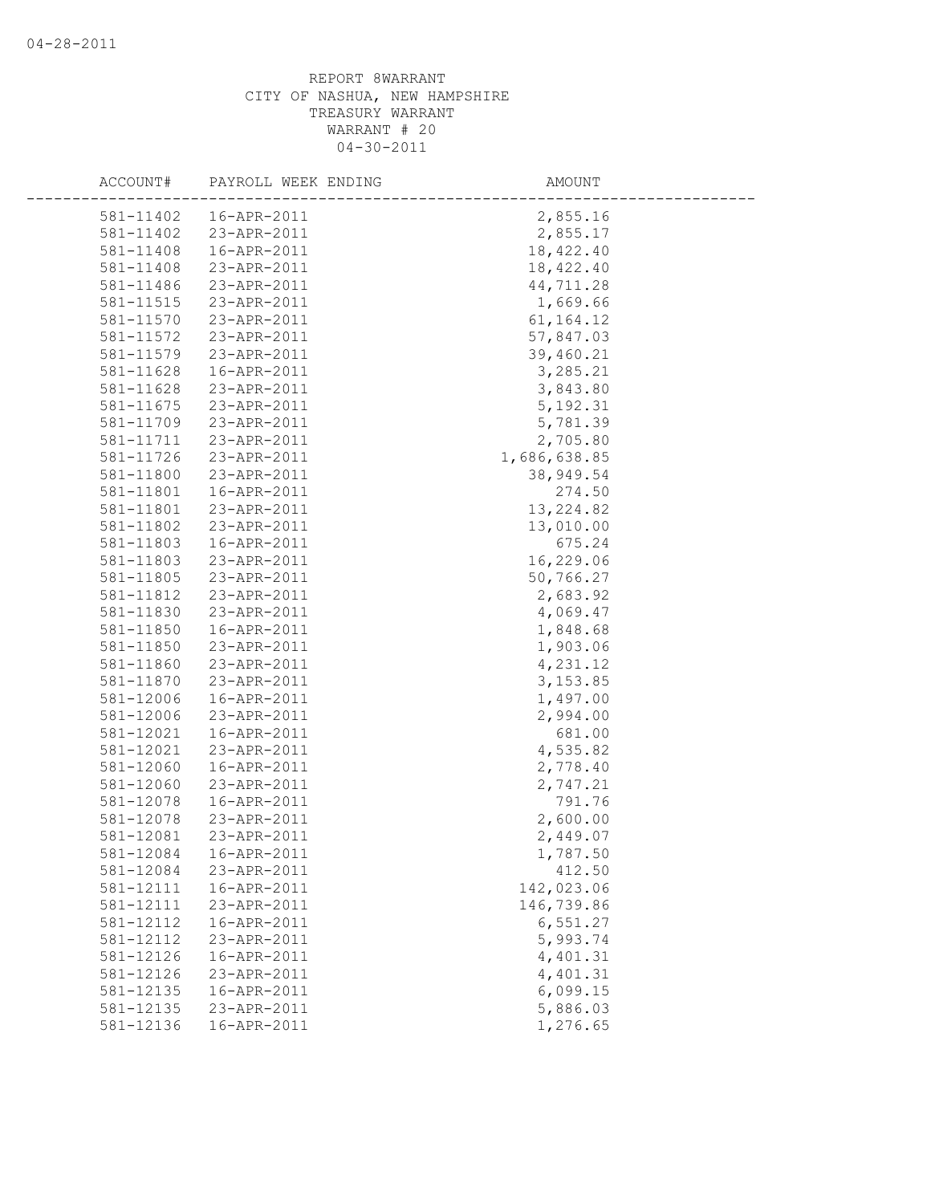04-28-2011

REPORT 8WARRANT
CITY OF NASHUA, NEW HAMPSHIRE
TREASURY WARRANT
WARRANT # 20
04-30-2011

| ACCOUNT# | PAYROLL WEEK ENDING | AMOUNT |
|---|---|---|
| 581-11402 | 16-APR-2011 | 2,855.16 |
| 581-11402 | 23-APR-2011 | 2,855.17 |
| 581-11408 | 16-APR-2011 | 18,422.40 |
| 581-11408 | 23-APR-2011 | 18,422.40 |
| 581-11486 | 23-APR-2011 | 44,711.28 |
| 581-11515 | 23-APR-2011 | 1,669.66 |
| 581-11570 | 23-APR-2011 | 61,164.12 |
| 581-11572 | 23-APR-2011 | 57,847.03 |
| 581-11579 | 23-APR-2011 | 39,460.21 |
| 581-11628 | 16-APR-2011 | 3,285.21 |
| 581-11628 | 23-APR-2011 | 3,843.80 |
| 581-11675 | 23-APR-2011 | 5,192.31 |
| 581-11709 | 23-APR-2011 | 5,781.39 |
| 581-11711 | 23-APR-2011 | 2,705.80 |
| 581-11726 | 23-APR-2011 | 1,686,638.85 |
| 581-11800 | 23-APR-2011 | 38,949.54 |
| 581-11801 | 16-APR-2011 | 274.50 |
| 581-11801 | 23-APR-2011 | 13,224.82 |
| 581-11802 | 23-APR-2011 | 13,010.00 |
| 581-11803 | 16-APR-2011 | 675.24 |
| 581-11803 | 23-APR-2011 | 16,229.06 |
| 581-11805 | 23-APR-2011 | 50,766.27 |
| 581-11812 | 23-APR-2011 | 2,683.92 |
| 581-11830 | 23-APR-2011 | 4,069.47 |
| 581-11850 | 16-APR-2011 | 1,848.68 |
| 581-11850 | 23-APR-2011 | 1,903.06 |
| 581-11860 | 23-APR-2011 | 4,231.12 |
| 581-11870 | 23-APR-2011 | 3,153.85 |
| 581-12006 | 16-APR-2011 | 1,497.00 |
| 581-12006 | 23-APR-2011 | 2,994.00 |
| 581-12021 | 16-APR-2011 | 681.00 |
| 581-12021 | 23-APR-2011 | 4,535.82 |
| 581-12060 | 16-APR-2011 | 2,778.40 |
| 581-12060 | 23-APR-2011 | 2,747.21 |
| 581-12078 | 16-APR-2011 | 791.76 |
| 581-12078 | 23-APR-2011 | 2,600.00 |
| 581-12081 | 23-APR-2011 | 2,449.07 |
| 581-12084 | 16-APR-2011 | 1,787.50 |
| 581-12084 | 23-APR-2011 | 412.50 |
| 581-12111 | 16-APR-2011 | 142,023.06 |
| 581-12111 | 23-APR-2011 | 146,739.86 |
| 581-12112 | 16-APR-2011 | 6,551.27 |
| 581-12112 | 23-APR-2011 | 5,993.74 |
| 581-12126 | 16-APR-2011 | 4,401.31 |
| 581-12126 | 23-APR-2011 | 4,401.31 |
| 581-12135 | 16-APR-2011 | 6,099.15 |
| 581-12135 | 23-APR-2011 | 5,886.03 |
| 581-12136 | 16-APR-2011 | 1,276.65 |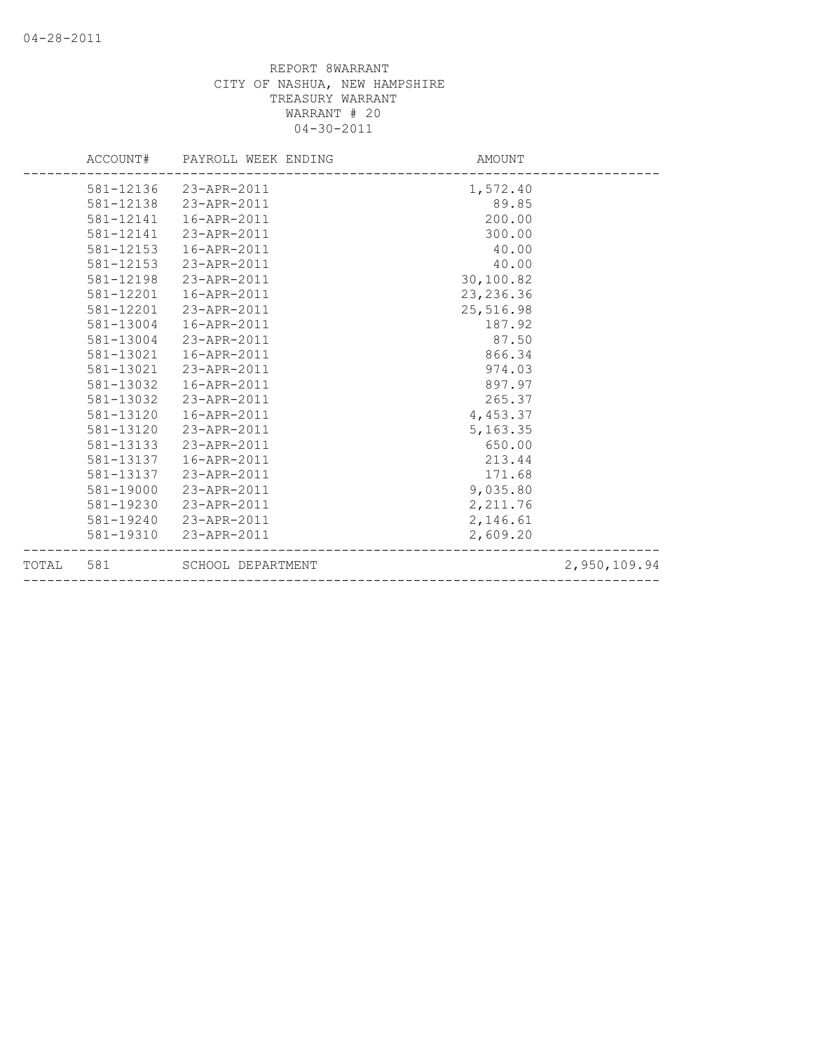REPORT 8WARRANT
CITY OF NASHUA, NEW HAMPSHIRE
TREASURY WARRANT
WARRANT # 20
04-30-2011

| ACCOUNT# | PAYROLL WEEK ENDING | AMOUNT | |
|---|---|---|---|
| 581-12136 | 23-APR-2011 | 1,572.40 | |
| 581-12138 | 23-APR-2011 | 89.85 | |
| 581-12141 | 16-APR-2011 | 200.00 | |
| 581-12141 | 23-APR-2011 | 300.00 | |
| 581-12153 | 16-APR-2011 | 40.00 | |
| 581-12153 | 23-APR-2011 | 40.00 | |
| 581-12198 | 23-APR-2011 | 30,100.82 | |
| 581-12201 | 16-APR-2011 | 23,236.36 | |
| 581-12201 | 23-APR-2011 | 25,516.98 | |
| 581-13004 | 16-APR-2011 | 187.92 | |
| 581-13004 | 23-APR-2011 | 87.50 | |
| 581-13021 | 16-APR-2011 | 866.34 | |
| 581-13021 | 23-APR-2011 | 974.03 | |
| 581-13032 | 16-APR-2011 | 897.97 | |
| 581-13032 | 23-APR-2011 | 265.37 | |
| 581-13120 | 16-APR-2011 | 4,453.37 | |
| 581-13120 | 23-APR-2011 | 5,163.35 | |
| 581-13133 | 23-APR-2011 | 650.00 | |
| 581-13137 | 16-APR-2011 | 213.44 | |
| 581-13137 | 23-APR-2011 | 171.68 | |
| 581-19000 | 23-APR-2011 | 9,035.80 | |
| 581-19230 | 23-APR-2011 | 2,211.76 | |
| 581-19240 | 23-APR-2011 | 2,146.61 | |
| 581-19310 | 23-APR-2011 | 2,609.20 | |
| TOTAL 581 | SCHOOL DEPARTMENT | | 2,950,109.94 |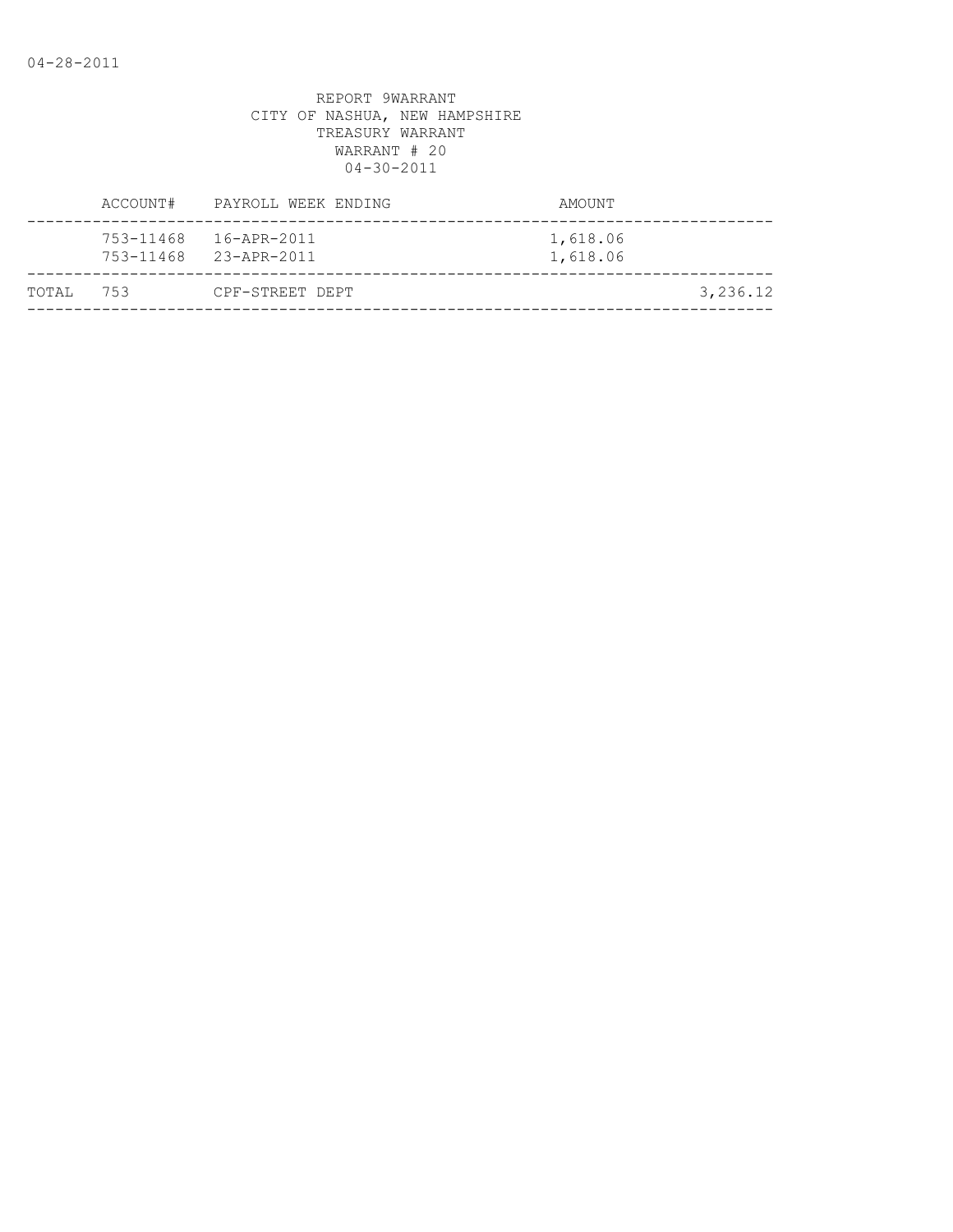REPORT 9WARRANT
CITY OF NASHUA, NEW HAMPSHIRE
TREASURY WARRANT
WARRANT # 20
04-30-2011

| | ACCOUNT# | PAYROLL WEEK ENDING | AMOUNT | |
|---|---|---|---|---|
| | 753-11468 | 16-APR-2011 | 1,618.06 | |
| | 753-11468 | 23-APR-2011 | 1,618.06 | |
| TOTAL | 753 | CPF-STREET DEPT | | 3,236.12 |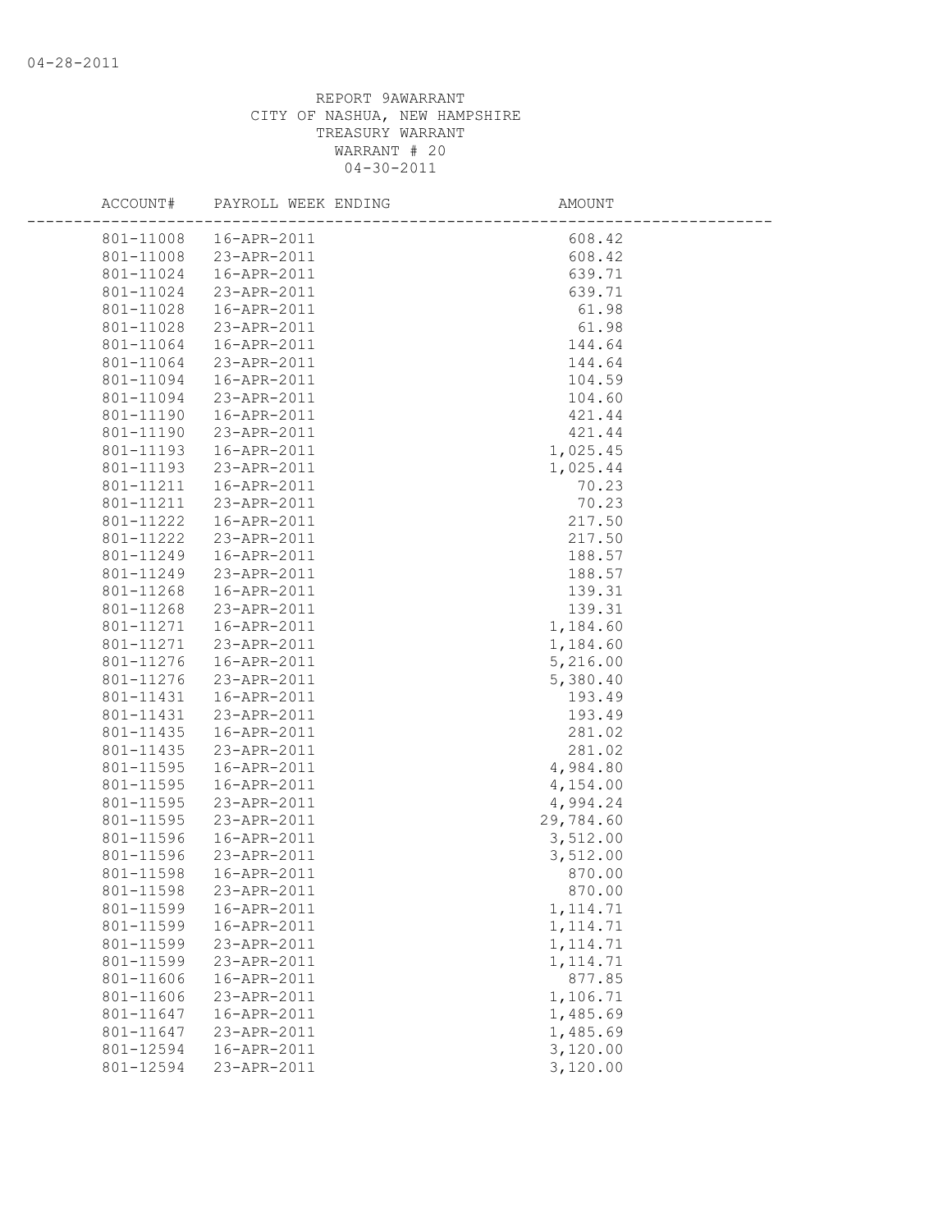REPORT 9AWARRANT
CITY OF NASHUA, NEW HAMPSHIRE
TREASURY WARRANT
WARRANT # 20
04-30-2011

| ACCOUNT# | PAYROLL WEEK ENDING | AMOUNT |
|---|---|---|
| 801-11008 | 16-APR-2011 | 608.42 |
| 801-11008 | 23-APR-2011 | 608.42 |
| 801-11024 | 16-APR-2011 | 639.71 |
| 801-11024 | 23-APR-2011 | 639.71 |
| 801-11028 | 16-APR-2011 | 61.98 |
| 801-11028 | 23-APR-2011 | 61.98 |
| 801-11064 | 16-APR-2011 | 144.64 |
| 801-11064 | 23-APR-2011 | 144.64 |
| 801-11094 | 16-APR-2011 | 104.59 |
| 801-11094 | 23-APR-2011 | 104.60 |
| 801-11190 | 16-APR-2011 | 421.44 |
| 801-11190 | 23-APR-2011 | 421.44 |
| 801-11193 | 16-APR-2011 | 1,025.45 |
| 801-11193 | 23-APR-2011 | 1,025.44 |
| 801-11211 | 16-APR-2011 | 70.23 |
| 801-11211 | 23-APR-2011 | 70.23 |
| 801-11222 | 16-APR-2011 | 217.50 |
| 801-11222 | 23-APR-2011 | 217.50 |
| 801-11249 | 16-APR-2011 | 188.57 |
| 801-11249 | 23-APR-2011 | 188.57 |
| 801-11268 | 16-APR-2011 | 139.31 |
| 801-11268 | 23-APR-2011 | 139.31 |
| 801-11271 | 16-APR-2011 | 1,184.60 |
| 801-11271 | 23-APR-2011 | 1,184.60 |
| 801-11276 | 16-APR-2011 | 5,216.00 |
| 801-11276 | 23-APR-2011 | 5,380.40 |
| 801-11431 | 16-APR-2011 | 193.49 |
| 801-11431 | 23-APR-2011 | 193.49 |
| 801-11435 | 16-APR-2011 | 281.02 |
| 801-11435 | 23-APR-2011 | 281.02 |
| 801-11595 | 16-APR-2011 | 4,984.80 |
| 801-11595 | 16-APR-2011 | 4,154.00 |
| 801-11595 | 23-APR-2011 | 4,994.24 |
| 801-11595 | 23-APR-2011 | 29,784.60 |
| 801-11596 | 16-APR-2011 | 3,512.00 |
| 801-11596 | 23-APR-2011 | 3,512.00 |
| 801-11598 | 16-APR-2011 | 870.00 |
| 801-11598 | 23-APR-2011 | 870.00 |
| 801-11599 | 16-APR-2011 | 1,114.71 |
| 801-11599 | 16-APR-2011 | 1,114.71 |
| 801-11599 | 23-APR-2011 | 1,114.71 |
| 801-11599 | 23-APR-2011 | 1,114.71 |
| 801-11606 | 16-APR-2011 | 877.85 |
| 801-11606 | 23-APR-2011 | 1,106.71 |
| 801-11647 | 16-APR-2011 | 1,485.69 |
| 801-11647 | 23-APR-2011 | 1,485.69 |
| 801-12594 | 16-APR-2011 | 3,120.00 |
| 801-12594 | 23-APR-2011 | 3,120.00 |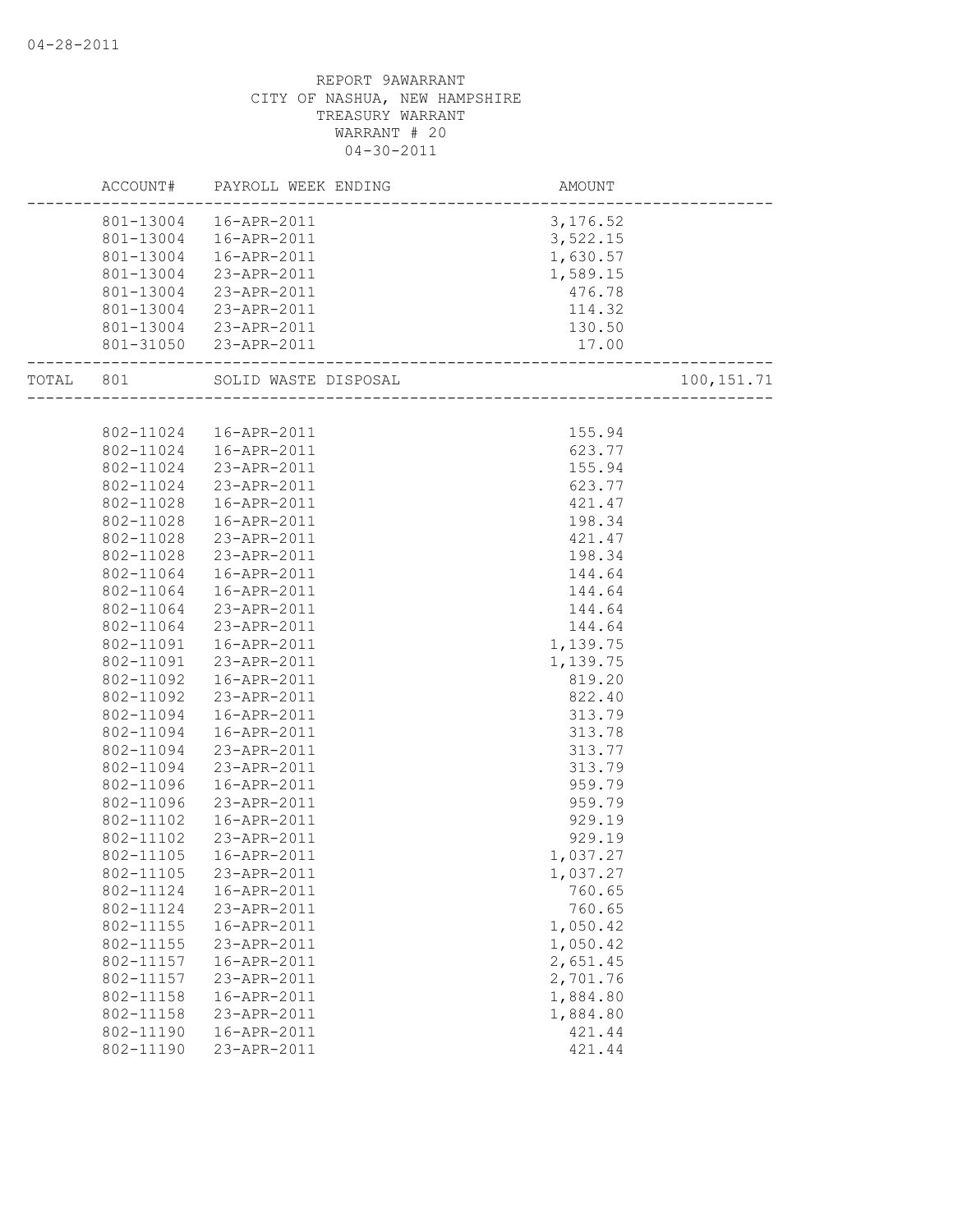04-28-2011

REPORT 9AWARRANT
CITY OF NASHUA, NEW HAMPSHIRE
TREASURY WARRANT
WARRANT # 20
04-30-2011

| | ACCOUNT# | PAYROLL WEEK ENDING | AMOUNT | |
|---|---|---|---|---|
| | 801-13004 | 16-APR-2011 | 3,176.52 | |
| | 801-13004 | 16-APR-2011 | 3,522.15 | |
| | 801-13004 | 16-APR-2011 | 1,630.57 | |
| | 801-13004 | 23-APR-2011 | 1,589.15 | |
| | 801-13004 | 23-APR-2011 | 476.78 | |
| | 801-13004 | 23-APR-2011 | 114.32 | |
| | 801-13004 | 23-APR-2011 | 130.50 | |
| | 801-31050 | 23-APR-2011 | 17.00 | |
| TOTAL | 801 | SOLID WASTE DISPOSAL | | 100,151.71 |
| | 802-11024 | 16-APR-2011 | 155.94 | |
| | 802-11024 | 16-APR-2011 | 623.77 | |
| | 802-11024 | 23-APR-2011 | 155.94 | |
| | 802-11024 | 23-APR-2011 | 623.77 | |
| | 802-11028 | 16-APR-2011 | 421.47 | |
| | 802-11028 | 16-APR-2011 | 198.34 | |
| | 802-11028 | 23-APR-2011 | 421.47 | |
| | 802-11028 | 23-APR-2011 | 198.34 | |
| | 802-11064 | 16-APR-2011 | 144.64 | |
| | 802-11064 | 16-APR-2011 | 144.64 | |
| | 802-11064 | 23-APR-2011 | 144.64 | |
| | 802-11064 | 23-APR-2011 | 144.64 | |
| | 802-11091 | 16-APR-2011 | 1,139.75 | |
| | 802-11091 | 23-APR-2011 | 1,139.75 | |
| | 802-11092 | 16-APR-2011 | 819.20 | |
| | 802-11092 | 23-APR-2011 | 822.40 | |
| | 802-11094 | 16-APR-2011 | 313.79 | |
| | 802-11094 | 16-APR-2011 | 313.78 | |
| | 802-11094 | 23-APR-2011 | 313.77 | |
| | 802-11094 | 23-APR-2011 | 313.79 | |
| | 802-11096 | 16-APR-2011 | 959.79 | |
| | 802-11096 | 23-APR-2011 | 959.79 | |
| | 802-11102 | 16-APR-2011 | 929.19 | |
| | 802-11102 | 23-APR-2011 | 929.19 | |
| | 802-11105 | 16-APR-2011 | 1,037.27 | |
| | 802-11105 | 23-APR-2011 | 1,037.27 | |
| | 802-11124 | 16-APR-2011 | 760.65 | |
| | 802-11124 | 23-APR-2011 | 760.65 | |
| | 802-11155 | 16-APR-2011 | 1,050.42 | |
| | 802-11155 | 23-APR-2011 | 1,050.42 | |
| | 802-11157 | 16-APR-2011 | 2,651.45 | |
| | 802-11157 | 23-APR-2011 | 2,701.76 | |
| | 802-11158 | 16-APR-2011 | 1,884.80 | |
| | 802-11158 | 23-APR-2011 | 1,884.80 | |
| | 802-11190 | 16-APR-2011 | 421.44 | |
| | 802-11190 | 23-APR-2011 | 421.44 | |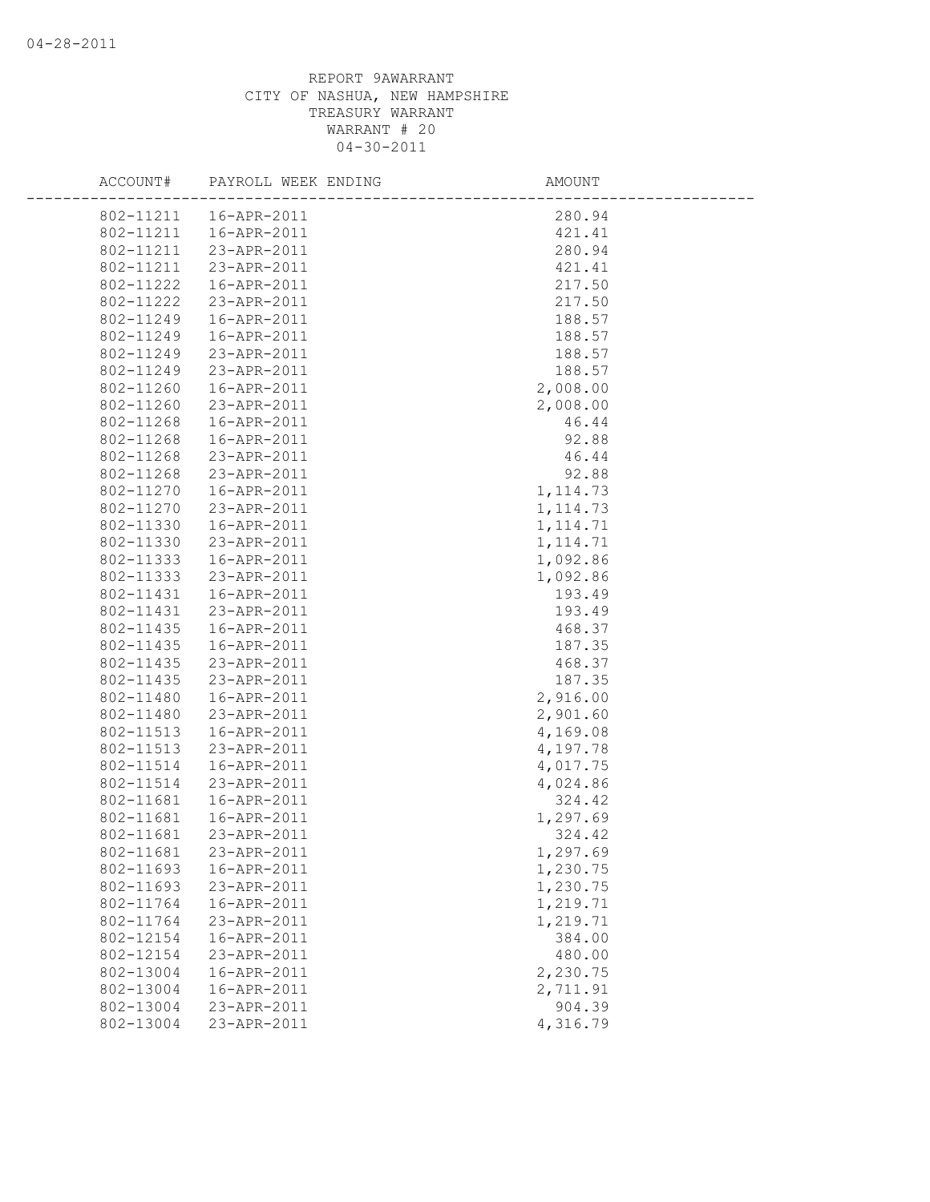REPORT 9AWARRANT
CITY OF NASHUA, NEW HAMPSHIRE
TREASURY WARRANT
WARRANT # 20
04-30-2011

| ACCOUNT# | PAYROLL WEEK ENDING | AMOUNT |
|---|---|---|
| 802-11211 | 16-APR-2011 | 280.94 |
| 802-11211 | 16-APR-2011 | 421.41 |
| 802-11211 | 23-APR-2011 | 280.94 |
| 802-11211 | 23-APR-2011 | 421.41 |
| 802-11222 | 16-APR-2011 | 217.50 |
| 802-11222 | 23-APR-2011 | 217.50 |
| 802-11249 | 16-APR-2011 | 188.57 |
| 802-11249 | 16-APR-2011 | 188.57 |
| 802-11249 | 23-APR-2011 | 188.57 |
| 802-11249 | 23-APR-2011 | 188.57 |
| 802-11260 | 16-APR-2011 | 2,008.00 |
| 802-11260 | 23-APR-2011 | 2,008.00 |
| 802-11268 | 16-APR-2011 | 46.44 |
| 802-11268 | 16-APR-2011 | 92.88 |
| 802-11268 | 23-APR-2011 | 46.44 |
| 802-11268 | 23-APR-2011 | 92.88 |
| 802-11270 | 16-APR-2011 | 1,114.73 |
| 802-11270 | 23-APR-2011 | 1,114.73 |
| 802-11330 | 16-APR-2011 | 1,114.71 |
| 802-11330 | 23-APR-2011 | 1,114.71 |
| 802-11333 | 16-APR-2011 | 1,092.86 |
| 802-11333 | 23-APR-2011 | 1,092.86 |
| 802-11431 | 16-APR-2011 | 193.49 |
| 802-11431 | 23-APR-2011 | 193.49 |
| 802-11435 | 16-APR-2011 | 468.37 |
| 802-11435 | 16-APR-2011 | 187.35 |
| 802-11435 | 23-APR-2011 | 468.37 |
| 802-11435 | 23-APR-2011 | 187.35 |
| 802-11480 | 16-APR-2011 | 2,916.00 |
| 802-11480 | 23-APR-2011 | 2,901.60 |
| 802-11513 | 16-APR-2011 | 4,169.08 |
| 802-11513 | 23-APR-2011 | 4,197.78 |
| 802-11514 | 16-APR-2011 | 4,017.75 |
| 802-11514 | 23-APR-2011 | 4,024.86 |
| 802-11681 | 16-APR-2011 | 324.42 |
| 802-11681 | 16-APR-2011 | 1,297.69 |
| 802-11681 | 23-APR-2011 | 324.42 |
| 802-11681 | 23-APR-2011 | 1,297.69 |
| 802-11693 | 16-APR-2011 | 1,230.75 |
| 802-11693 | 23-APR-2011 | 1,230.75 |
| 802-11764 | 16-APR-2011 | 1,219.71 |
| 802-11764 | 23-APR-2011 | 1,219.71 |
| 802-12154 | 16-APR-2011 | 384.00 |
| 802-12154 | 23-APR-2011 | 480.00 |
| 802-13004 | 16-APR-2011 | 2,230.75 |
| 802-13004 | 16-APR-2011 | 2,711.91 |
| 802-13004 | 23-APR-2011 | 904.39 |
| 802-13004 | 23-APR-2011 | 4,316.79 |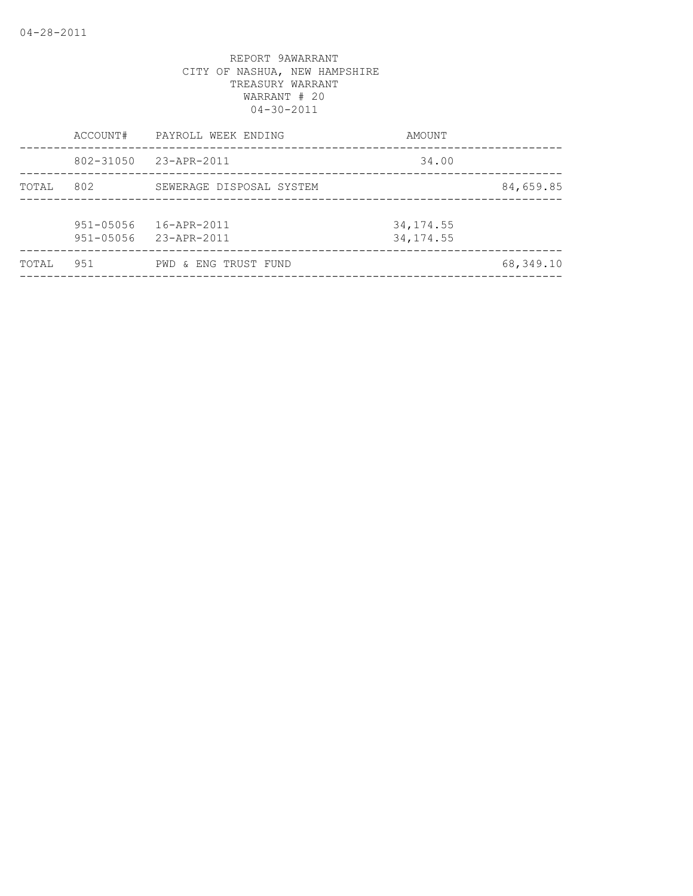REPORT 9AWARRANT
CITY OF NASHUA, NEW HAMPSHIRE
TREASURY WARRANT
WARRANT # 20
04-30-2011

| | ACCOUNT# | PAYROLL WEEK ENDING | AMOUNT | |
|---|---|---|---|---|
| | 802-31050 | 23-APR-2011 | 34.00 | |
| TOTAL | 802 | SEWERAGE DISPOSAL SYSTEM | | 84,659.85 |
| | 951-05056 | 16-APR-2011 | 34,174.55 | |
| | 951-05056 | 23-APR-2011 | 34,174.55 | |
| TOTAL | 951 | PWD & ENG TRUST FUND | | 68,349.10 |